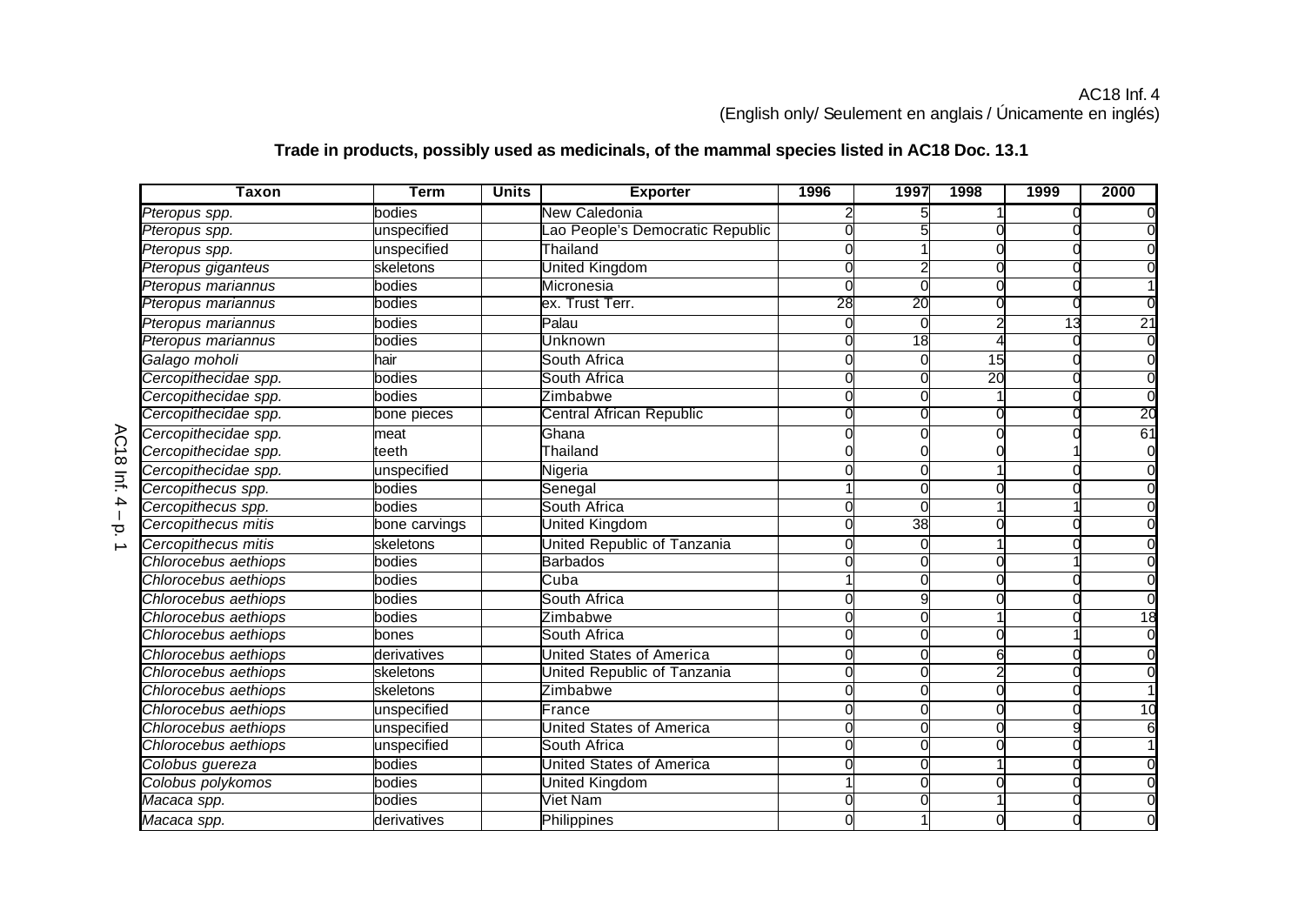AC18 Inf. 4
(English only/ Seulement en anglais / Únicamente en inglés)

**Trade in products, possibly used as medicinals, of the mammal species listed in AC18 Doc. 13.1**

| Taxon | Term | Units | Exporter | 1996 | 1997 | 1998 | 1999 | 2000 |
|---|---|---|---|---|---|---|---|---|
| *Pteropus spp.* | bodies | | New Caledonia | 2 | 5 | 1 | 0 | 0 |
| *Pteropus spp.* | unspecified | | Lao People's Democratic Republic | 0 | 5 | 0 | 0 | 0 |
| *Pteropus spp.* | unspecified | | Thailand | 0 | 1 | 0 | 0 | 0 |
| *Pteropus giganteus* | skeletons | | United Kingdom | 0 | 2 | 0 | 0 | 0 |
| *Pteropus mariannus* | bodies | | Micronesia | 0 | 0 | 0 | 0 | 1 |
| *Pteropus mariannus* | bodies | | ex. Trust Terr. | 28 | 20 | 0 | 0 | 0 |
| *Pteropus mariannus* | bodies | | Palau | 0 | 0 | 2 | 13 | 21 |
| *Pteropus mariannus* | bodies | | Unknown | 0 | 18 | 4 | 0 | 0 |
| *Galago moholi* | hair | | South Africa | 0 | 0 | 15 | 0 | 0 |
| *Cercopithecidae spp.* | bodies | | South Africa | 0 | 0 | 20 | 0 | 0 |
| *Cercopithecidae spp.* | bodies | | Zimbabwe | 0 | 0 | 1 | 0 | 0 |
| *Cercopithecidae spp.* | bone pieces | | Central African Republic | 0 | 0 | 0 | 0 | 20 |
| *Cercopithecidae spp.* | meat | | Ghana | 0 | 0 | 0 | 0 | 61 |
| *Cercopithecidae spp.* | teeth | | Thailand | 0 | 0 | 0 | 1 | 0 |
| *Cercopithecidae spp.* | unspecified | | Nigeria | 0 | 0 | 1 | 0 | 0 |
| *Cercopithecus spp.* | bodies | | Senegal | 1 | 0 | 0 | 0 | 0 |
| *Cercopithecus spp.* | bodies | | South Africa | 0 | 0 | 1 | 1 | 0 |
| *Cercopithecus mitis* | bone carvings | | United Kingdom | 0 | 38 | 0 | 0 | 0 |
| *Cercopithecus mitis* | skeletons | | United Republic of Tanzania | 0 | 0 | 1 | 0 | 0 |
| *Chlorocebus aethiops* | bodies | | Barbados | 0 | 0 | 0 | 1 | 0 |
| *Chlorocebus aethiops* | bodies | | Cuba | 1 | 0 | 0 | 0 | 0 |
| *Chlorocebus aethiops* | bodies | | South Africa | 0 | 9 | 0 | 0 | 0 |
| *Chlorocebus aethiops* | bodies | | Zimbabwe | 0 | 0 | 1 | 0 | 18 |
| *Chlorocebus aethiops* | bones | | South Africa | 0 | 0 | 0 | 1 | 0 |
| *Chlorocebus aethiops* | derivatives | | United States of America | 0 | 0 | 6 | 0 | 0 |
| *Chlorocebus aethiops* | skeletons | | United Republic of Tanzania | 0 | 0 | 2 | 0 | 0 |
| *Chlorocebus aethiops* | skeletons | | Zimbabwe | 0 | 0 | 0 | 0 | 1 |
| *Chlorocebus aethiops* | unspecified | | France | 0 | 0 | 0 | 0 | 10 |
| *Chlorocebus aethiops* | unspecified | | United States of America | 0 | 0 | 0 | 9 | 6 |
| *Chlorocebus aethiops* | unspecified | | South Africa | 0 | 0 | 0 | 0 | 1 |
| *Colobus guereza* | bodies | | United States of America | 0 | 0 | 1 | 0 | 0 |
| *Colobus polykomos* | bodies | | United Kingdom | 1 | 0 | 0 | 0 | 0 |
| *Macaca spp.* | bodies | | Viet Nam | 0 | 0 | 1 | 0 | 0 |
| *Macaca spp.* | derivatives | | Philippines | 0 | 1 | 0 | 0 | 0 |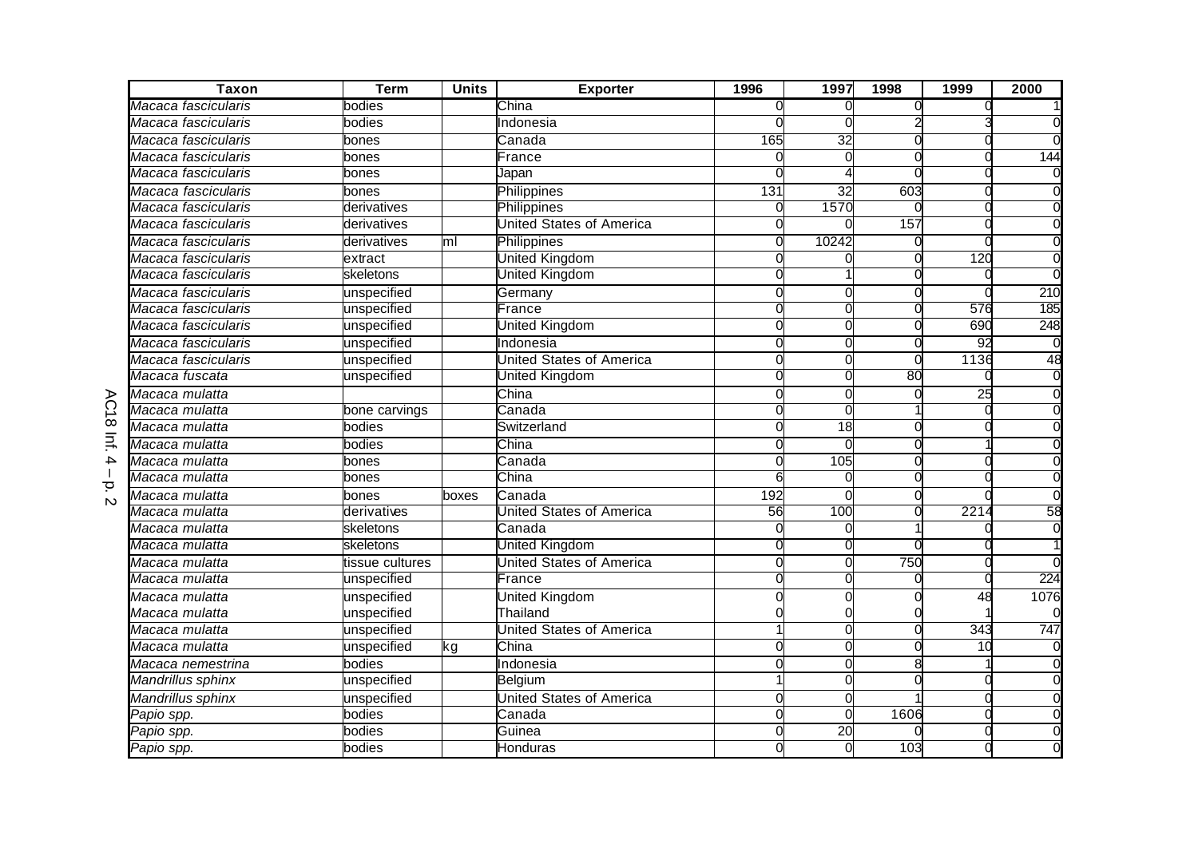| Taxon | Term | Units | Exporter | 1996 | 1997 | 1998 | 1999 | 2000 |
|---|---|---|---|---|---|---|---|---|
| *Macaca fascicularis* | bodies | | China | 0 | 0 | 0 | 0 | 1 |
| *Macaca fascicularis* | bodies | | Indonesia | 0 | 0 | 2 | 3 | 0 |
| *Macaca fascicularis* | bones | | Canada | 165 | 32 | 0 | 0 | 0 |
| *Macaca fascicularis* | bones | | France | 0 | 0 | 0 | 0 | 144 |
| *Macaca fascicularis* | bones | | Japan | 0 | 4 | 0 | 0 | 0 |
| *Macaca fascicularis* | bones | | Philippines | 131 | 32 | 603 | 0 | 0 |
| *Macaca fascicularis* | derivatives | | Philippines | 0 | 1570 | 0 | 0 | 0 |
| *Macaca fascicularis* | derivatives | | United States of America | 0 | 0 | 157 | 0 | 0 |
| *Macaca fascicularis* | derivatives | ml | Philippines | 0 | 10242 | 0 | 0 | 0 |
| *Macaca fascicularis* | extract | | United Kingdom | 0 | 0 | 0 | 120 | 0 |
| *Macaca fascicularis* | skeletons | | United Kingdom | 0 | 1 | 0 | 0 | 0 |
| *Macaca fascicularis* | unspecified | | Germany | 0 | 0 | 0 | 0 | 210 |
| *Macaca fascicularis* | unspecified | | France | 0 | 0 | 0 | 576 | 185 |
| *Macaca fascicularis* | unspecified | | United Kingdom | 0 | 0 | 0 | 690 | 248 |
| *Macaca fascicularis* | unspecified | | Indonesia | 0 | 0 | 0 | 92 | 0 |
| *Macaca fascicularis* | unspecified | | United States of America | 0 | 0 | 0 | 1136 | 48 |
| *Macaca fuscata* | unspecified | | United Kingdom | 0 | 0 | 80 | 0 | 0 |
| *Macaca mulatta* | | | China | 0 | 0 | 0 | 25 | 0 |
| *Macaca mulatta* | bone carvings | | Canada | 0 | 0 | 1 | 0 | 0 |
| *Macaca mulatta* | bodies | | Switzerland | 0 | 18 | 0 | 0 | 0 |
| *Macaca mulatta* | bodies | | China | 0 | 0 | 0 | 1 | 0 |
| *Macaca mulatta* | bones | | Canada | 0 | 105 | 0 | 0 | 0 |
| *Macaca mulatta* | bones | | China | 6 | 0 | 0 | 0 | 0 |
| *Macaca mulatta* | bones | boxes | Canada | 192 | 0 | 0 | 0 | 0 |
| *Macaca mulatta* | derivatives | | United States of America | 56 | 100 | 0 | 2214 | 58 |
| *Macaca mulatta* | skeletons | | Canada | 0 | 0 | 1 | 0 | 0 |
| *Macaca mulatta* | skeletons | | United Kingdom | 0 | 0 | 0 | 0 | 1 |
| *Macaca mulatta* | tissue cultures | | United States of America | 0 | 0 | 750 | 0 | 0 |
| *Macaca mulatta* | unspecified | | France | 0 | 0 | 0 | 0 | 224 |
| *Macaca mulatta* | unspecified | | United Kingdom | 0 | 0 | 0 | 48 | 1076 |
| *Macaca mulatta* | unspecified | | Thailand | 0 | 0 | 0 | 1 | 0 |
| *Macaca mulatta* | unspecified | | United States of America | 1 | 0 | 0 | 343 | 747 |
| *Macaca mulatta* | unspecified | kg | China | 0 | 0 | 0 | 10 | 0 |
| *Macaca nemestrina* | bodies | | Indonesia | 0 | 0 | 8 | 1 | 0 |
| *Mandrillus sphinx* | unspecified | | Belgium | 1 | 0 | 0 | 0 | 0 |
| *Mandrillus sphinx* | unspecified | | United States of America | 0 | 0 | 1 | 0 | 0 |
| *Papio spp.* | bodies | | Canada | 0 | 0 | 1606 | 0 | 0 |
| *Papio spp.* | bodies | | Guinea | 0 | 20 | 0 | 0 | 0 |
| *Papio spp.* | bodies | | Honduras | 0 | 0 | 103 | 0 | 0 |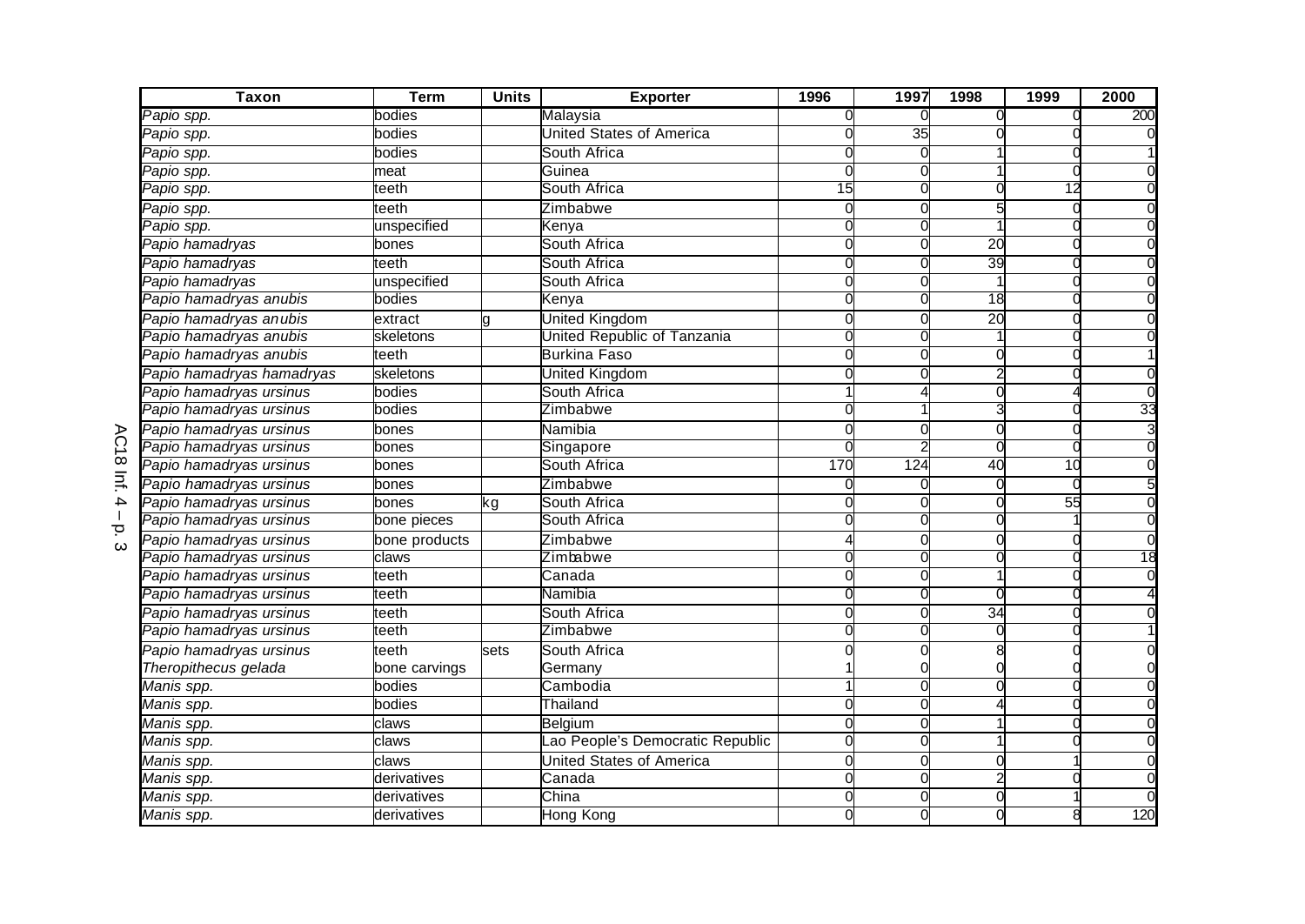| Taxon | Term | Units | Exporter | 1996 | 1997 | 1998 | 1999 | 2000 |
|---|---|---|---|---|---|---|---|---|
| *Papio spp.* | bodies | | Malaysia | 0 | 0 | 0 | 0 | 200 |
| *Papio spp.* | bodies | | United States of America | 0 | 35 | 0 | 0 | 0 |
| *Papio spp.* | bodies | | South Africa | 0 | 0 | 1 | 0 | 1 |
| *Papio spp.* | meat | | Guinea | 0 | 0 | 1 | 0 | 0 |
| *Papio spp.* | teeth | | South Africa | 15 | 0 | 0 | 12 | 0 |
| *Papio spp.* | teeth | | Zimbabwe | 0 | 0 | 5 | 0 | 0 |
| *Papio spp.* | unspecified | | Kenya | 0 | 0 | 1 | 0 | 0 |
| *Papio hamadryas* | bones | | South Africa | 0 | 0 | 20 | 0 | 0 |
| *Papio hamadryas* | teeth | | South Africa | 0 | 0 | 39 | 0 | 0 |
| *Papio hamadryas* | unspecified | | South Africa | 0 | 0 | 1 | 0 | 0 |
| *Papio hamadryas anubis* | bodies | | Kenya | 0 | 0 | 18 | 0 | 0 |
| *Papio hamadryas anubis* | extract | g | United Kingdom | 0 | 0 | 20 | 0 | 0 |
| *Papio hamadryas anubis* | skeletons | | United Republic of Tanzania | 0 | 0 | 1 | 0 | 0 |
| *Papio hamadryas anubis* | teeth | | Burkina Faso | 0 | 0 | 0 | 0 | 1 |
| *Papio hamadryas hamadryas* | skeletons | | United Kingdom | 0 | 0 | 2 | 0 | 0 |
| *Papio hamadryas ursinus* | bodies | | South Africa | 1 | 4 | 0 | 4 | 0 |
| *Papio hamadryas ursinus* | bodies | | Zimbabwe | 0 | 1 | 3 | 0 | 33 |
| *Papio hamadryas ursinus* | bones | | Namibia | 0 | 0 | 0 | 0 | 3 |
| *Papio hamadryas ursinus* | bones | | Singapore | 0 | 2 | 0 | 0 | 0 |
| *Papio hamadryas ursinus* | bones | | South Africa | 170 | 124 | 40 | 10 | 0 |
| *Papio hamadryas ursinus* | bones | | Zimbabwe | 0 | 0 | 0 | 0 | 5 |
| *Papio hamadryas ursinus* | bones | kg | South Africa | 0 | 0 | 0 | 55 | 0 |
| *Papio hamadryas ursinus* | bone pieces | | South Africa | 0 | 0 | 0 | 1 | 0 |
| *Papio hamadryas ursinus* | bone products | | Zimbabwe | 4 | 0 | 0 | 0 | 0 |
| *Papio hamadryas ursinus* | claws | | Zimbabwe | 0 | 0 | 0 | 0 | 18 |
| *Papio hamadryas ursinus* | teeth | | Canada | 0 | 0 | 1 | 0 | 0 |
| *Papio hamadryas ursinus* | teeth | | Namibia | 0 | 0 | 0 | 0 | 4 |
| *Papio hamadryas ursinus* | teeth | | South Africa | 0 | 0 | 34 | 0 | 0 |
| *Papio hamadryas ursinus* | teeth | | Zimbabwe | 0 | 0 | 0 | 0 | 1 |
| *Papio hamadryas ursinus* | teeth | sets | South Africa | 0 | 0 | 8 | 0 | 0 |
| *Theropithecus gelada* | bone carvings | | Germany | 1 | 0 | 0 | 0 | 0 |
| *Manis spp.* | bodies | | Cambodia | 1 | 0 | 0 | 0 | 0 |
| *Manis spp.* | bodies | | Thailand | 0 | 0 | 4 | 0 | 0 |
| *Manis spp.* | claws | | Belgium | 0 | 0 | 1 | 0 | 0 |
| *Manis spp.* | claws | | Lao People's Democratic Republic | 0 | 0 | 1 | 0 | 0 |
| *Manis spp.* | claws | | United States of America | 0 | 0 | 0 | 1 | 0 |
| *Manis spp.* | derivatives | | Canada | 0 | 0 | 2 | 0 | 0 |
| *Manis spp.* | derivatives | | China | 0 | 0 | 0 | 1 | 0 |
| *Manis spp.* | derivatives | | Hong Kong | 0 | 0 | 0 | 8 | 120 |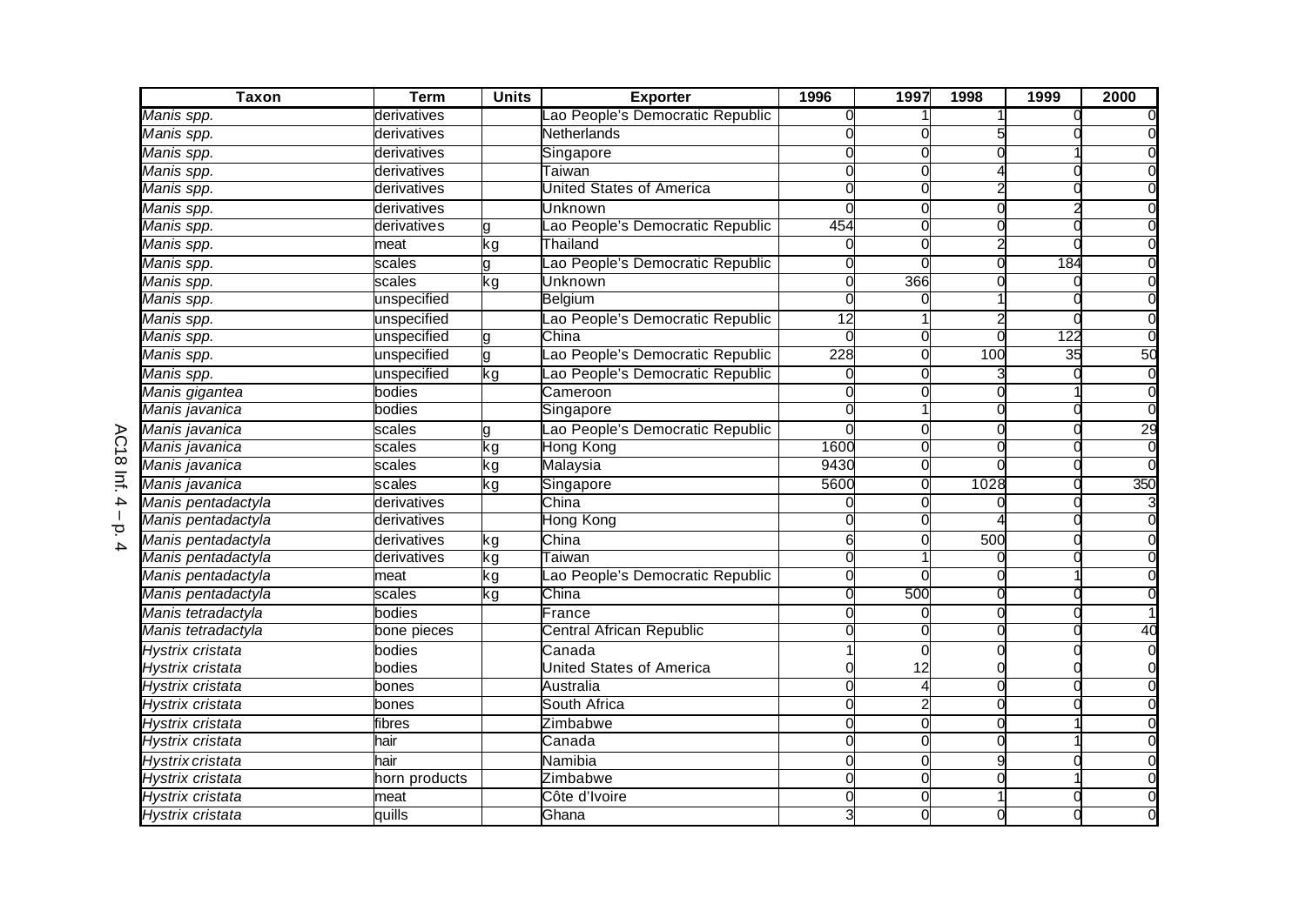| Taxon | Term | Units | Exporter | 1996 | 1997 | 1998 | 1999 | 2000 |
|---|---|---|---|---|---|---|---|---|
| *Manis spp.* | derivatives | | Lao People's Democratic Republic | 0 | 1 | 1 | 0 | 0 |
| *Manis spp.* | derivatives | | Netherlands | 0 | 0 | 5 | 0 | 0 |
| *Manis spp.* | derivatives | | Singapore | 0 | 0 | 0 | 1 | 0 |
| *Manis spp.* | derivatives | | Taiwan | 0 | 0 | 4 | 0 | 0 |
| *Manis spp.* | derivatives | | United States of America | 0 | 0 | 2 | 0 | 0 |
| *Manis spp.* | derivatives | | Unknown | 0 | 0 | 0 | 2 | 0 |
| *Manis spp.* | derivatives | g | Lao People's Democratic Republic | 454 | 0 | 0 | 0 | 0 |
| *Manis spp.* | meat | kg | Thailand | 0 | 0 | 2 | 0 | 0 |
| *Manis spp.* | scales | g | Lao People's Democratic Republic | 0 | 0 | 0 | 184 | 0 |
| *Manis spp.* | scales | kg | Unknown | 0 | 366 | 0 | 0 | 0 |
| *Manis spp.* | unspecified | | Belgium | 0 | 0 | 1 | 0 | 0 |
| *Manis spp.* | unspecified | | Lao People's Democratic Republic | 12 | 1 | 2 | 0 | 0 |
| *Manis spp.* | unspecified | g | China | 0 | 0 | 0 | 122 | 0 |
| *Manis spp.* | unspecified | g | Lao People's Democratic Republic | 228 | 0 | 100 | 35 | 50 |
| *Manis spp.* | unspecified | kg | Lao People's Democratic Republic | 0 | 0 | 3 | 0 | 0 |
| *Manis gigantea* | bodies | | Cameroon | 0 | 0 | 0 | 1 | 0 |
| *Manis javanica* | bodies | | Singapore | 0 | 1 | 0 | 0 | 0 |
| *Manis javanica* | scales | g | Lao People's Democratic Republic | 0 | 0 | 0 | 0 | 29 |
| *Manis javanica* | scales | kg | Hong Kong | 1600 | 0 | 0 | 0 | 0 |
| *Manis javanica* | scales | kg | Malaysia | 9430 | 0 | 0 | 0 | 0 |
| *Manis javanica* | scales | kg | Singapore | 5600 | 0 | 1028 | 0 | 350 |
| *Manis pentadactyla* | derivatives | | China | 0 | 0 | 0 | 0 | 3 |
| *Manis pentadactyla* | derivatives | | Hong Kong | 0 | 0 | 4 | 0 | 0 |
| *Manis pentadactyla* | derivatives | kg | China | 6 | 0 | 500 | 0 | 0 |
| *Manis pentadactyla* | derivatives | kg | Taiwan | 0 | 1 | 0 | 0 | 0 |
| *Manis pentadactyla* | meat | kg | Lao People's Democratic Republic | 0 | 0 | 0 | 1 | 0 |
| *Manis pentadactyla* | scales | kg | China | 0 | 500 | 0 | 0 | 0 |
| *Manis tetradactyla* | bodies | | France | 0 | 0 | 0 | 0 | 1 |
| *Manis tetradactyla* | bone pieces | | Central African Republic | 0 | 0 | 0 | 0 | 40 |
| *Hystrix cristata* | bodies | | Canada | 1 | 0 | 0 | 0 | 0 |
| *Hystrix cristata* | bodies | | United States of America | 0 | 12 | 0 | 0 | 0 |
| *Hystrix cristata* | bones | | Australia | 0 | 4 | 0 | 0 | 0 |
| *Hystrix cristata* | bones | | South Africa | 0 | 2 | 0 | 0 | 0 |
| *Hystrix cristata* | fibres | | Zimbabwe | 0 | 0 | 0 | 1 | 0 |
| *Hystrix cristata* | hair | | Canada | 0 | 0 | 0 | 1 | 0 |
| *Hystrix cristata* | hair | | Namibia | 0 | 0 | 9 | 0 | 0 |
| *Hystrix cristata* | horn products | | Zimbabwe | 0 | 0 | 0 | 1 | 0 |
| *Hystrix cristata* | meat | | Côte d'Ivoire | 0 | 0 | 1 | 0 | 0 |
| *Hystrix cristata* | quills | | Ghana | 3 | 0 | 0 | 0 | 0 |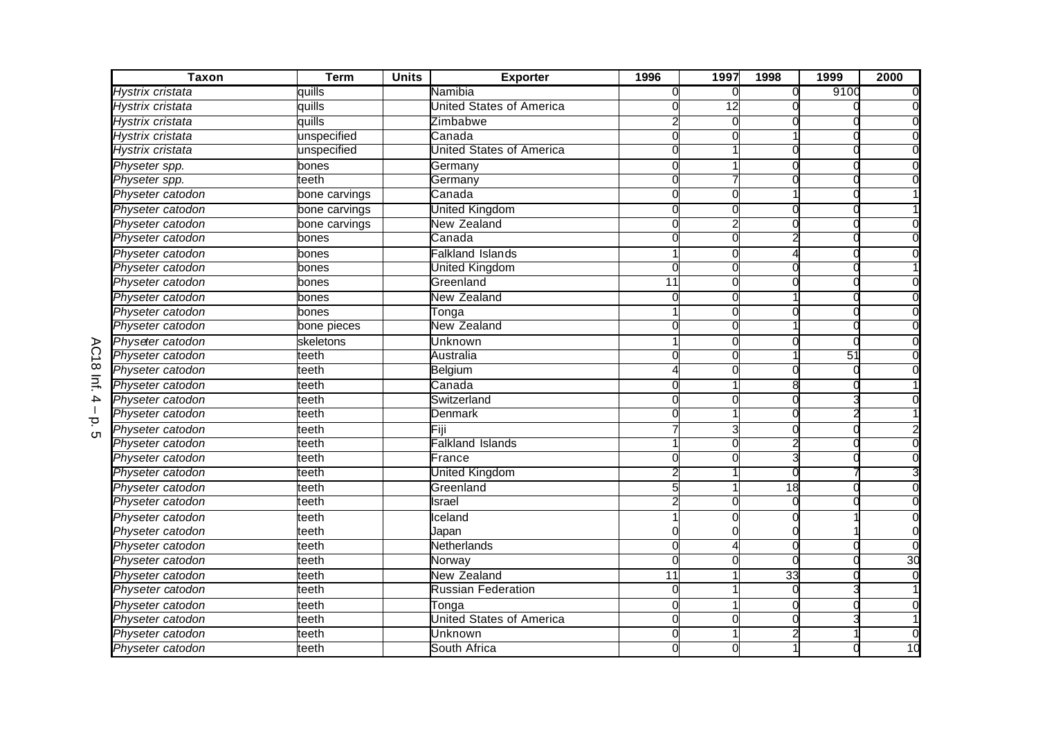| Taxon | Term | Units | Exporter | 1996 | 1997 | 1998 | 1999 | 2000 |
|---|---|---|---|---|---|---|---|---|
| *Hystrix cristata* | quills | | Namibia | 0 | 0 | 0 | 9100 | 0 |
| *Hystrix cristata* | quills | | United States of America | 0 | 12 | 0 | 0 | 0 |
| *Hystrix cristata* | quills | | Zimbabwe | 2 | 0 | 0 | 0 | 0 |
| *Hystrix cristata* | unspecified | | Canada | 0 | 0 | 1 | 0 | 0 |
| *Hystrix cristata* | unspecified | | United States of America | 0 | 1 | 0 | 0 | 0 |
| *Physeter spp.* | bones | | Germany | 0 | 1 | 0 | 0 | 0 |
| *Physeter spp.* | teeth | | Germany | 0 | 7 | 0 | 0 | 0 |
| *Physeter catodon* | bone carvings | | Canada | 0 | 0 | 1 | 0 | 1 |
| *Physeter catodon* | bone carvings | | United Kingdom | 0 | 0 | 0 | 0 | 1 |
| *Physeter catodon* | bone carvings | | New Zealand | 0 | 2 | 0 | 0 | 0 |
| *Physeter catodon* | bones | | Canada | 0 | 0 | 2 | 0 | 0 |
| *Physeter catodon* | bones | | Falkland Islands | 1 | 0 | 4 | 0 | 0 |
| *Physeter catodon* | bones | | United Kingdom | 0 | 0 | 0 | 0 | 1 |
| *Physeter catodon* | bones | | Greenland | 11 | 0 | 0 | 0 | 0 |
| *Physeter catodon* | bones | | New Zealand | 0 | 0 | 1 | 0 | 0 |
| *Physeter catodon* | bones | | Tonga | 1 | 0 | 0 | 0 | 0 |
| *Physeter catodon* | bone pieces | | New Zealand | 0 | 0 | 1 | 0 | 0 |
| *Physeter catodon* | skeletons | | Unknown | 1 | 0 | 0 | 0 | 0 |
| *Physeter catodon* | teeth | | Australia | 0 | 0 | 1 | 51 | 0 |
| *Physeter catodon* | teeth | | Belgium | 4 | 0 | 0 | 0 | 0 |
| *Physeter catodon* | teeth | | Canada | 0 | 1 | 8 | 0 | 1 |
| *Physeter catodon* | teeth | | Switzerland | 0 | 0 | 0 | 3 | 0 |
| *Physeter catodon* | teeth | | Denmark | 0 | 1 | 0 | 2 | 1 |
| *Physeter catodon* | teeth | | Fiji | 7 | 3 | 0 | 0 | 2 |
| *Physeter catodon* | teeth | | Falkland Islands | 1 | 0 | 2 | 0 | 0 |
| *Physeter catodon* | teeth | | France | 0 | 0 | 3 | 0 | 0 |
| *Physeter catodon* | teeth | | United Kingdom | 2 | 1 | 0 | 7 | 3 |
| *Physeter catodon* | teeth | | Greenland | 5 | 1 | 18 | 0 | 0 |
| *Physeter catodon* | teeth | | Israel | 2 | 0 | 0 | 0 | 0 |
| *Physeter catodon* | teeth | | Iceland | 1 | 0 | 0 | 1 | 0 |
| *Physeter catodon* | teeth | | Japan | 0 | 0 | 0 | 1 | 0 |
| *Physeter catodon* | teeth | | Netherlands | 0 | 4 | 0 | 0 | 0 |
| *Physeter catodon* | teeth | | Norway | 0 | 0 | 0 | 0 | 30 |
| *Physeter catodon* | teeth | | New Zealand | 11 | 1 | 33 | 0 | 0 |
| *Physeter catodon* | teeth | | Russian Federation | 0 | 1 | 0 | 3 | 1 |
| *Physeter catodon* | teeth | | Tonga | 0 | 1 | 0 | 0 | 0 |
| *Physeter catodon* | teeth | | United States of America | 0 | 0 | 0 | 3 | 1 |
| *Physeter catodon* | teeth | | Unknown | 0 | 1 | 2 | 1 | 0 |
| *Physeter catodon* | teeth | | South Africa | 0 | 0 | 1 | 0 | 10 |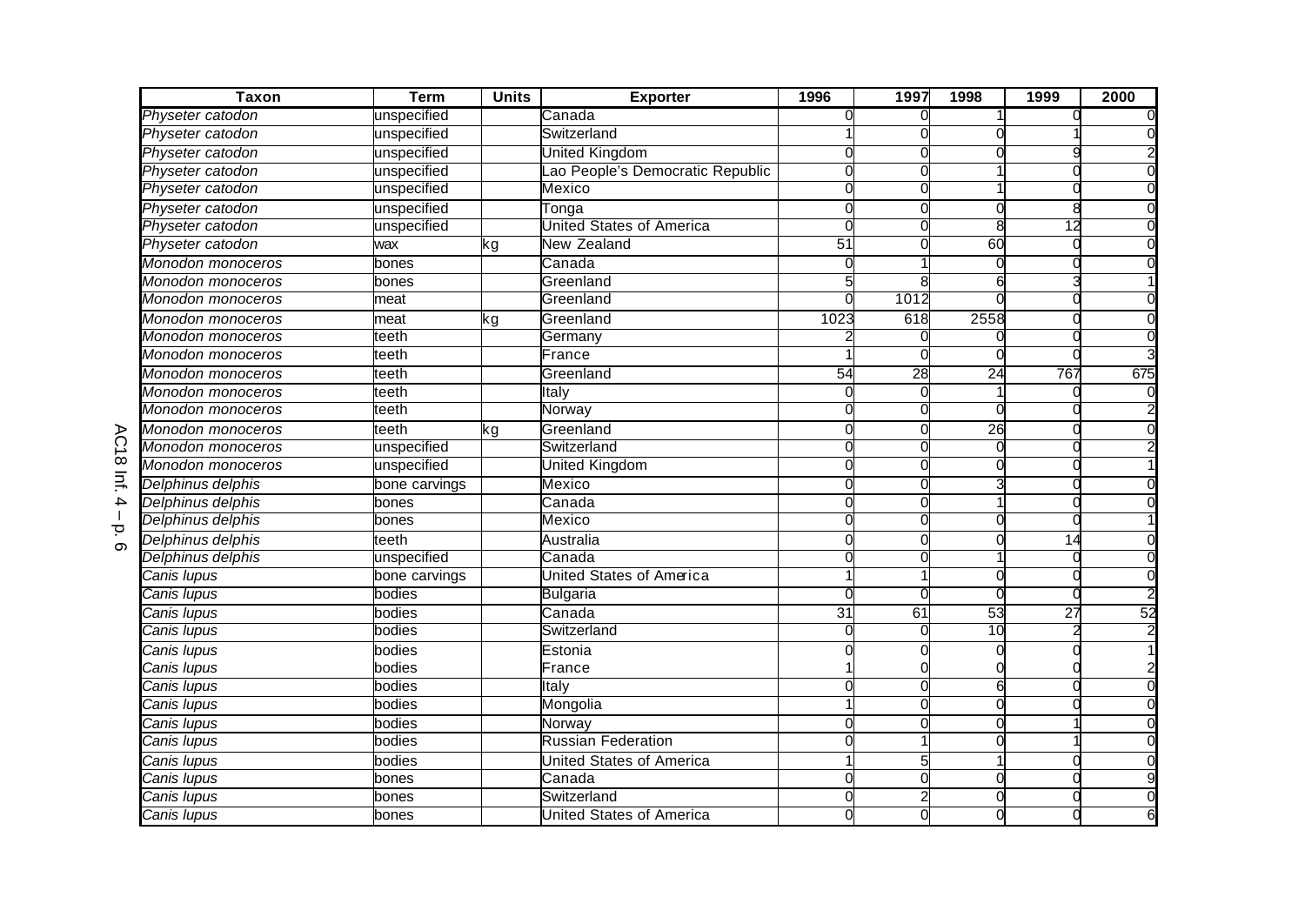| Taxon | Term | Units | Exporter | 1996 | 1997 | 1998 | 1999 | 2000 |
|---|---|---|---|---|---|---|---|---|
| *Physeter catodon* | unspecified | | Canada | 0 | 0 | 1 | 0 | 0 |
| *Physeter catodon* | unspecified | | Switzerland | 1 | 0 | 0 | 1 | 0 |
| *Physeter catodon* | unspecified | | United Kingdom | 0 | 0 | 0 | 9 | 2 |
| *Physeter catodon* | unspecified | | Lao People's Democratic Republic | 0 | 0 | 1 | 0 | 0 |
| *Physeter catodon* | unspecified | | Mexico | 0 | 0 | 1 | 0 | 0 |
| *Physeter catodon* | unspecified | | Tonga | 0 | 0 | 0 | 8 | 0 |
| *Physeter catodon* | unspecified | | United States of America | 0 | 0 | 8 | 12 | 0 |
| *Physeter catodon* | wax | kg | New Zealand | 51 | 0 | 60 | 0 | 0 |
| *Monodon monoceros* | bones | | Canada | 0 | 1 | 0 | 0 | 0 |
| *Monodon monoceros* | bones | | Greenland | 5 | 8 | 6 | 3 | 1 |
| *Monodon monoceros* | meat | | Greenland | 0 | 1012 | 0 | 0 | 0 |
| *Monodon monoceros* | meat | kg | Greenland | 1023 | 618 | 2558 | 0 | 0 |
| *Monodon monoceros* | teeth | | Germany | 2 | 0 | 0 | 0 | 0 |
| *Monodon monoceros* | teeth | | France | 1 | 0 | 0 | 0 | 3 |
| *Monodon monoceros* | teeth | | Greenland | 54 | 28 | 24 | 767 | 675 |
| *Monodon monoceros* | teeth | | Italy | 0 | 0 | 1 | 0 | 0 |
| *Monodon monoceros* | teeth | | Norway | 0 | 0 | 0 | 0 | 2 |
| *Monodon monoceros* | teeth | kg | Greenland | 0 | 0 | 26 | 0 | 0 |
| *Monodon monoceros* | unspecified | | Switzerland | 0 | 0 | 0 | 0 | 2 |
| *Monodon monoceros* | unspecified | | United Kingdom | 0 | 0 | 0 | 0 | 1 |
| *Delphinus delphis* | bone carvings | | Mexico | 0 | 0 | 3 | 0 | 0 |
| *Delphinus delphis* | bones | | Canada | 0 | 0 | 1 | 0 | 0 |
| *Delphinus delphis* | bones | | Mexico | 0 | 0 | 0 | 0 | 1 |
| *Delphinus delphis* | teeth | | Australia | 0 | 0 | 0 | 14 | 0 |
| *Delphinus delphis* | unspecified | | Canada | 0 | 0 | 1 | 0 | 0 |
| *Canis lupus* | bone carvings | | United States of America | 1 | 1 | 0 | 0 | 0 |
| *Canis lupus* | bodies | | Bulgaria | 0 | 0 | 0 | 0 | 2 |
| *Canis lupus* | bodies | | Canada | 31 | 61 | 53 | 27 | 52 |
| *Canis lupus* | bodies | | Switzerland | 0 | 0 | 10 | 2 | 2 |
| *Canis lupus* | bodies | | Estonia | 0 | 0 | 0 | 0 | 1 |
| *Canis lupus* | bodies | | France | 1 | 0 | 0 | 0 | 2 |
| *Canis lupus* | bodies | | Italy | 0 | 0 | 6 | 0 | 0 |
| *Canis lupus* | bodies | | Mongolia | 1 | 0 | 0 | 0 | 0 |
| *Canis lupus* | bodies | | Norway | 0 | 0 | 0 | 1 | 0 |
| *Canis lupus* | bodies | | Russian Federation | 0 | 1 | 0 | 1 | 0 |
| *Canis lupus* | bodies | | United States of America | 1 | 5 | 1 | 0 | 0 |
| *Canis lupus* | bones | | Canada | 0 | 0 | 0 | 0 | 9 |
| *Canis lupus* | bones | | Switzerland | 0 | 2 | 0 | 0 | 0 |
| *Canis lupus* | bones | | United States of America | 0 | 0 | 0 | 0 | 6 |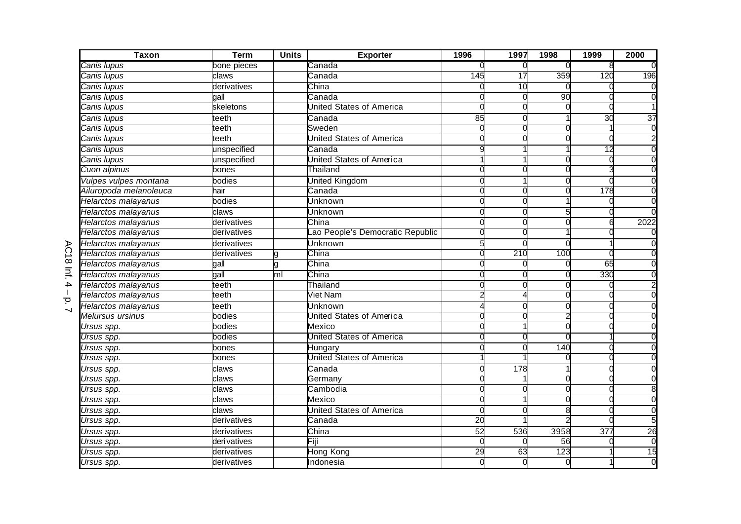| Taxon | Term | Units | Exporter | 1996 | 1997 | 1998 | 1999 | 2000 |
|---|---|---|---|---|---|---|---|---|
| *Canis lupus* | bone pieces | | Canada | 0 | 0 | 0 | 8 | 0 |
| *Canis lupus* | claws | | Canada | 145 | 17 | 359 | 120 | 196 |
| *Canis lupus* | derivatives | | China | 0 | 10 | 0 | 0 | 0 |
| *Canis lupus* | gall | | Canada | 0 | 0 | 90 | 0 | 0 |
| *Canis lupus* | skeletons | | United States of America | 0 | 0 | 0 | 0 | 1 |
| *Canis lupus* | teeth | | Canada | 85 | 0 | 1 | 30 | 37 |
| *Canis lupus* | teeth | | Sweden | 0 | 0 | 0 | 1 | 0 |
| *Canis lupus* | teeth | | United States of America | 0 | 0 | 0 | 0 | 2 |
| *Canis lupus* | unspecified | | Canada | 9 | 1 | 1 | 12 | 0 |
| *Canis lupus* | unspecified | | United States of America | 1 | 1 | 0 | 0 | 0 |
| *Cuon alpinus* | bones | | Thailand | 0 | 0 | 0 | 3 | 0 |
| *Vulpes vulpes montana* | bodies | | United Kingdom | 0 | 1 | 0 | 0 | 0 |
| *Ailuropoda melanoleuca* | hair | | Canada | 0 | 0 | 0 | 178 | 0 |
| *Helarctos malayanus* | bodies | | Unknown | 0 | 0 | 1 | 0 | 0 |
| *Helarctos malayanus* | claws | | Unknown | 0 | 0 | 5 | 0 | 0 |
| *Helarctos malayanus* | derivatives | | China | 0 | 0 | 0 | 6 | 2022 |
| *Helarctos malayanus* | derivatives | | Lao People's Democratic Republic | 0 | 0 | 1 | 0 | 0 |
| *Helarctos malayanus* | derivatives | | Unknown | 5 | 0 | 0 | 1 | 0 |
| *Helarctos malayanus* | derivatives | g | China | 0 | 210 | 100 | 0 | 0 |
| *Helarctos malayanus* | gall | g | China | 0 | 0 | 0 | 65 | 0 |
| *Helarctos malayanus* | gall | ml | China | 0 | 0 | 0 | 330 | 0 |
| *Helarctos malayanus* | teeth | | Thailand | 0 | 0 | 0 | 0 | 2 |
| *Helarctos malayanus* | teeth | | Viet Nam | 2 | 4 | 0 | 0 | 0 |
| *Helarctos malayanus* | teeth | | Unknown | 4 | 0 | 0 | 0 | 0 |
| *Melursus ursinus* | bodies | | United States of America | 0 | 0 | 2 | 0 | 0 |
| *Ursus spp.* | bodies | | Mexico | 0 | 1 | 0 | 0 | 0 |
| *Ursus spp.* | bodies | | United States of America | 0 | 0 | 0 | 1 | 0 |
| *Ursus spp.* | bones | | Hungary | 0 | 0 | 140 | 0 | 0 |
| *Ursus spp.* | bones | | United States of America | 1 | 1 | 0 | 0 | 0 |
| *Ursus spp.* | claws | | Canada | 0 | 178 | 1 | 0 | 0 |
| *Ursus spp.* | claws | | Germany | 0 | 1 | 0 | 0 | 0 |
| *Ursus spp.* | claws | | Cambodia | 0 | 0 | 0 | 0 | 8 |
| *Ursus spp.* | claws | | Mexico | 0 | 1 | 0 | 0 | 0 |
| *Ursus spp.* | claws | | United States of America | 0 | 0 | 8 | 0 | 0 |
| *Ursus spp.* | derivatives | | Canada | 20 | 1 | 2 | 0 | 5 |
| *Ursus spp.* | derivatives | | China | 52 | 536 | 3958 | 377 | 26 |
| *Ursus spp.* | derivatives | | Fiji | 0 | 0 | 56 | 0 | 0 |
| *Ursus spp.* | derivatives | | Hong Kong | 29 | 63 | 123 | 1 | 15 |
| *Ursus spp.* | derivatives | | Indonesia | 0 | 0 | 0 | 1 | 0 |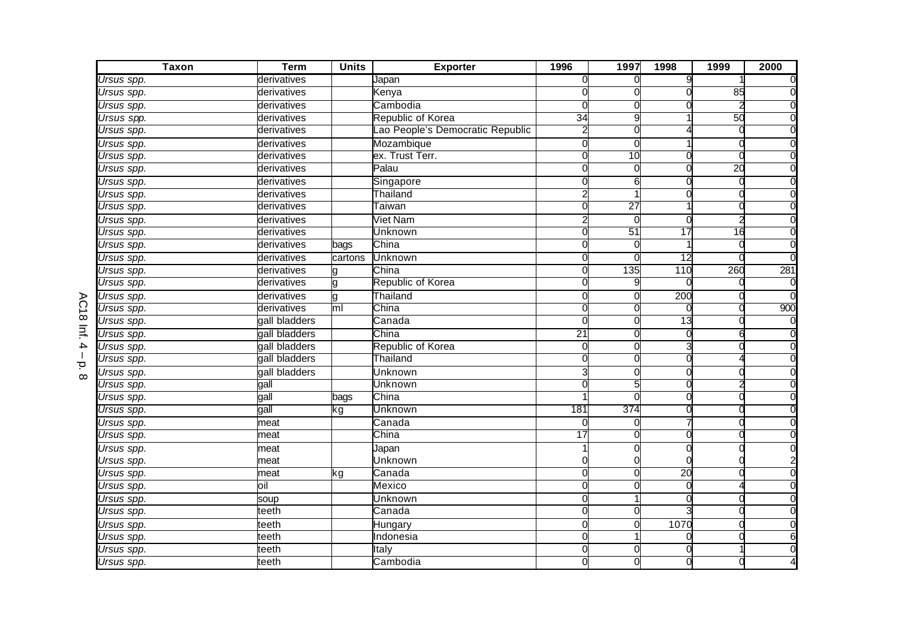| Taxon | Term | Units | Exporter | 1996 | 1997 | 1998 | 1999 | 2000 |
|---|---|---|---|---|---|---|---|---|
| *Ursus spp.* | derivatives | | Japan | 0 | 0 | 9 | 1 | 0 |
| *Ursus spp.* | derivatives | | Kenya | 0 | 0 | 0 | 85 | 0 |
| *Ursus spp.* | derivatives | | Cambodia | 0 | 0 | 0 | 2 | 0 |
| *Ursus spp.* | derivatives | | Republic of Korea | 34 | 9 | 1 | 50 | 0 |
| *Ursus spp.* | derivatives | | Lao People's Democratic Republic | 2 | 0 | 4 | 0 | 0 |
| *Ursus spp.* | derivatives | | Mozambique | 0 | 0 | 1 | 0 | 0 |
| *Ursus spp.* | derivatives | | ex. Trust Terr. | 0 | 10 | 0 | 0 | 0 |
| *Ursus spp.* | derivatives | | Palau | 0 | 0 | 0 | 20 | 0 |
| *Ursus spp.* | derivatives | | Singapore | 0 | 6 | 0 | 0 | 0 |
| *Ursus spp.* | derivatives | | Thailand | 2 | 1 | 0 | 0 | 0 |
| *Ursus spp.* | derivatives | | Taiwan | 0 | 27 | 1 | 0 | 0 |
| *Ursus spp.* | derivatives | | Viet Nam | 2 | 0 | 0 | 2 | 0 |
| *Ursus spp.* | derivatives | | Unknown | 0 | 51 | 17 | 16 | 0 |
| *Ursus spp.* | derivatives | bags | China | 0 | 0 | 1 | 0 | 0 |
| *Ursus spp.* | derivatives | cartons | Unknown | 0 | 0 | 12 | 0 | 0 |
| *Ursus spp.* | derivatives | g | China | 0 | 135 | 110 | 260 | 281 |
| *Ursus spp.* | derivatives | g | Republic of Korea | 0 | 9 | 0 | 0 | 0 |
| *Ursus spp.* | derivatives | g | Thailand | 0 | 0 | 200 | 0 | 0 |
| *Ursus spp.* | derivatives | ml | China | 0 | 0 | 0 | 0 | 900 |
| *Ursus spp.* | gall bladders | | Canada | 0 | 0 | 13 | 0 | 0 |
| *Ursus spp.* | gall bladders | | China | 21 | 0 | 0 | 6 | 0 |
| *Ursus spp.* | gall bladders | | Republic of Korea | 0 | 0 | 3 | 0 | 0 |
| *Ursus spp.* | gall bladders | | Thailand | 0 | 0 | 0 | 4 | 0 |
| *Ursus spp.* | gall bladders | | Unknown | 3 | 0 | 0 | 0 | 0 |
| *Ursus spp.* | gall | | Unknown | 0 | 5 | 0 | 2 | 0 |
| *Ursus spp.* | gall | bags | China | 1 | 0 | 0 | 0 | 0 |
| *Ursus spp.* | gall | kg | Unknown | 181 | 374 | 0 | 0 | 0 |
| *Ursus spp.* | meat | | Canada | 0 | 0 | 7 | 0 | 0 |
| *Ursus spp.* | meat | | China | 17 | 0 | 0 | 0 | 0 |
| *Ursus spp.* | meat | | Japan | 1 | 0 | 0 | 0 | 0 |
| *Ursus spp.* | meat | | Unknown | 0 | 0 | 0 | 0 | 2 |
| *Ursus spp.* | meat | kg | Canada | 0 | 0 | 20 | 0 | 0 |
| *Ursus spp.* | oil | | Mexico | 0 | 0 | 0 | 4 | 0 |
| *Ursus spp.* | soup | | Unknown | 0 | 1 | 0 | 0 | 0 |
| *Ursus spp.* | teeth | | Canada | 0 | 0 | 3 | 0 | 0 |
| *Ursus spp.* | teeth | | Hungary | 0 | 0 | 1070 | 0 | 0 |
| *Ursus spp.* | teeth | | Indonesia | 0 | 1 | 0 | 0 | 6 |
| *Ursus spp.* | teeth | | Italy | 0 | 0 | 0 | 1 | 0 |
| *Ursus spp.* | teeth | | Cambodia | 0 | 0 | 0 | 0 | 4 |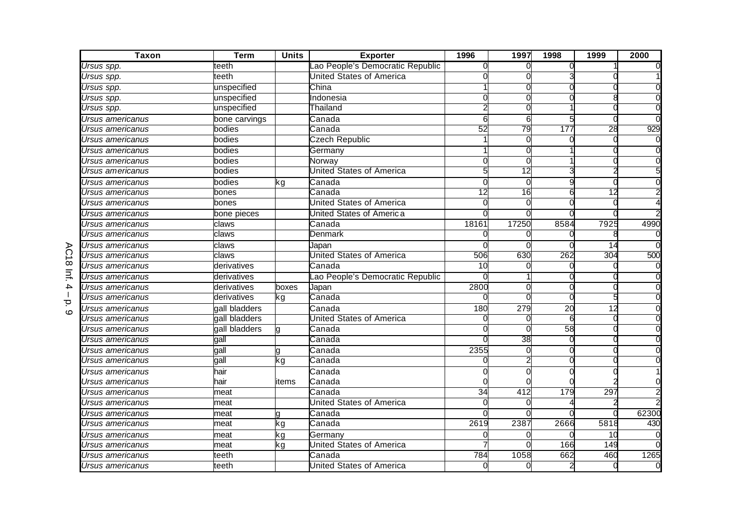| Taxon | Term | Units | Exporter | 1996 | 1997 | 1998 | 1999 | 2000 |
|---|---|---|---|---|---|---|---|---|
| *Ursus spp.* | teeth | | Lao People's Democratic Republic | 0 | 0 | 0 | 1 | 0 |
| *Ursus spp.* | teeth | | United States of America | 0 | 0 | 3 | 0 | 1 |
| *Ursus spp.* | unspecified | | China | 1 | 0 | 0 | 0 | 0 |
| *Ursus spp.* | unspecified | | Indonesia | 0 | 0 | 0 | 8 | 0 |
| *Ursus spp.* | unspecified | | Thailand | 2 | 0 | 1 | 0 | 0 |
| *Ursus americanus* | bone carvings | | Canada | 6 | 6 | 5 | 0 | 0 |
| *Ursus americanus* | bodies | | Canada | 52 | 79 | 177 | 28 | 929 |
| *Ursus americanus* | bodies | | Czech Republic | 1 | 0 | 0 | 0 | 0 |
| *Ursus americanus* | bodies | | Germany | 1 | 0 | 1 | 0 | 0 |
| *Ursus americanus* | bodies | | Norway | 0 | 0 | 1 | 0 | 0 |
| *Ursus americanus* | bodies | | United States of America | 5 | 12 | 3 | 2 | 5 |
| *Ursus americanus* | bodies | kg | Canada | 0 | 0 | 9 | 0 | 0 |
| *Ursus americanus* | bones | | Canada | 12 | 16 | 6 | 12 | 2 |
| *Ursus americanus* | bones | | United States of America | 0 | 0 | 0 | 0 | 4 |
| *Ursus americanus* | bone pieces | | United States of America | 0 | 0 | 0 | 0 | 2 |
| *Ursus americanus* | claws | | Canada | 18161 | 17250 | 8584 | 7925 | 4990 |
| *Ursus americanus* | claws | | Denmark | 0 | 0 | 0 | 8 | 0 |
| *Ursus americanus* | claws | | Japan | 0 | 0 | 0 | 14 | 0 |
| *Ursus americanus* | claws | | United States of America | 506 | 630 | 262 | 304 | 500 |
| *Ursus americanus* | derivatives | | Canada | 10 | 0 | 0 | 0 | 0 |
| *Ursus americanus* | derivatives | | Lao People's Democratic Republic | 0 | 1 | 0 | 0 | 0 |
| *Ursus americanus* | derivatives | boxes | Japan | 2800 | 0 | 0 | 0 | 0 |
| *Ursus americanus* | derivatives | kg | Canada | 0 | 0 | 0 | 5 | 0 |
| *Ursus americanus* | gall bladders | | Canada | 180 | 279 | 20 | 12 | 0 |
| *Ursus americanus* | gall bladders | | United States of America | 0 | 0 | 6 | 0 | 0 |
| *Ursus americanus* | gall bladders | g | Canada | 0 | 0 | 58 | 0 | 0 |
| *Ursus americanus* | gall | | Canada | 0 | 38 | 0 | 0 | 0 |
| *Ursus americanus* | gall | g | Canada | 2355 | 0 | 0 | 0 | 0 |
| *Ursus americanus* | gall | kg | Canada | 0 | 2 | 0 | 0 | 0 |
| *Ursus americanus* | hair | | Canada | 0 | 0 | 0 | 0 | 1 |
| *Ursus americanus* | hair | items | Canada | 0 | 0 | 0 | 2 | 0 |
| *Ursus americanus* | meat | | Canada | 34 | 412 | 179 | 297 | 2 |
| *Ursus americanus* | meat | | United States of America | 0 | 0 | 4 | 2 | 2 |
| *Ursus americanus* | meat | g | Canada | 0 | 0 | 0 | 0 | 62300 |
| *Ursus americanus* | meat | kg | Canada | 2619 | 2387 | 2666 | 5818 | 430 |
| *Ursus americanus* | meat | kg | Germany | 0 | 0 | 0 | 10 | 0 |
| *Ursus americanus* | meat | kg | United States of America | 7 | 0 | 166 | 149 | 0 |
| *Ursus americanus* | teeth | | Canada | 784 | 1058 | 662 | 460 | 1265 |
| *Ursus americanus* | teeth | | United States of America | 0 | 0 | 2 | 0 | 0 |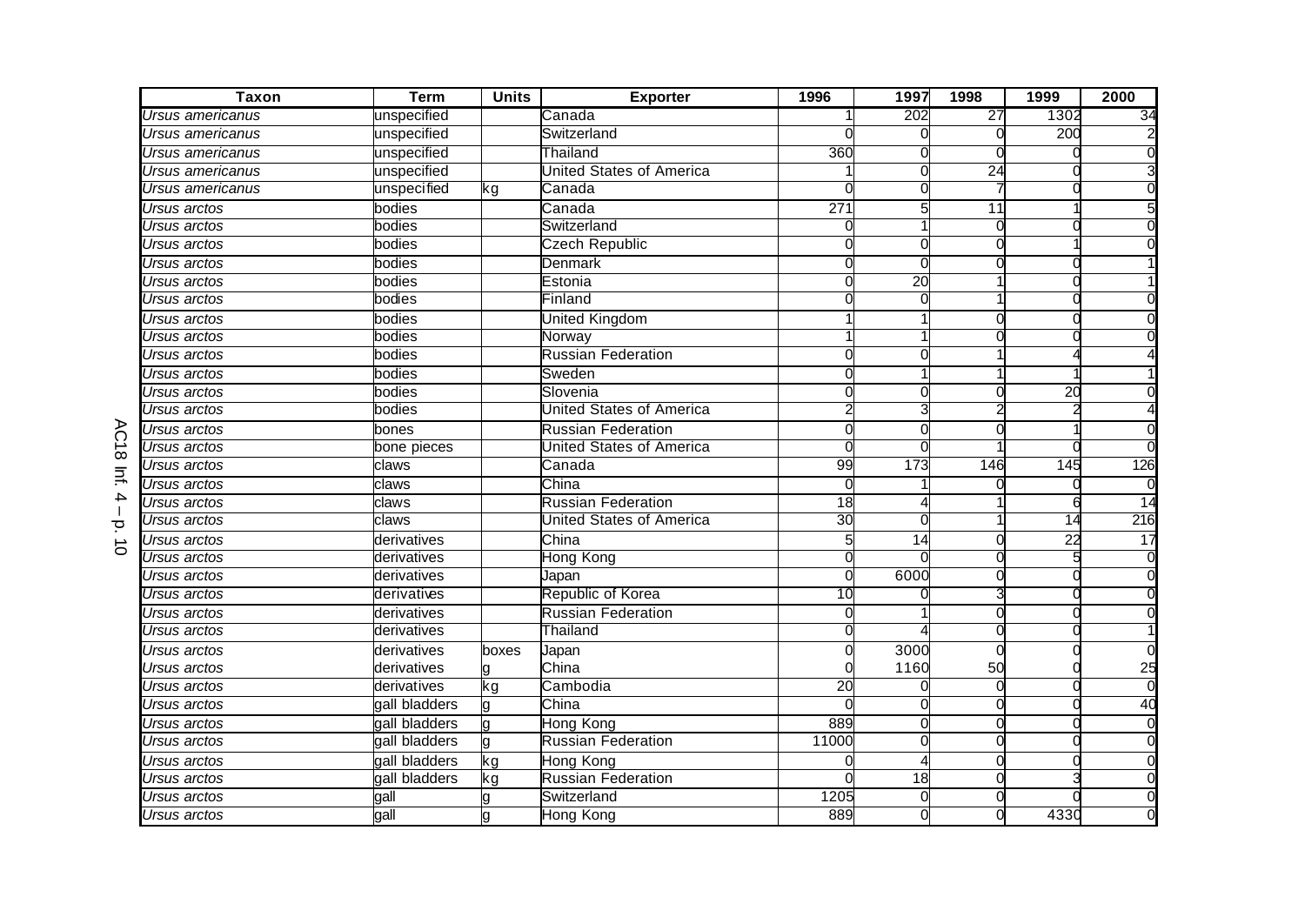| Taxon | Term | Units | Exporter | 1996 | 1997 | 1998 | 1999 | 2000 |
|---|---|---|---|---|---|---|---|---|
| *Ursus americanus* | unspecified | | Canada | 1 | 202 | 27 | 1302 | 34 |
| *Ursus americanus* | unspecified | | Switzerland | 0 | 0 | 0 | 200 | 2 |
| *Ursus americanus* | unspecified | | Thailand | 360 | 0 | 0 | 0 | 0 |
| *Ursus americanus* | unspecified | | United States of America | 1 | 0 | 24 | 0 | 3 |
| *Ursus americanus* | unspecified | kg | Canada | 0 | 0 | 7 | 0 | 0 |
| *Ursus arctos* | bodies | | Canada | 271 | 5 | 11 | 1 | 5 |
| *Ursus arctos* | bodies | | Switzerland | 0 | 1 | 0 | 0 | 0 |
| *Ursus arctos* | bodies | | Czech Republic | 0 | 0 | 0 | 1 | 0 |
| *Ursus arctos* | bodies | | Denmark | 0 | 0 | 0 | 0 | 1 |
| *Ursus arctos* | bodies | | Estonia | 0 | 20 | 1 | 0 | 1 |
| *Ursus arctos* | bodies | | Finland | 0 | 0 | 1 | 0 | 0 |
| *Ursus arctos* | bodies | | United Kingdom | 1 | 1 | 0 | 0 | 0 |
| *Ursus arctos* | bodies | | Norway | 1 | 1 | 0 | 0 | 0 |
| *Ursus arctos* | bodies | | Russian Federation | 0 | 0 | 1 | 4 | 4 |
| *Ursus arctos* | bodies | | Sweden | 0 | 1 | 1 | 1 | 1 |
| *Ursus arctos* | bodies | | Slovenia | 0 | 0 | 0 | 20 | 0 |
| *Ursus arctos* | bodies | | United States of America | 2 | 3 | 2 | 2 | 4 |
| *Ursus arctos* | bones | | Russian Federation | 0 | 0 | 0 | 1 | 0 |
| *Ursus arctos* | bone pieces | | United States of America | 0 | 0 | 1 | 0 | 0 |
| *Ursus arctos* | claws | | Canada | 99 | 173 | 146 | 145 | 126 |
| *Ursus arctos* | claws | | China | 0 | 1 | 0 | 0 | 0 |
| *Ursus arctos* | claws | | Russian Federation | 18 | 4 | 1 | 6 | 14 |
| *Ursus arctos* | claws | | United States of America | 30 | 0 | 1 | 14 | 216 |
| *Ursus arctos* | derivatives | | China | 5 | 14 | 0 | 22 | 17 |
| *Ursus arctos* | derivatives | | Hong Kong | 0 | 0 | 0 | 5 | 0 |
| *Ursus arctos* | derivatives | | Japan | 0 | 6000 | 0 | 0 | 0 |
| *Ursus arctos* | derivatives | | Republic of Korea | 10 | 0 | 3 | 0 | 0 |
| *Ursus arctos* | derivatives | | Russian Federation | 0 | 1 | 0 | 0 | 0 |
| *Ursus arctos* | derivatives | | Thailand | 0 | 4 | 0 | 0 | 1 |
| *Ursus arctos* | derivatives | boxes | Japan | 0 | 3000 | 0 | 0 | 0 |
| *Ursus arctos* | derivatives | g | China | 0 | 1160 | 50 | 0 | 25 |
| *Ursus arctos* | derivatives | kg | Cambodia | 20 | 0 | 0 | 0 | 0 |
| *Ursus arctos* | gall bladders | g | China | 0 | 0 | 0 | 0 | 40 |
| *Ursus arctos* | gall bladders | g | Hong Kong | 889 | 0 | 0 | 0 | 0 |
| *Ursus arctos* | gall bladders | g | Russian Federation | 11000 | 0 | 0 | 0 | 0 |
| *Ursus arctos* | gall bladders | kg | Hong Kong | 0 | 4 | 0 | 0 | 0 |
| *Ursus arctos* | gall bladders | kg | Russian Federation | 0 | 18 | 0 | 3 | 0 |
| *Ursus arctos* | gall | g | Switzerland | 1205 | 0 | 0 | 0 | 0 |
| *Ursus arctos* | gall | g | Hong Kong | 889 | 0 | 0 | 4330 | 0 |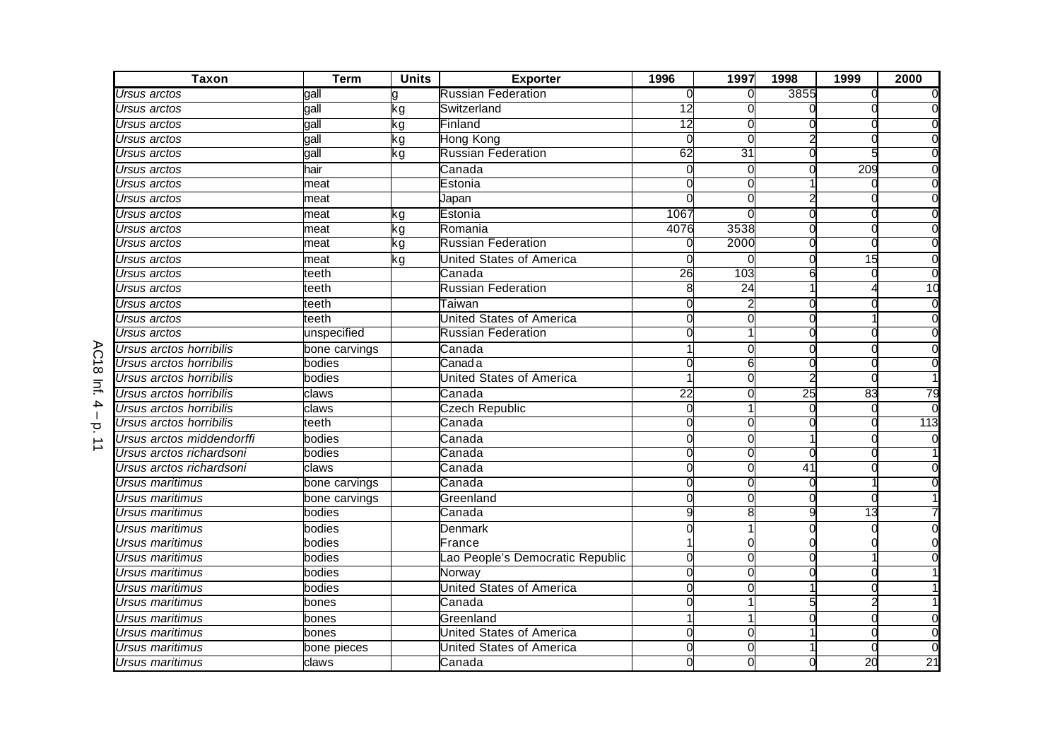| Taxon | Term | Units | Exporter | 1996 | 1997 | 1998 | 1999 | 2000 |
|---|---|---|---|---|---|---|---|---|
| *Ursus arctos* | gall | g | Russian Federation | 0 | 0 | 3855 | 0 | 0 |
| *Ursus arctos* | gall | kg | Switzerland | 12 | 0 | 0 | 0 | 0 |
| *Ursus arctos* | gall | kg | Finland | 12 | 0 | 0 | 0 | 0 |
| *Ursus arctos* | gall | kg | Hong Kong | 0 | 0 | 2 | 0 | 0 |
| *Ursus arctos* | gall | kg | Russian Federation | 62 | 31 | 0 | 5 | 0 |
| *Ursus arctos* | hair | | Canada | 0 | 0 | 0 | 209 | 0 |
| *Ursus arctos* | meat | | Estonia | 0 | 0 | 1 | 0 | 0 |
| *Ursus arctos* | meat | | Japan | 0 | 0 | 2 | 0 | 0 |
| *Ursus arctos* | meat | kg | Estonia | 1067 | 0 | 0 | 0 | 0 |
| *Ursus arctos* | meat | kg | Romania | 4076 | 3538 | 0 | 0 | 0 |
| *Ursus arctos* | meat | kg | Russian Federation | 0 | 2000 | 0 | 0 | 0 |
| *Ursus arctos* | meat | kg | United States of America | 0 | 0 | 0 | 15 | 0 |
| *Ursus arctos* | teeth | | Canada | 26 | 103 | 6 | 0 | 0 |
| *Ursus arctos* | teeth | | Russian Federation | 8 | 24 | 1 | 4 | 10 |
| *Ursus arctos* | teeth | | Taiwan | 0 | 2 | 0 | 0 | 0 |
| *Ursus arctos* | teeth | | United States of America | 0 | 0 | 0 | 1 | 0 |
| *Ursus arctos* | unspecified | | Russian Federation | 0 | 1 | 0 | 0 | 0 |
| *Ursus arctos horribilis* | bone carvings | | Canada | 1 | 0 | 0 | 0 | 0 |
| *Ursus arctos horribilis* | bodies | | Canada | 0 | 6 | 0 | 0 | 0 |
| *Ursus arctos horribilis* | bodies | | United States of America | 1 | 0 | 2 | 0 | 1 |
| *Ursus arctos horribilis* | claws | | Canada | 22 | 0 | 25 | 83 | 79 |
| *Ursus arctos horribilis* | claws | | Czech Republic | 0 | 1 | 0 | 0 | 0 |
| *Ursus arctos horribilis* | teeth | | Canada | 0 | 0 | 0 | 0 | 113 |
| *Ursus arctos middendorffi* | bodies | | Canada | 0 | 0 | 1 | 0 | 0 |
| *Ursus arctos richardsoni* | bodies | | Canada | 0 | 0 | 0 | 0 | 1 |
| *Ursus arctos richardsoni* | claws | | Canada | 0 | 0 | 41 | 0 | 0 |
| *Ursus maritimus* | bone carvings | | Canada | 0 | 0 | 0 | 1 | 0 |
| *Ursus maritimus* | bone carvings | | Greenland | 0 | 0 | 0 | 0 | 1 |
| *Ursus maritimus* | bodies | | Canada | 9 | 8 | 9 | 13 | 7 |
| *Ursus maritimus* | bodies | | Denmark | 0 | 1 | 0 | 0 | 0 |
| *Ursus maritimus* | bodies | | France | 1 | 0 | 0 | 0 | 0 |
| *Ursus maritimus* | bodies | | Lao People's Democratic Republic | 0 | 0 | 0 | 1 | 0 |
| *Ursus maritimus* | bodies | | Norway | 0 | 0 | 0 | 0 | 1 |
| *Ursus maritimus* | bodies | | United States of America | 0 | 0 | 1 | 0 | 1 |
| *Ursus maritimus* | bones | | Canada | 0 | 1 | 5 | 2 | 1 |
| *Ursus maritimus* | bones | | Greenland | 1 | 1 | 0 | 0 | 0 |
| *Ursus maritimus* | bones | | United States of America | 0 | 0 | 1 | 0 | 0 |
| *Ursus maritimus* | bone pieces | | United States of America | 0 | 0 | 1 | 0 | 0 |
| *Ursus maritimus* | claws | | Canada | 0 | 0 | 0 | 20 | 21 |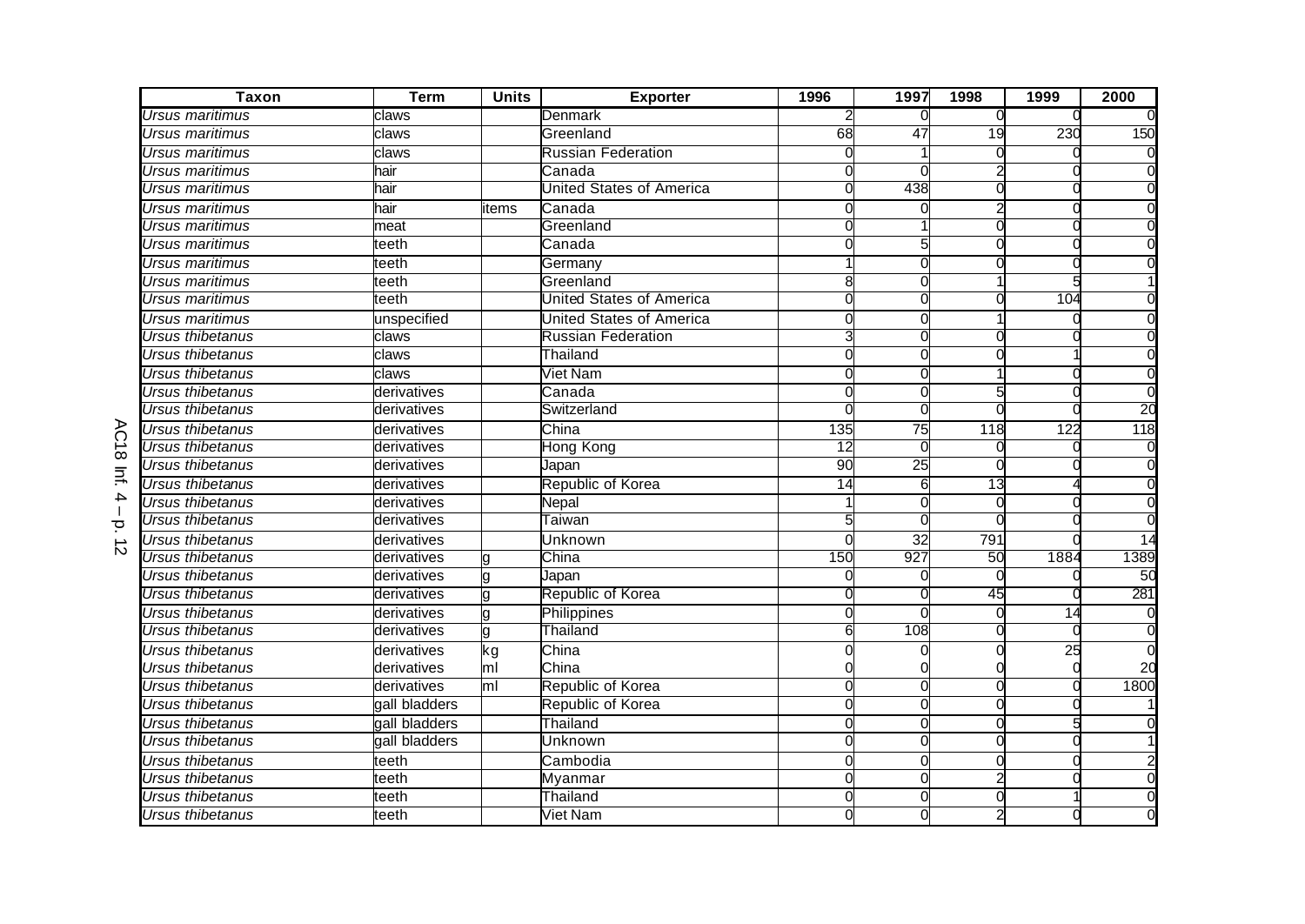| Taxon | Term | Units | Exporter | 1996 | 1997 | 1998 | 1999 | 2000 |
|---|---|---|---|---|---|---|---|---|
| *Ursus maritimus* | claws | | Denmark | 2 | 0 | 0 | 0 | 0 |
| *Ursus maritimus* | claws | | Greenland | 68 | 47 | 19 | 230 | 150 |
| *Ursus maritimus* | claws | | Russian Federation | 0 | 1 | 0 | 0 | 0 |
| *Ursus maritimus* | hair | | Canada | 0 | 0 | 2 | 0 | 0 |
| *Ursus maritimus* | hair | | United States of America | 0 | 438 | 0 | 0 | 0 |
| *Ursus maritimus* | hair | items | Canada | 0 | 0 | 2 | 0 | 0 |
| *Ursus maritimus* | meat | | Greenland | 0 | 1 | 0 | 0 | 0 |
| *Ursus maritimus* | teeth | | Canada | 0 | 5 | 0 | 0 | 0 |
| *Ursus maritimus* | teeth | | Germany | 1 | 0 | 0 | 0 | 0 |
| *Ursus maritimus* | teeth | | Greenland | 8 | 0 | 1 | 5 | 1 |
| *Ursus maritimus* | teeth | | United States of America | 0 | 0 | 0 | 104 | 0 |
| *Ursus maritimus* | unspecified | | United States of America | 0 | 0 | 1 | 0 | 0 |
| *Ursus thibetanus* | claws | | Russian Federation | 3 | 0 | 0 | 0 | 0 |
| *Ursus thibetanus* | claws | | Thailand | 0 | 0 | 0 | 1 | 0 |
| *Ursus thibetanus* | claws | | Viet Nam | 0 | 0 | 1 | 0 | 0 |
| *Ursus thibetanus* | derivatives | | Canada | 0 | 0 | 5 | 0 | 0 |
| *Ursus thibetanus* | derivatives | | Switzerland | 0 | 0 | 0 | 0 | 20 |
| *Ursus thibetanus* | derivatives | | China | 135 | 75 | 118 | 122 | 118 |
| *Ursus thibetanus* | derivatives | | Hong Kong | 12 | 0 | 0 | 0 | 0 |
| *Ursus thibetanus* | derivatives | | Japan | 90 | 25 | 0 | 0 | 0 |
| *Ursus thibetanus* | derivatives | | Republic of Korea | 14 | 6 | 13 | 4 | 0 |
| *Ursus thibetanus* | derivatives | | Nepal | 1 | 0 | 0 | 0 | 0 |
| *Ursus thibetanus* | derivatives | | Taiwan | 5 | 0 | 0 | 0 | 0 |
| *Ursus thibetanus* | derivatives | | Unknown | 0 | 32 | 791 | 0 | 14 |
| *Ursus thibetanus* | derivatives | g | China | 150 | 927 | 50 | 1884 | 1389 |
| *Ursus thibetanus* | derivatives | g | Japan | 0 | 0 | 0 | 0 | 50 |
| *Ursus thibetanus* | derivatives | g | Republic of Korea | 0 | 0 | 45 | 0 | 281 |
| *Ursus thibetanus* | derivatives | g | Philippines | 0 | 0 | 0 | 14 | 0 |
| *Ursus thibetanus* | derivatives | g | Thailand | 6 | 108 | 0 | 0 | 0 |
| *Ursus thibetanus* | derivatives | kg | China | 0 | 0 | 0 | 25 | 0 |
| *Ursus thibetanus* | derivatives | ml | China | 0 | 0 | 0 | 0 | 20 |
| *Ursus thibetanus* | derivatives | ml | Republic of Korea | 0 | 0 | 0 | 0 | 1800 |
| *Ursus thibetanus* | gall bladders | | Republic of Korea | 0 | 0 | 0 | 0 | 1 |
| *Ursus thibetanus* | gall bladders | | Thailand | 0 | 0 | 0 | 5 | 0 |
| *Ursus thibetanus* | gall bladders | | Unknown | 0 | 0 | 0 | 0 | 1 |
| *Ursus thibetanus* | teeth | | Cambodia | 0 | 0 | 0 | 0 | 2 |
| *Ursus thibetanus* | teeth | | Myanmar | 0 | 0 | 2 | 0 | 0 |
| *Ursus thibetanus* | teeth | | Thailand | 0 | 0 | 0 | 1 | 0 |
| *Ursus thibetanus* | teeth | | Viet Nam | 0 | 0 | 2 | 0 | 0 |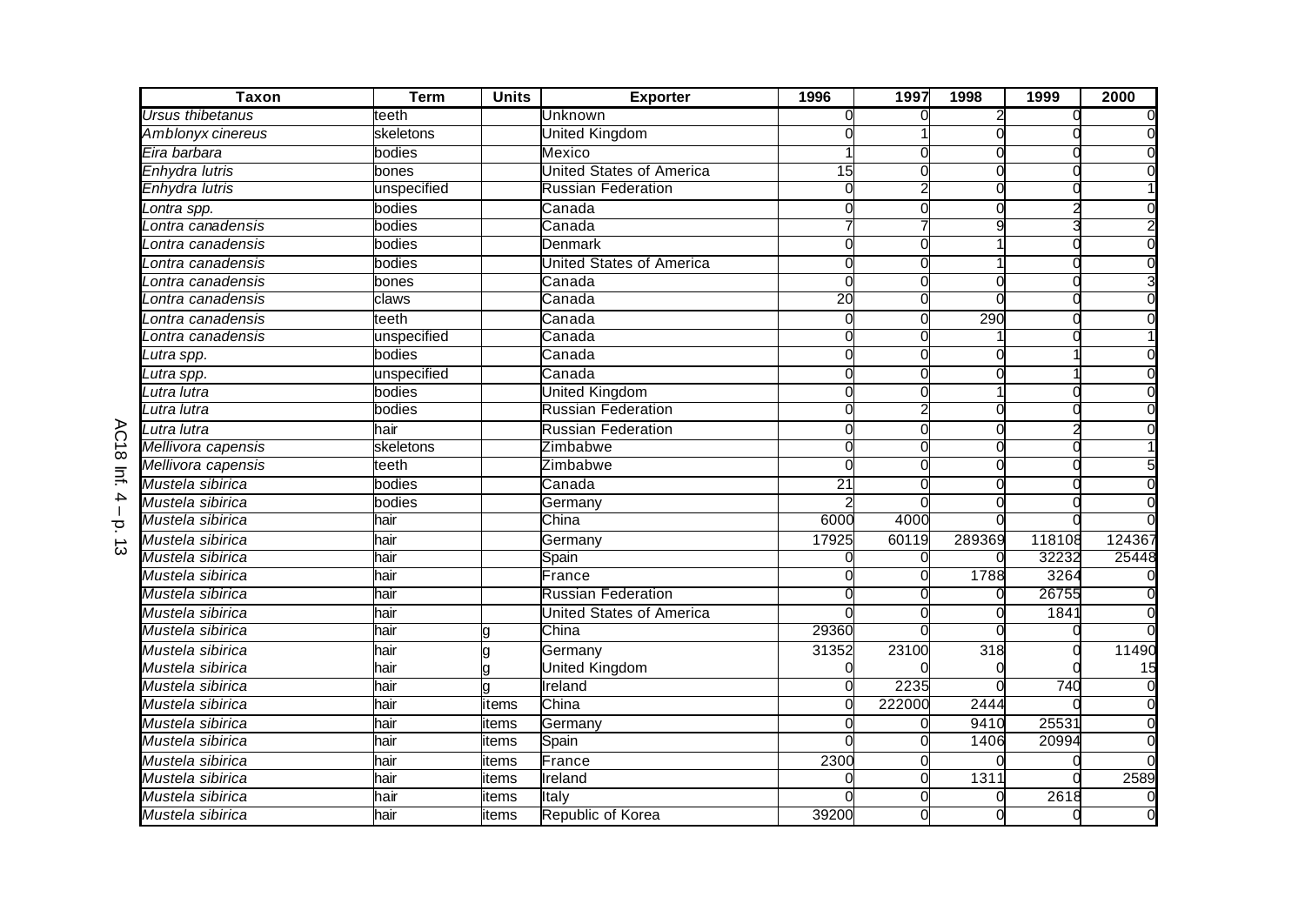| Taxon | Term | Units | Exporter | 1996 | 1997 | 1998 | 1999 | 2000 |
|---|---|---|---|---|---|---|---|---|
| *Ursus thibetanus* | teeth | | Unknown | 0 | 0 | 2 | 0 | 0 |
| *Amblonyx cinereus* | skeletons | | United Kingdom | 0 | 1 | 0 | 0 | 0 |
| *Eira barbara* | bodies | | Mexico | 1 | 0 | 0 | 0 | 0 |
| *Enhydra lutris* | bones | | United States of America | 15 | 0 | 0 | 0 | 0 |
| *Enhydra lutris* | unspecified | | Russian Federation | 0 | 2 | 0 | 0 | 1 |
| *Lontra spp.* | bodies | | Canada | 0 | 0 | 0 | 2 | 0 |
| *Lontra canadensis* | bodies | | Canada | 7 | 7 | 9 | 3 | 2 |
| *Lontra canadensis* | bodies | | Denmark | 0 | 0 | 1 | 0 | 0 |
| *Lontra canadensis* | bodies | | United States of America | 0 | 0 | 1 | 0 | 0 |
| *Lontra canadensis* | bones | | Canada | 0 | 0 | 0 | 0 | 3 |
| *Lontra canadensis* | claws | | Canada | 20 | 0 | 0 | 0 | 0 |
| *Lontra canadensis* | teeth | | Canada | 0 | 0 | 290 | 0 | 0 |
| *Lontra canadensis* | unspecified | | Canada | 0 | 0 | 1 | 0 | 1 |
| *Lutra spp.* | bodies | | Canada | 0 | 0 | 0 | 1 | 0 |
| *Lutra spp.* | unspecified | | Canada | 0 | 0 | 0 | 1 | 0 |
| *Lutra lutra* | bodies | | United Kingdom | 0 | 0 | 1 | 0 | 0 |
| *Lutra lutra* | bodies | | Russian Federation | 0 | 2 | 0 | 0 | 0 |
| *Lutra lutra* | hair | | Russian Federation | 0 | 0 | 0 | 2 | 0 |
| *Mellivora capensis* | skeletons | | Zimbabwe | 0 | 0 | 0 | 0 | 1 |
| *Mellivora capensis* | teeth | | Zimbabwe | 0 | 0 | 0 | 0 | 5 |
| *Mustela sibirica* | bodies | | Canada | 21 | 0 | 0 | 0 | 0 |
| *Mustela sibirica* | bodies | | Germany | 2 | 0 | 0 | 0 | 0 |
| *Mustela sibirica* | hair | | China | 6000 | 4000 | 0 | 0 | 0 |
| *Mustela sibirica* | hair | | Germany | 17925 | 60119 | 289369 | 118108 | 124367 |
| *Mustela sibirica* | hair | | Spain | 0 | 0 | 0 | 32232 | 25448 |
| *Mustela sibirica* | hair | | France | 0 | 0 | 1788 | 3264 | 0 |
| *Mustela sibirica* | hair | | Russian Federation | 0 | 0 | 0 | 26755 | 0 |
| *Mustela sibirica* | hair | | United States of America | 0 | 0 | 0 | 1841 | 0 |
| *Mustela sibirica* | hair | g | China | 29360 | 0 | 0 | 0 | 0 |
| *Mustela sibirica* | hair | g | Germany | 31352 | 23100 | 318 | 0 | 11490 |
| *Mustela sibirica* | hair | g | United Kingdom | 0 | 0 | 0 | 0 | 15 |
| *Mustela sibirica* | hair | g | Ireland | 0 | 2235 | 0 | 740 | 0 |
| *Mustela sibirica* | hair | items | China | 0 | 222000 | 2444 | 0 | 0 |
| *Mustela sibirica* | hair | items | Germany | 0 | 0 | 9410 | 25531 | 0 |
| *Mustela sibirica* | hair | items | Spain | 0 | 0 | 1406 | 20994 | 0 |
| *Mustela sibirica* | hair | items | France | 2300 | 0 | 0 | 0 | 0 |
| *Mustela sibirica* | hair | items | Ireland | 0 | 0 | 1311 | 0 | 2589 |
| *Mustela sibirica* | hair | items | Italy | 0 | 0 | 0 | 2618 | 0 |
| *Mustela sibirica* | hair | items | Republic of Korea | 39200 | 0 | 0 | 0 | 0 |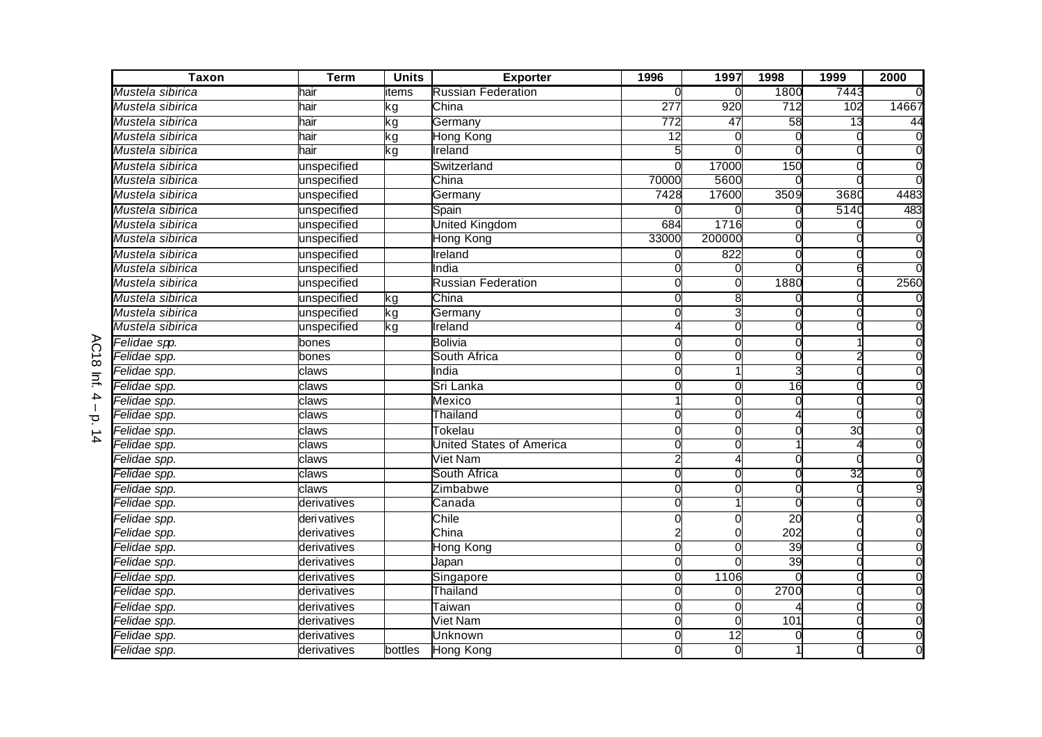| Taxon | Term | Units | Exporter | 1996 | 1997 | 1998 | 1999 | 2000 |
|---|---|---|---|---|---|---|---|---|
| *Mustela sibirica* | hair | items | Russian Federation | 0 | 0 | 1800 | 7443 | 0 |
| *Mustela sibirica* | hair | kg | China | 277 | 920 | 712 | 102 | 14667 |
| *Mustela sibirica* | hair | kg | Germany | 772 | 47 | 58 | 13 | 44 |
| *Mustela sibirica* | hair | kg | Hong Kong | 12 | 0 | 0 | 0 | 0 |
| *Mustela sibirica* | hair | kg | Ireland | 5 | 0 | 0 | 0 | 0 |
| *Mustela sibirica* | unspecified | | Switzerland | 0 | 17000 | 150 | 0 | 0 |
| *Mustela sibirica* | unspecified | | China | 70000 | 5600 | 0 | 0 | 0 |
| *Mustela sibirica* | unspecified | | Germany | 7428 | 17600 | 3509 | 3680 | 4483 |
| *Mustela sibirica* | unspecified | | Spain | 0 | 0 | 0 | 5140 | 483 |
| *Mustela sibirica* | unspecified | | United Kingdom | 684 | 1716 | 0 | 0 | 0 |
| *Mustela sibirica* | unspecified | | Hong Kong | 33000 | 200000 | 0 | 0 | 0 |
| *Mustela sibirica* | unspecified | | Ireland | 0 | 822 | 0 | 0 | 0 |
| *Mustela sibirica* | unspecified | | India | 0 | 0 | 0 | 6 | 0 |
| *Mustela sibirica* | unspecified | | Russian Federation | 0 | 0 | 1880 | 0 | 2560 |
| *Mustela sibirica* | unspecified | kg | China | 0 | 8 | 0 | 0 | 0 |
| *Mustela sibirica* | unspecified | kg | Germany | 0 | 3 | 0 | 0 | 0 |
| *Mustela sibirica* | unspecified | kg | Ireland | 4 | 0 | 0 | 0 | 0 |
| *Felidae spp.* | bones | | Bolivia | 0 | 0 | 0 | 1 | 0 |
| *Felidae spp.* | bones | | South Africa | 0 | 0 | 0 | 2 | 0 |
| *Felidae spp.* | claws | | India | 0 | 1 | 3 | 0 | 0 |
| *Felidae spp.* | claws | | Sri Lanka | 0 | 0 | 16 | 0 | 0 |
| *Felidae spp.* | claws | | Mexico | 1 | 0 | 0 | 0 | 0 |
| *Felidae spp.* | claws | | Thailand | 0 | 0 | 4 | 0 | 0 |
| *Felidae spp.* | claws | | Tokelau | 0 | 0 | 0 | 30 | 0 |
| *Felidae spp.* | claws | | United States of America | 0 | 0 | 1 | 4 | 0 |
| *Felidae spp.* | claws | | Viet Nam | 2 | 4 | 0 | 0 | 0 |
| *Felidae spp.* | claws | | South Africa | 0 | 0 | 0 | 32 | 0 |
| *Felidae spp.* | claws | | Zimbabwe | 0 | 0 | 0 | 0 | 9 |
| *Felidae spp.* | derivatives | | Canada | 0 | 1 | 0 | 0 | 0 |
| *Felidae spp.* | derivatives | | Chile | 0 | 0 | 20 | 0 | 0 |
| *Felidae spp.* | derivatives | | China | 2 | 0 | 202 | 0 | 0 |
| *Felidae spp.* | derivatives | | Hong Kong | 0 | 0 | 39 | 0 | 0 |
| *Felidae spp.* | derivatives | | Japan | 0 | 0 | 39 | 0 | 0 |
| *Felidae spp.* | derivatives | | Singapore | 0 | 1106 | 0 | 0 | 0 |
| *Felidae spp.* | derivatives | | Thailand | 0 | 0 | 2700 | 0 | 0 |
| *Felidae spp.* | derivatives | | Taiwan | 0 | 0 | 4 | 0 | 0 |
| *Felidae spp.* | derivatives | | Viet Nam | 0 | 0 | 101 | 0 | 0 |
| *Felidae spp.* | derivatives | | Unknown | 0 | 12 | 0 | 0 | 0 |
| *Felidae spp.* | derivatives | bottles | Hong Kong | 0 | 0 | 1 | 0 | 0 |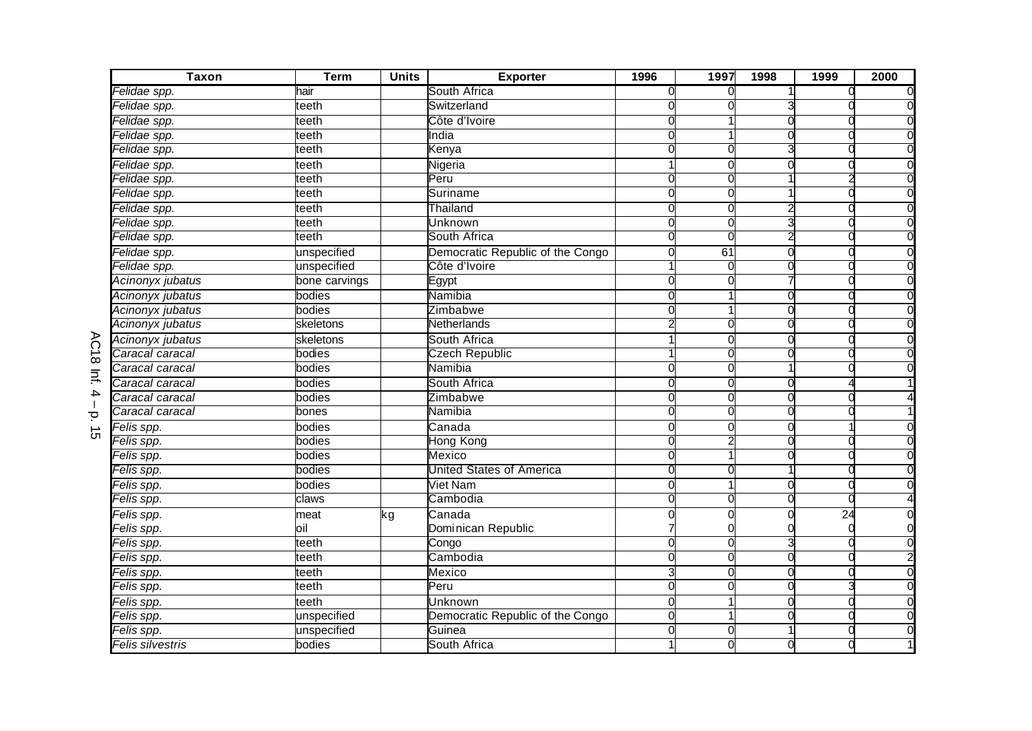| Taxon | Term | Units | Exporter | 1996 | 1997 | 1998 | 1999 | 2000 |
|---|---|---|---|---|---|---|---|---|
| *Felidae spp.* | hair | | South Africa | 0 | 0 | 1 | 0 | 0 |
| *Felidae spp.* | teeth | | Switzerland | 0 | 0 | 3 | 0 | 0 |
| *Felidae spp.* | teeth | | Côte d'Ivoire | 0 | 1 | 0 | 0 | 0 |
| *Felidae spp.* | teeth | | India | 0 | 1 | 0 | 0 | 0 |
| *Felidae spp.* | teeth | | Kenya | 0 | 0 | 3 | 0 | 0 |
| *Felidae spp.* | teeth | | Nigeria | 1 | 0 | 0 | 0 | 0 |
| *Felidae spp.* | teeth | | Peru | 0 | 0 | 1 | 2 | 0 |
| *Felidae spp.* | teeth | | Suriname | 0 | 0 | 1 | 0 | 0 |
| *Felidae spp.* | teeth | | Thailand | 0 | 0 | 2 | 0 | 0 |
| *Felidae spp.* | teeth | | Unknown | 0 | 0 | 3 | 0 | 0 |
| *Felidae spp.* | teeth | | South Africa | 0 | 0 | 2 | 0 | 0 |
| *Felidae spp.* | unspecified | | Democratic Republic of the Congo | 0 | 61 | 0 | 0 | 0 |
| *Felidae spp.* | unspecified | | Côte d'Ivoire | 1 | 0 | 0 | 0 | 0 |
| *Acinonyx jubatus* | bone carvings | | Egypt | 0 | 0 | 7 | 0 | 0 |
| *Acinonyx jubatus* | bodies | | Namibia | 0 | 1 | 0 | 0 | 0 |
| *Acinonyx jubatus* | bodies | | Zimbabwe | 0 | 1 | 0 | 0 | 0 |
| *Acinonyx jubatus* | skeletons | | Netherlands | 2 | 0 | 0 | 0 | 0 |
| *Acinonyx jubatus* | skeletons | | South Africa | 1 | 0 | 0 | 0 | 0 |
| *Caracal caracal* | bodies | | Czech Republic | 1 | 0 | 0 | 0 | 0 |
| *Caracal caracal* | bodies | | Namibia | 0 | 0 | 1 | 0 | 0 |
| *Caracal caracal* | bodies | | South Africa | 0 | 0 | 0 | 4 | 1 |
| *Caracal caracal* | bodies | | Zimbabwe | 0 | 0 | 0 | 0 | 4 |
| *Caracal caracal* | bones | | Namibia | 0 | 0 | 0 | 0 | 1 |
| *Felis spp.* | bodies | | Canada | 0 | 0 | 0 | 1 | 0 |
| *Felis spp.* | bodies | | Hong Kong | 0 | 2 | 0 | 0 | 0 |
| *Felis spp.* | bodies | | Mexico | 0 | 1 | 0 | 0 | 0 |
| *Felis spp.* | bodies | | United States of America | 0 | 0 | 1 | 0 | 0 |
| *Felis spp.* | bodies | | Viet Nam | 0 | 1 | 0 | 0 | 0 |
| *Felis spp.* | claws | | Cambodia | 0 | 0 | 0 | 0 | 4 |
| *Felis spp.* | meat | kg | Canada | 0 | 0 | 0 | 24 | 0 |
| *Felis spp.* | oil | | Dominican Republic | 7 | 0 | 0 | 0 | 0 |
| *Felis spp.* | teeth | | Congo | 0 | 0 | 3 | 0 | 0 |
| *Felis spp.* | teeth | | Cambodia | 0 | 0 | 0 | 0 | 2 |
| *Felis spp.* | teeth | | Mexico | 3 | 0 | 0 | 0 | 0 |
| *Felis spp.* | teeth | | Peru | 0 | 0 | 0 | 3 | 0 |
| *Felis spp.* | teeth | | Unknown | 0 | 1 | 0 | 0 | 0 |
| *Felis spp.* | unspecified | | Democratic Republic of the Congo | 0 | 1 | 0 | 0 | 0 |
| *Felis spp.* | unspecified | | Guinea | 0 | 0 | 1 | 0 | 0 |
| *Felis silvestris* | bodies | | South Africa | 1 | 0 | 0 | 0 | 1 |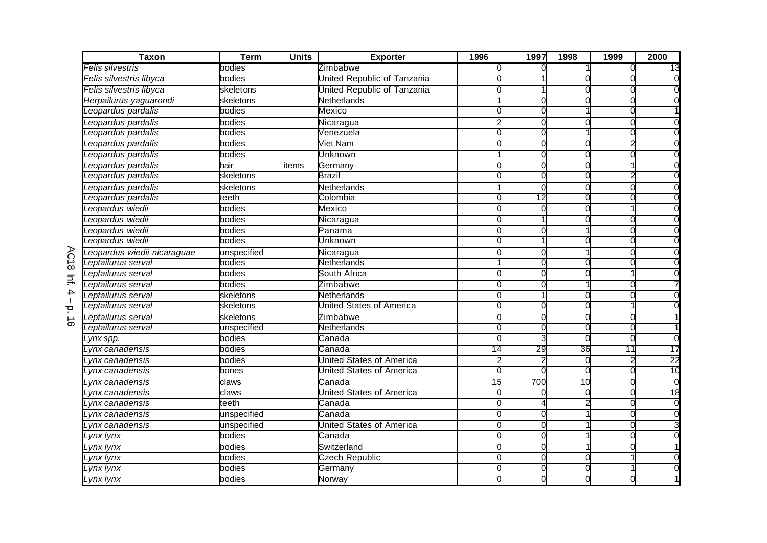| Taxon | Term | Units | Exporter | 1996 | 1997 | 1998 | 1999 | 2000 |
|---|---|---|---|---|---|---|---|---|
| *Felis silvestris* | bodies | | Zimbabwe | 0 | 0 | 1 | 0 | 13 |
| *Felis silvestris libyca* | bodies | | United Republic of Tanzania | 0 | 1 | 0 | 0 | 0 |
| *Felis silvestris libyca* | skeletons | | United Republic of Tanzania | 0 | 1 | 0 | 0 | 0 |
| *Herpailurus yaguarondi* | skeletons | | Netherlands | 1 | 0 | 0 | 0 | 0 |
| *Leopardus pardalis* | bodies | | Mexico | 0 | 0 | 1 | 0 | 1 |
| *Leopardus pardalis* | bodies | | Nicaragua | 2 | 0 | 0 | 0 | 0 |
| *Leopardus pardalis* | bodies | | Venezuela | 0 | 0 | 1 | 0 | 0 |
| *Leopardus pardalis* | bodies | | Viet Nam | 0 | 0 | 0 | 2 | 0 |
| *Leopardus pardalis* | bodies | | Unknown | 1 | 0 | 0 | 0 | 0 |
| *Leopardus pardalis* | hair | items | Germany | 0 | 0 | 0 | 1 | 0 |
| *Leopardus pardalis* | skeletons | | Brazil | 0 | 0 | 0 | 2 | 0 |
| *Leopardus pardalis* | skeletons | | Netherlands | 1 | 0 | 0 | 0 | 0 |
| *Leopardus pardalis* | teeth | | Colombia | 0 | 12 | 0 | 0 | 0 |
| *Leopardus wiedii* | bodies | | Mexico | 0 | 0 | 0 | 1 | 0 |
| *Leopardus wiedii* | bodies | | Nicaragua | 0 | 1 | 0 | 0 | 0 |
| *Leopardus wiedii* | bodies | | Panama | 0 | 0 | 1 | 0 | 0 |
| *Leopardus wiedii* | bodies | | Unknown | 0 | 1 | 0 | 0 | 0 |
| *Leopardus wiedii nicaraguae* | unspecified | | Nicaragua | 0 | 0 | 1 | 0 | 0 |
| *Leptailurus serval* | bodies | | Netherlands | 1 | 0 | 0 | 0 | 0 |
| *Leptailurus serval* | bodies | | South Africa | 0 | 0 | 0 | 1 | 0 |
| *Leptailurus serval* | bodies | | Zimbabwe | 0 | 0 | 1 | 0 | 7 |
| *Leptailurus serval* | skeletons | | Netherlands | 0 | 1 | 0 | 0 | 0 |
| *Leptailurus serval* | skeletons | | United States of America | 0 | 0 | 0 | 1 | 0 |
| *Leptailurus serval* | skeletons | | Zimbabwe | 0 | 0 | 0 | 0 | 1 |
| *Leptailurus serval* | unspecified | | Netherlands | 0 | 0 | 0 | 0 | 1 |
| *Lynx spp.* | bodies | | Canada | 0 | 3 | 0 | 0 | 0 |
| *Lynx canadensis* | bodies | | Canada | 14 | 29 | 36 | 11 | 17 |
| *Lynx canadensis* | bodies | | United States of America | 2 | 2 | 0 | 2 | 22 |
| *Lynx canadensis* | bones | | United States of America | 0 | 0 | 0 | 0 | 10 |
| *Lynx canadensis* | claws | | Canada | 15 | 700 | 10 | 0 | 0 |
| *Lynx canadensis* | claws | | United States of America | 0 | 0 | 0 | 0 | 18 |
| *Lynx canadensis* | teeth | | Canada | 0 | 4 | 2 | 0 | 0 |
| *Lynx canadensis* | unspecified | | Canada | 0 | 0 | 1 | 0 | 0 |
| *Lynx canadensis* | unspecified | | United States of America | 0 | 0 | 1 | 0 | 3 |
| *Lynx lynx* | bodies | | Canada | 0 | 0 | 1 | 0 | 0 |
| *Lynx lynx* | bodies | | Switzerland | 0 | 0 | 1 | 0 | 1 |
| *Lynx lynx* | bodies | | Czech Republic | 0 | 0 | 0 | 1 | 0 |
| *Lynx lynx* | bodies | | Germany | 0 | 0 | 0 | 1 | 0 |
| *Lynx lynx* | bodies | | Norway | 0 | 0 | 0 | 0 | 1 |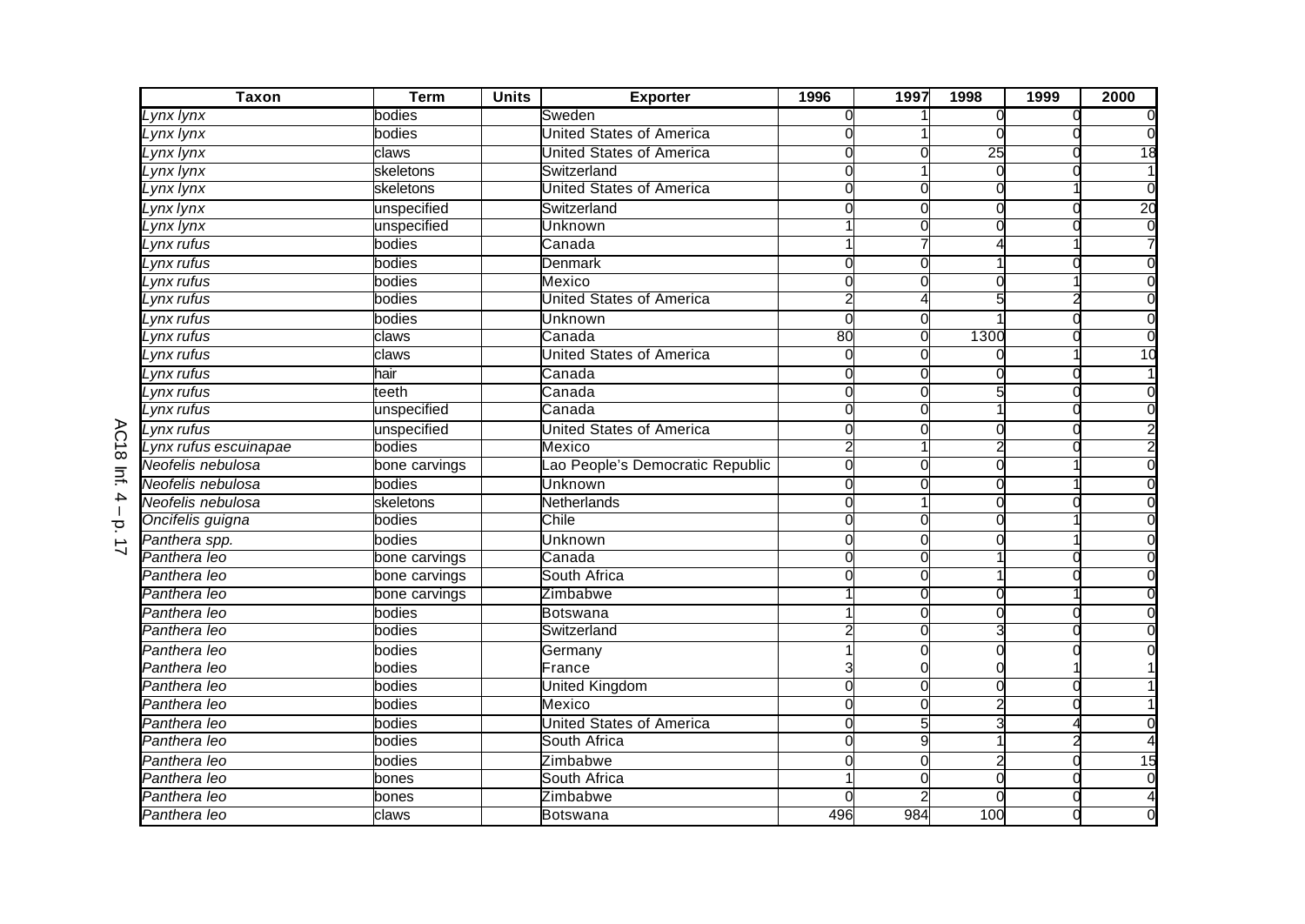| Taxon | Term | Units | Exporter | 1996 | 1997 | 1998 | 1999 | 2000 |
|---|---|---|---|---|---|---|---|---|
| *Lynx lynx* | bodies | | Sweden | 0 | 1 | 0 | 0 | 0 |
| *Lynx lynx* | bodies | | United States of America | 0 | 1 | 0 | 0 | 0 |
| *Lynx lynx* | claws | | United States of America | 0 | 0 | 25 | 0 | 18 |
| *Lynx lynx* | skeletons | | Switzerland | 0 | 1 | 0 | 0 | 1 |
| *Lynx lynx* | skeletons | | United States of America | 0 | 0 | 0 | 1 | 0 |
| *Lynx lynx* | unspecified | | Switzerland | 0 | 0 | 0 | 0 | 20 |
| *Lynx lynx* | unspecified | | Unknown | 1 | 0 | 0 | 0 | 0 |
| *Lynx rufus* | bodies | | Canada | 1 | 7 | 4 | 1 | 7 |
| *Lynx rufus* | bodies | | Denmark | 0 | 0 | 1 | 0 | 0 |
| *Lynx rufus* | bodies | | Mexico | 0 | 0 | 0 | 1 | 0 |
| *Lynx rufus* | bodies | | United States of America | 2 | 4 | 5 | 2 | 0 |
| *Lynx rufus* | bodies | | Unknown | 0 | 0 | 1 | 0 | 0 |
| *Lynx rufus* | claws | | Canada | 80 | 0 | 1300 | 0 | 0 |
| *Lynx rufus* | claws | | United States of America | 0 | 0 | 0 | 1 | 10 |
| *Lynx rufus* | hair | | Canada | 0 | 0 | 0 | 0 | 1 |
| *Lynx rufus* | teeth | | Canada | 0 | 0 | 5 | 0 | 0 |
| *Lynx rufus* | unspecified | | Canada | 0 | 0 | 1 | 0 | 0 |
| *Lynx rufus* | unspecified | | United States of America | 0 | 0 | 0 | 0 | 2 |
| *Lynx rufus escuinapae* | bodies | | Mexico | 2 | 1 | 2 | 0 | 2 |
| *Neofelis nebulosa* | bone carvings | | Lao People's Democratic Republic | 0 | 0 | 0 | 1 | 0 |
| *Neofelis nebulosa* | bodies | | Unknown | 0 | 0 | 0 | 1 | 0 |
| *Neofelis nebulosa* | skeletons | | Netherlands | 0 | 1 | 0 | 0 | 0 |
| *Oncifelis guigna* | bodies | | Chile | 0 | 0 | 0 | 1 | 0 |
| *Panthera spp.* | bodies | | Unknown | 0 | 0 | 0 | 1 | 0 |
| *Panthera leo* | bone carvings | | Canada | 0 | 0 | 1 | 0 | 0 |
| *Panthera leo* | bone carvings | | South Africa | 0 | 0 | 1 | 0 | 0 |
| *Panthera leo* | bone carvings | | Zimbabwe | 1 | 0 | 0 | 1 | 0 |
| *Panthera leo* | bodies | | Botswana | 1 | 0 | 0 | 0 | 0 |
| *Panthera leo* | bodies | | Switzerland | 2 | 0 | 3 | 0 | 0 |
| *Panthera leo* | bodies | | Germany | 1 | 0 | 0 | 0 | 0 |
| *Panthera leo* | bodies | | France | 3 | 0 | 0 | 1 | 1 |
| *Panthera leo* | bodies | | United Kingdom | 0 | 0 | 0 | 0 | 1 |
| *Panthera leo* | bodies | | Mexico | 0 | 0 | 2 | 0 | 1 |
| *Panthera leo* | bodies | | United States of America | 0 | 5 | 3 | 4 | 0 |
| *Panthera leo* | bodies | | South Africa | 0 | 9 | 1 | 2 | 4 |
| *Panthera leo* | bodies | | Zimbabwe | 0 | 0 | 2 | 0 | 15 |
| *Panthera leo* | bones | | South Africa | 1 | 0 | 0 | 0 | 0 |
| *Panthera leo* | bones | | Zimbabwe | 0 | 2 | 0 | 0 | 4 |
| *Panthera leo* | claws | | Botswana | 496 | 984 | 100 | 0 | 0 |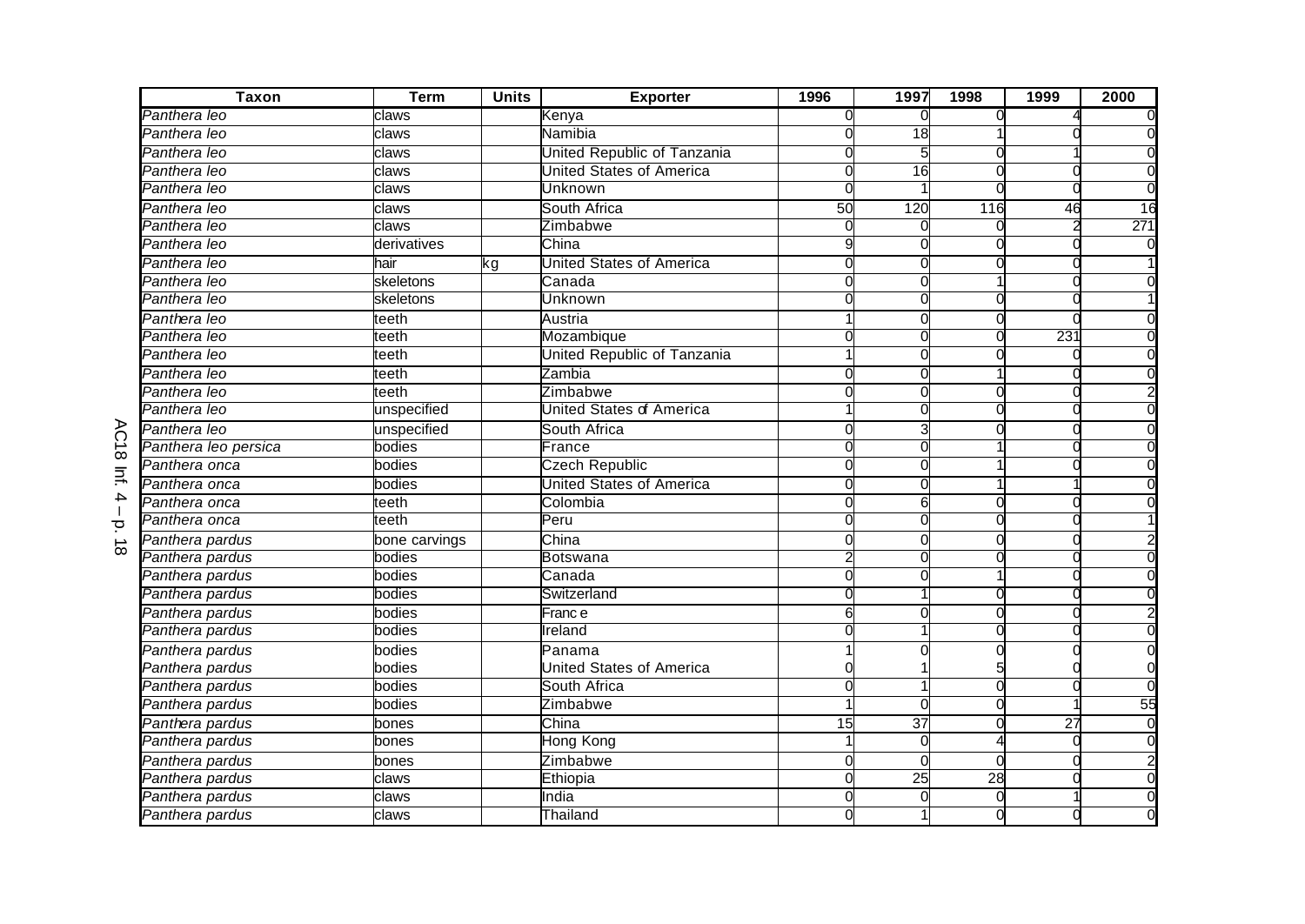| Taxon | Term | Units | Exporter | 1996 | 1997 | 1998 | 1999 | 2000 |
|---|---|---|---|---|---|---|---|---|
| *Panthera leo* | claws | | Kenya | 0 | 0 | 0 | 4 | 0 |
| *Panthera leo* | claws | | Namibia | 0 | 18 | 1 | 0 | 0 |
| *Panthera leo* | claws | | United Republic of Tanzania | 0 | 5 | 0 | 1 | 0 |
| *Panthera leo* | claws | | United States of America | 0 | 16 | 0 | 0 | 0 |
| *Panthera leo* | claws | | Unknown | 0 | 1 | 0 | 0 | 0 |
| *Panthera leo* | claws | | South Africa | 50 | 120 | 116 | 46 | 16 |
| *Panthera leo* | claws | | Zimbabwe | 0 | 0 | 0 | 2 | 271 |
| *Panthera leo* | derivatives | | China | 9 | 0 | 0 | 0 | 0 |
| *Panthera leo* | hair | kg | United States of America | 0 | 0 | 0 | 0 | 1 |
| *Panthera leo* | skeletons | | Canada | 0 | 0 | 1 | 0 | 0 |
| *Panthera leo* | skeletons | | Unknown | 0 | 0 | 0 | 0 | 1 |
| *Panthera leo* | teeth | | Austria | 1 | 0 | 0 | 0 | 0 |
| *Panthera leo* | teeth | | Mozambique | 0 | 0 | 0 | 231 | 0 |
| *Panthera leo* | teeth | | United Republic of Tanzania | 1 | 0 | 0 | 0 | 0 |
| *Panthera leo* | teeth | | Zambia | 0 | 0 | 1 | 0 | 0 |
| *Panthera leo* | teeth | | Zimbabwe | 0 | 0 | 0 | 0 | 2 |
| *Panthera leo* | unspecified | | United States of America | 1 | 0 | 0 | 0 | 0 |
| *Panthera leo* | unspecified | | South Africa | 0 | 3 | 0 | 0 | 0 |
| *Panthera leo persica* | bodies | | France | 0 | 0 | 1 | 0 | 0 |
| *Panthera onca* | bodies | | Czech Republic | 0 | 0 | 1 | 0 | 0 |
| *Panthera onca* | bodies | | United States of America | 0 | 0 | 1 | 1 | 0 |
| *Panthera onca* | teeth | | Colombia | 0 | 6 | 0 | 0 | 0 |
| *Panthera onca* | teeth | | Peru | 0 | 0 | 0 | 0 | 1 |
| *Panthera pardus* | bone carvings | | China | 0 | 0 | 0 | 0 | 2 |
| *Panthera pardus* | bodies | | Botswana | 2 | 0 | 0 | 0 | 0 |
| *Panthera pardus* | bodies | | Canada | 0 | 0 | 1 | 0 | 0 |
| *Panthera pardus* | bodies | | Switzerland | 0 | 1 | 0 | 0 | 0 |
| *Panthera pardus* | bodies | | France | 6 | 0 | 0 | 0 | 2 |
| *Panthera pardus* | bodies | | Ireland | 0 | 1 | 0 | 0 | 0 |
| *Panthera pardus* | bodies | | Panama | 1 | 0 | 0 | 0 | 0 |
| *Panthera pardus* | bodies | | United States of America | 0 | 1 | 5 | 0 | 0 |
| *Panthera pardus* | bodies | | South Africa | 0 | 1 | 0 | 0 | 0 |
| *Panthera pardus* | bodies | | Zimbabwe | 1 | 0 | 0 | 1 | 55 |
| *Panthera pardus* | bones | | China | 15 | 37 | 0 | 27 | 0 |
| *Panthera pardus* | bones | | Hong Kong | 1 | 0 | 4 | 0 | 0 |
| *Panthera pardus* | bones | | Zimbabwe | 0 | 0 | 0 | 0 | 2 |
| *Panthera pardus* | claws | | Ethiopia | 0 | 25 | 28 | 0 | 0 |
| *Panthera pardus* | claws | | India | 0 | 0 | 0 | 1 | 0 |
| *Panthera pardus* | claws | | Thailand | 0 | 1 | 0 | 0 | 0 |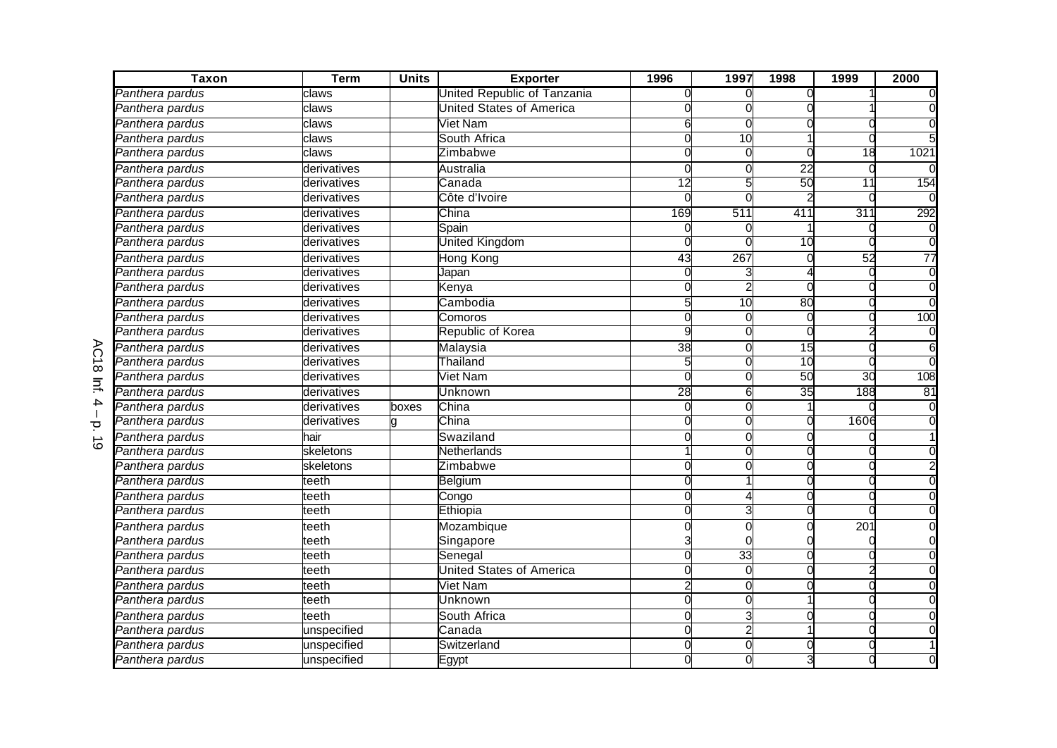| Taxon | Term | Units | Exporter | 1996 | 1997 | 1998 | 1999 | 2000 |
|---|---|---|---|---|---|---|---|---|
| *Panthera pardus* | claws | | United Republic of Tanzania | 0 | 0 | 0 | 1 | 0 |
| *Panthera pardus* | claws | | United States of America | 0 | 0 | 0 | 1 | 0 |
| *Panthera pardus* | claws | | Viet Nam | 6 | 0 | 0 | 0 | 0 |
| *Panthera pardus* | claws | | South Africa | 0 | 10 | 1 | 0 | 5 |
| *Panthera pardus* | claws | | Zimbabwe | 0 | 0 | 0 | 18 | 1021 |
| *Panthera pardus* | derivatives | | Australia | 0 | 0 | 22 | 0 | 0 |
| *Panthera pardus* | derivatives | | Canada | 12 | 5 | 50 | 11 | 154 |
| *Panthera pardus* | derivatives | | Côte d'Ivoire | 0 | 0 | 2 | 0 | 0 |
| *Panthera pardus* | derivatives | | China | 169 | 511 | 411 | 311 | 292 |
| *Panthera pardus* | derivatives | | Spain | 0 | 0 | 1 | 0 | 0 |
| *Panthera pardus* | derivatives | | United Kingdom | 0 | 0 | 10 | 0 | 0 |
| *Panthera pardus* | derivatives | | Hong Kong | 43 | 267 | 0 | 52 | 77 |
| *Panthera pardus* | derivatives | | Japan | 0 | 3 | 4 | 0 | 0 |
| *Panthera pardus* | derivatives | | Kenya | 0 | 2 | 0 | 0 | 0 |
| *Panthera pardus* | derivatives | | Cambodia | 5 | 10 | 80 | 0 | 0 |
| *Panthera pardus* | derivatives | | Comoros | 0 | 0 | 0 | 0 | 100 |
| *Panthera pardus* | derivatives | | Republic of Korea | 9 | 0 | 0 | 2 | 0 |
| *Panthera pardus* | derivatives | | Malaysia | 38 | 0 | 15 | 0 | 6 |
| *Panthera pardus* | derivatives | | Thailand | 5 | 0 | 10 | 0 | 0 |
| *Panthera pardus* | derivatives | | Viet Nam | 0 | 0 | 50 | 30 | 108 |
| *Panthera pardus* | derivatives | | Unknown | 28 | 6 | 35 | 188 | 81 |
| *Panthera pardus* | derivatives | boxes | China | 0 | 0 | 1 | 0 | 0 |
| *Panthera pardus* | derivatives | g | China | 0 | 0 | 0 | 1606 | 0 |
| *Panthera pardus* | hair | | Swaziland | 0 | 0 | 0 | 0 | 1 |
| *Panthera pardus* | skeletons | | Netherlands | 1 | 0 | 0 | 0 | 0 |
| *Panthera pardus* | skeletons | | Zimbabwe | 0 | 0 | 0 | 0 | 2 |
| *Panthera pardus* | teeth | | Belgium | 0 | 1 | 0 | 0 | 0 |
| *Panthera pardus* | teeth | | Congo | 0 | 4 | 0 | 0 | 0 |
| *Panthera pardus* | teeth | | Ethiopia | 0 | 3 | 0 | 0 | 0 |
| *Panthera pardus* | teeth | | Mozambique | 0 | 0 | 0 | 201 | 0 |
| *Panthera pardus* | teeth | | Singapore | 3 | 0 | 0 | 0 | 0 |
| *Panthera pardus* | teeth | | Senegal | 0 | 33 | 0 | 0 | 0 |
| *Panthera pardus* | teeth | | United States of America | 0 | 0 | 0 | 2 | 0 |
| *Panthera pardus* | teeth | | Viet Nam | 2 | 0 | 0 | 0 | 0 |
| *Panthera pardus* | teeth | | Unknown | 0 | 0 | 1 | 0 | 0 |
| *Panthera pardus* | teeth | | South Africa | 0 | 3 | 0 | 0 | 0 |
| *Panthera pardus* | unspecified | | Canada | 0 | 2 | 1 | 0 | 0 |
| *Panthera pardus* | unspecified | | Switzerland | 0 | 0 | 0 | 0 | 1 |
| *Panthera pardus* | unspecified | | Egypt | 0 | 0 | 3 | 0 | 0 |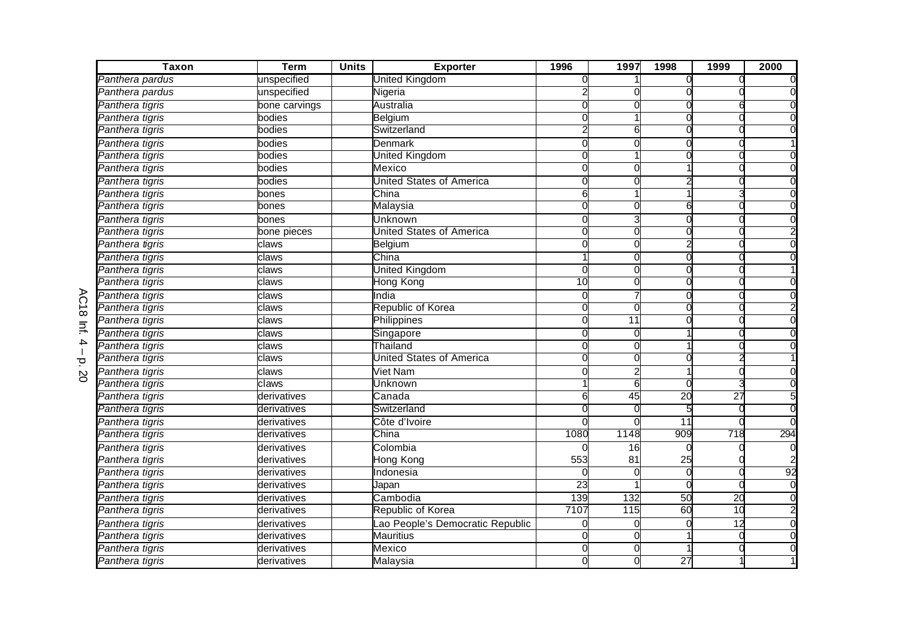| Taxon | Term | Units | Exporter | 1996 | 1997 | 1998 | 1999 | 2000 |
|---|---|---|---|---|---|---|---|---|
| *Panthera pardus* | unspecified | | United Kingdom | 0 | 1 | 0 | 0 | 0 |
| *Panthera pardus* | unspecified | | Nigeria | 2 | 0 | 0 | 0 | 0 |
| *Panthera tigris* | bone carvings | | Australia | 0 | 0 | 0 | 6 | 0 |
| *Panthera tigris* | bodies | | Belgium | 0 | 1 | 0 | 0 | 0 |
| *Panthera tigris* | bodies | | Switzerland | 2 | 6 | 0 | 0 | 0 |
| *Panthera tigris* | bodies | | Denmark | 0 | 0 | 0 | 0 | 1 |
| *Panthera tigris* | bodies | | United Kingdom | 0 | 1 | 0 | 0 | 0 |
| *Panthera tigris* | bodies | | Mexico | 0 | 0 | 1 | 0 | 0 |
| *Panthera tigris* | bodies | | United States of America | 0 | 0 | 2 | 0 | 0 |
| *Panthera tigris* | bones | | China | 6 | 1 | 1 | 3 | 0 |
| *Panthera tigris* | bones | | Malaysia | 0 | 0 | 6 | 0 | 0 |
| *Panthera tigris* | bones | | Unknown | 0 | 3 | 0 | 0 | 0 |
| *Panthera tigris* | bone pieces | | United States of America | 0 | 0 | 0 | 0 | 2 |
| *Panthera tigris* | claws | | Belgium | 0 | 0 | 2 | 0 | 0 |
| *Panthera tigris* | claws | | China | 1 | 0 | 0 | 0 | 0 |
| *Panthera tigris* | claws | | United Kingdom | 0 | 0 | 0 | 0 | 1 |
| *Panthera tigris* | claws | | Hong Kong | 10 | 0 | 0 | 0 | 0 |
| *Panthera tigris* | claws | | India | 0 | 7 | 0 | 0 | 0 |
| *Panthera tigris* | claws | | Republic of Korea | 0 | 0 | 0 | 0 | 2 |
| *Panthera tigris* | claws | | Philippines | 0 | 11 | 0 | 0 | 0 |
| *Panthera tigris* | claws | | Singapore | 0 | 0 | 1 | 0 | 0 |
| *Panthera tigris* | claws | | Thailand | 0 | 0 | 1 | 0 | 0 |
| *Panthera tigris* | claws | | United States of America | 0 | 0 | 0 | 2 | 1 |
| *Panthera tigris* | claws | | Viet Nam | 0 | 2 | 1 | 0 | 0 |
| *Panthera tigris* | claws | | Unknown | 1 | 6 | 0 | 3 | 0 |
| *Panthera tigris* | derivatives | | Canada | 6 | 45 | 20 | 27 | 5 |
| *Panthera tigris* | derivatives | | Switzerland | 0 | 0 | 5 | 0 | 0 |
| *Panthera tigris* | derivatives | | Côte d'Ivoire | 0 | 0 | 11 | 0 | 0 |
| *Panthera tigris* | derivatives | | China | 1080 | 1148 | 909 | 718 | 294 |
| *Panthera tigris* | derivatives | | Colombia | 0 | 16 | 0 | 0 | 0 |
| *Panthera tigris* | derivatives | | Hong Kong | 553 | 81 | 25 | 0 | 2 |
| *Panthera tigris* | derivatives | | Indonesia | 0 | 0 | 0 | 0 | 92 |
| *Panthera tigris* | derivatives | | Japan | 23 | 1 | 0 | 0 | 0 |
| *Panthera tigris* | derivatives | | Cambodia | 139 | 132 | 50 | 20 | 0 |
| *Panthera tigris* | derivatives | | Republic of Korea | 7107 | 115 | 60 | 10 | 2 |
| *Panthera tigris* | derivatives | | Lao People's Democratic Republic | 0 | 0 | 0 | 12 | 0 |
| *Panthera tigris* | derivatives | | Mauritius | 0 | 0 | 1 | 0 | 0 |
| *Panthera tigris* | derivatives | | Mexico | 0 | 0 | 1 | 0 | 0 |
| *Panthera tigris* | derivatives | | Malaysia | 0 | 0 | 27 | 1 | 1 |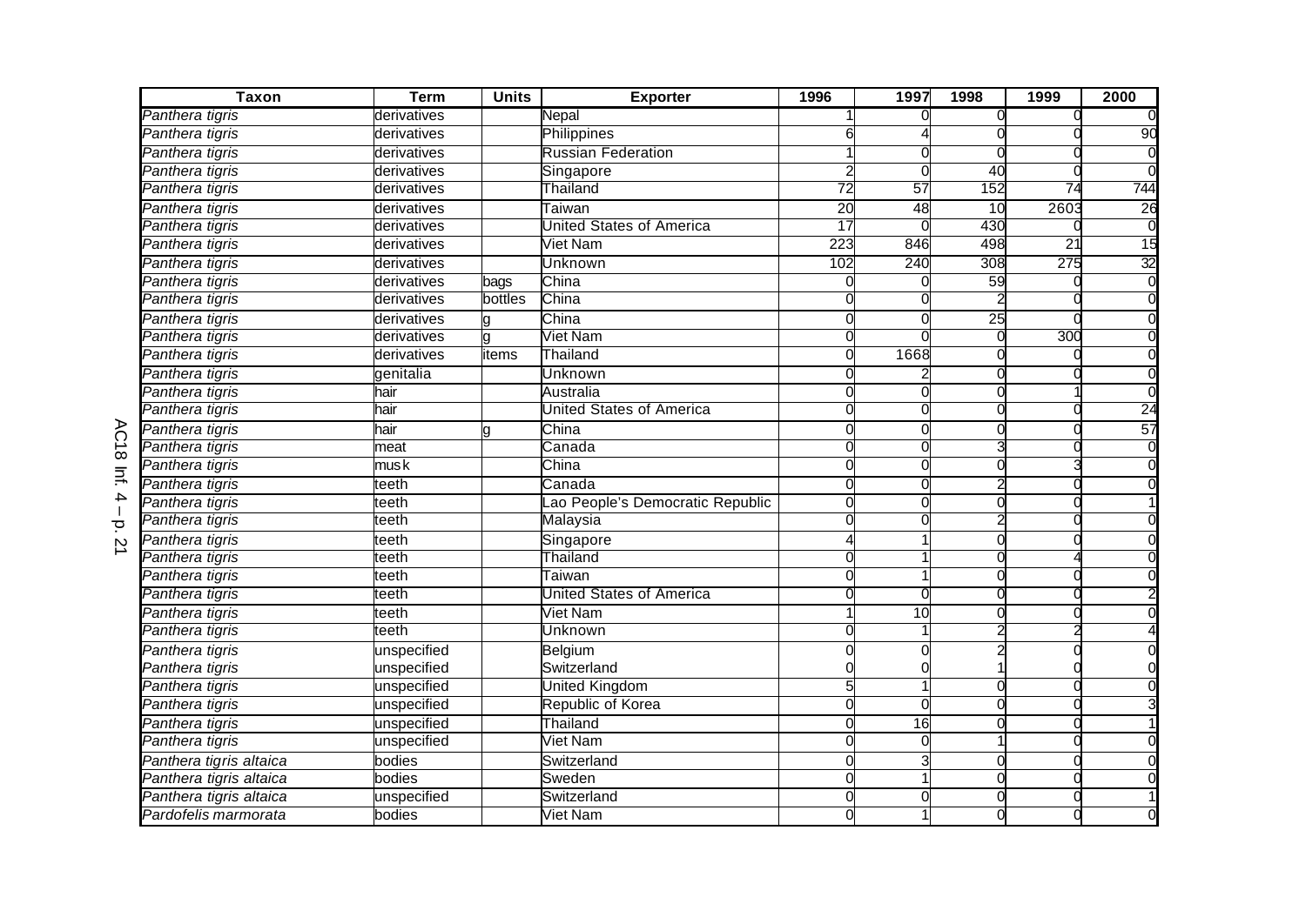| Taxon | Term | Units | Exporter | 1996 | 1997 | 1998 | 1999 | 2000 |
|---|---|---|---|---|---|---|---|---|
| *Panthera tigris* | derivatives | | Nepal | 1 | 0 | 0 | 0 | 0 |
| *Panthera tigris* | derivatives | | Philippines | 6 | 4 | 0 | 0 | 90 |
| *Panthera tigris* | derivatives | | Russian Federation | 1 | 0 | 0 | 0 | 0 |
| *Panthera tigris* | derivatives | | Singapore | 2 | 0 | 40 | 0 | 0 |
| *Panthera tigris* | derivatives | | Thailand | 72 | 57 | 152 | 74 | 744 |
| *Panthera tigris* | derivatives | | Taiwan | 20 | 48 | 10 | 2603 | 26 |
| *Panthera tigris* | derivatives | | United States of America | 17 | 0 | 430 | 0 | 0 |
| *Panthera tigris* | derivatives | | Viet Nam | 223 | 846 | 498 | 21 | 15 |
| *Panthera tigris* | derivatives | | Unknown | 102 | 240 | 308 | 275 | 32 |
| *Panthera tigris* | derivatives | bags | China | 0 | 0 | 59 | 0 | 0 |
| *Panthera tigris* | derivatives | bottles | China | 0 | 0 | 2 | 0 | 0 |
| *Panthera tigris* | derivatives | g | China | 0 | 0 | 25 | 0 | 0 |
| *Panthera tigris* | derivatives | g | Viet Nam | 0 | 0 | 0 | 300 | 0 |
| *Panthera tigris* | derivatives | items | Thailand | 0 | 1668 | 0 | 0 | 0 |
| *Panthera tigris* | genitalia | | Unknown | 0 | 2 | 0 | 0 | 0 |
| *Panthera tigris* | hair | | Australia | 0 | 0 | 0 | 1 | 0 |
| *Panthera tigris* | hair | | United States of America | 0 | 0 | 0 | 0 | 24 |
| *Panthera tigris* | hair | g | China | 0 | 0 | 0 | 0 | 57 |
| *Panthera tigris* | meat | | Canada | 0 | 0 | 3 | 0 | 0 |
| *Panthera tigris* | musk | | China | 0 | 0 | 0 | 3 | 0 |
| *Panthera tigris* | teeth | | Canada | 0 | 0 | 2 | 0 | 0 |
| *Panthera tigris* | teeth | | Lao People's Democratic Republic | 0 | 0 | 0 | 0 | 1 |
| *Panthera tigris* | teeth | | Malaysia | 0 | 0 | 2 | 0 | 0 |
| *Panthera tigris* | teeth | | Singapore | 4 | 1 | 0 | 0 | 0 |
| *Panthera tigris* | teeth | | Thailand | 0 | 1 | 0 | 4 | 0 |
| *Panthera tigris* | teeth | | Taiwan | 0 | 1 | 0 | 0 | 0 |
| *Panthera tigris* | teeth | | United States of America | 0 | 0 | 0 | 0 | 2 |
| *Panthera tigris* | teeth | | Viet Nam | 1 | 10 | 0 | 0 | 0 |
| *Panthera tigris* | teeth | | Unknown | 0 | 1 | 2 | 2 | 4 |
| *Panthera tigris* | unspecified | | Belgium | 0 | 0 | 2 | 0 | 0 |
| *Panthera tigris* | unspecified | | Switzerland | 0 | 0 | 1 | 0 | 0 |
| *Panthera tigris* | unspecified | | United Kingdom | 5 | 1 | 0 | 0 | 0 |
| *Panthera tigris* | unspecified | | Republic of Korea | 0 | 0 | 0 | 0 | 3 |
| *Panthera tigris* | unspecified | | Thailand | 0 | 16 | 0 | 0 | 1 |
| *Panthera tigris* | unspecified | | Viet Nam | 0 | 0 | 1 | 0 | 0 |
| *Panthera tigris altaica* | bodies | | Switzerland | 0 | 3 | 0 | 0 | 0 |
| *Panthera tigris altaica* | bodies | | Sweden | 0 | 1 | 0 | 0 | 0 |
| *Panthera tigris altaica* | unspecified | | Switzerland | 0 | 0 | 0 | 0 | 1 |
| *Pardofelis marmorata* | bodies | | Viet Nam | 0 | 1 | 0 | 0 | 0 |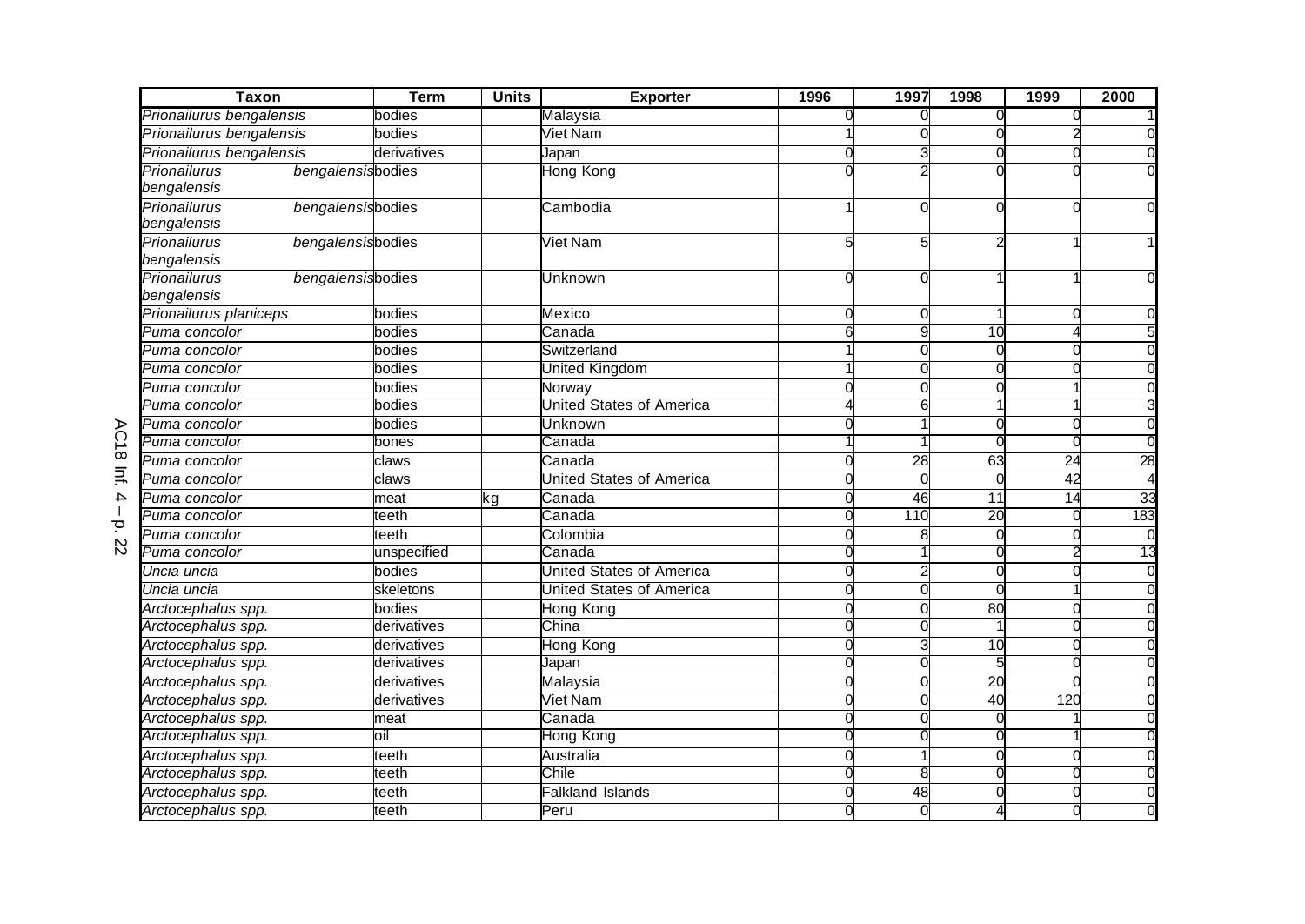| Taxon | Term | Units | Exporter | 1996 | 1997 | 1998 | 1999 | 2000 |
|---|---|---|---|---|---|---|---|---|
| *Prionailurus bengalensis* | bodies | | Malaysia | 0 | 0 | 0 | 0 | 1 |
| *Prionailurus bengalensis* | bodies | | Viet Nam | 1 | 0 | 0 | 2 | 0 |
| *Prionailurus bengalensis* | derivatives | | Japan | 0 | 3 | 0 | 0 | 0 |
| *Prionailurus bengalensis bengalensis* | bodies | | Hong Kong | 0 | 2 | 0 | 0 | 0 |
| *Prionailurus bengalensis bengalensis* | bodies | | Cambodia | 1 | 0 | 0 | 0 | 0 |
| *Prionailurus bengalensis bengalensis* | bodies | | Viet Nam | 5 | 5 | 2 | 1 | 1 |
| *Prionailurus bengalensis bengalensis* | bodies | | Unknown | 0 | 0 | 1 | 1 | 0 |
| *Prionailurus planiceps* | bodies | | Mexico | 0 | 0 | 1 | 0 | 0 |
| *Puma concolor* | bodies | | Canada | 6 | 9 | 10 | 4 | 5 |
| *Puma concolor* | bodies | | Switzerland | 1 | 0 | 0 | 0 | 0 |
| *Puma concolor* | bodies | | United Kingdom | 1 | 0 | 0 | 0 | 0 |
| *Puma concolor* | bodies | | Norway | 0 | 0 | 0 | 1 | 0 |
| *Puma concolor* | bodies | | United States of America | 4 | 6 | 1 | 1 | 3 |
| *Puma concolor* | bodies | | Unknown | 0 | 1 | 0 | 0 | 0 |
| *Puma concolor* | bones | | Canada | 1 | 1 | 0 | 0 | 0 |
| *Puma concolor* | claws | | Canada | 0 | 28 | 63 | 24 | 28 |
| *Puma concolor* | claws | | United States of America | 0 | 0 | 0 | 42 | 4 |
| *Puma concolor* | meat | kg | Canada | 0 | 46 | 11 | 14 | 33 |
| *Puma concolor* | teeth | | Canada | 0 | 110 | 20 | 0 | 183 |
| *Puma concolor* | teeth | | Colombia | 0 | 8 | 0 | 0 | 0 |
| *Puma concolor* | unspecified | | Canada | 0 | 1 | 0 | 2 | 13 |
| *Uncia uncia* | bodies | | United States of America | 0 | 2 | 0 | 0 | 0 |
| *Uncia uncia* | skeletons | | United States of America | 0 | 0 | 0 | 1 | 0 |
| *Arctocephalus spp.* | bodies | | Hong Kong | 0 | 0 | 80 | 0 | 0 |
| *Arctocephalus spp.* | derivatives | | China | 0 | 0 | 1 | 0 | 0 |
| *Arctocephalus spp.* | derivatives | | Hong Kong | 0 | 3 | 10 | 0 | 0 |
| *Arctocephalus spp.* | derivatives | | Japan | 0 | 0 | 5 | 0 | 0 |
| *Arctocephalus spp.* | derivatives | | Malaysia | 0 | 0 | 20 | 0 | 0 |
| *Arctocephalus spp.* | derivatives | | Viet Nam | 0 | 0 | 40 | 120 | 0 |
| *Arctocephalus spp.* | meat | | Canada | 0 | 0 | 0 | 1 | 0 |
| *Arctocephalus spp.* | oil | | Hong Kong | 0 | 0 | 0 | 1 | 0 |
| *Arctocephalus spp.* | teeth | | Australia | 0 | 1 | 0 | 0 | 0 |
| *Arctocephalus spp.* | teeth | | Chile | 0 | 8 | 0 | 0 | 0 |
| *Arctocephalus spp.* | teeth | | Falkland Islands | 0 | 48 | 0 | 0 | 0 |
| *Arctocephalus spp.* | teeth | | Peru | 0 | 0 | 4 | 0 | 0 |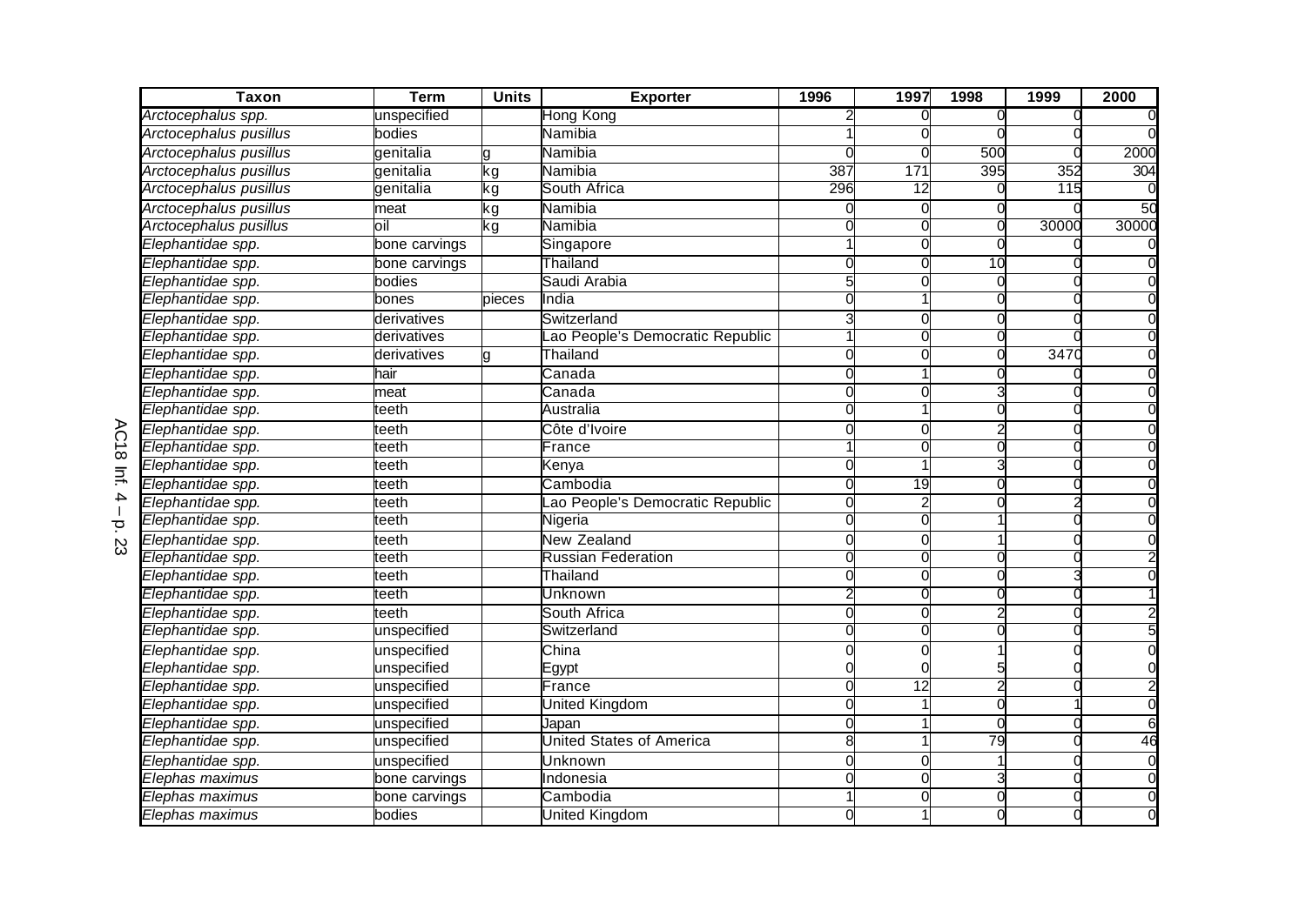| Taxon | Term | Units | Exporter | 1996 | 1997 | 1998 | 1999 | 2000 |
|---|---|---|---|---|---|---|---|---|
| *Arctocephalus spp.* | unspecified | | Hong Kong | 2 | 0 | 0 | 0 | 0 |
| *Arctocephalus pusillus* | bodies | | Namibia | 1 | 0 | 0 | 0 | 0 |
| *Arctocephalus pusillus* | genitalia | g | Namibia | 0 | 0 | 500 | 0 | 2000 |
| *Arctocephalus pusillus* | genitalia | kg | Namibia | 387 | 171 | 395 | 352 | 304 |
| *Arctocephalus pusillus* | genitalia | kg | South Africa | 296 | 12 | 0 | 115 | 0 |
| *Arctocephalus pusillus* | meat | kg | Namibia | 0 | 0 | 0 | 0 | 50 |
| *Arctocephalus pusillus* | oil | kg | Namibia | 0 | 0 | 0 | 30000 | 30000 |
| *Elephantidae spp.* | bone carvings | | Singapore | 1 | 0 | 0 | 0 | 0 |
| *Elephantidae spp.* | bone carvings | | Thailand | 0 | 0 | 10 | 0 | 0 |
| *Elephantidae spp.* | bodies | | Saudi Arabia | 5 | 0 | 0 | 0 | 0 |
| *Elephantidae spp.* | bones | pieces | India | 0 | 1 | 0 | 0 | 0 |
| *Elephantidae spp.* | derivatives | | Switzerland | 3 | 0 | 0 | 0 | 0 |
| *Elephantidae spp.* | derivatives | | Lao People's Democratic Republic | 1 | 0 | 0 | 0 | 0 |
| *Elephantidae spp.* | derivatives | g | Thailand | 0 | 0 | 0 | 3470 | 0 |
| *Elephantidae spp.* | hair | | Canada | 0 | 1 | 0 | 0 | 0 |
| *Elephantidae spp.* | meat | | Canada | 0 | 0 | 3 | 0 | 0 |
| *Elephantidae spp.* | teeth | | Australia | 0 | 1 | 0 | 0 | 0 |
| *Elephantidae spp.* | teeth | | Côte d'Ivoire | 0 | 0 | 2 | 0 | 0 |
| *Elephantidae spp.* | teeth | | France | 1 | 0 | 0 | 0 | 0 |
| *Elephantidae spp.* | teeth | | Kenya | 0 | 1 | 3 | 0 | 0 |
| *Elephantidae spp.* | teeth | | Cambodia | 0 | 19 | 0 | 0 | 0 |
| *Elephantidae spp.* | teeth | | Lao People's Democratic Republic | 0 | 2 | 0 | 2 | 0 |
| *Elephantidae spp.* | teeth | | Nigeria | 0 | 0 | 1 | 0 | 0 |
| *Elephantidae spp.* | teeth | | New Zealand | 0 | 0 | 1 | 0 | 0 |
| *Elephantidae spp.* | teeth | | Russian Federation | 0 | 0 | 0 | 0 | 2 |
| *Elephantidae spp.* | teeth | | Thailand | 0 | 0 | 0 | 3 | 0 |
| *Elephantidae spp.* | teeth | | Unknown | 2 | 0 | 0 | 0 | 1 |
| *Elephantidae spp.* | teeth | | South Africa | 0 | 0 | 2 | 0 | 2 |
| *Elephantidae spp.* | unspecified | | Switzerland | 0 | 0 | 0 | 0 | 5 |
| *Elephantidae spp.* | unspecified | | China | 0 | 0 | 1 | 0 | 0 |
| *Elephantidae spp.* | unspecified | | Egypt | 0 | 0 | 5 | 0 | 0 |
| *Elephantidae spp.* | unspecified | | France | 0 | 12 | 2 | 0 | 2 |
| *Elephantidae spp.* | unspecified | | United Kingdom | 0 | 1 | 0 | 1 | 0 |
| *Elephantidae spp.* | unspecified | | Japan | 0 | 1 | 0 | 0 | 6 |
| *Elephantidae spp.* | unspecified | | United States of America | 8 | 1 | 79 | 0 | 46 |
| *Elephantidae spp.* | unspecified | | Unknown | 0 | 0 | 1 | 0 | 0 |
| *Elephas maximus* | bone carvings | | Indonesia | 0 | 0 | 3 | 0 | 0 |
| *Elephas maximus* | bone carvings | | Cambodia | 1 | 0 | 0 | 0 | 0 |
| *Elephas maximus* | bodies | | United Kingdom | 0 | 1 | 0 | 0 | 0 |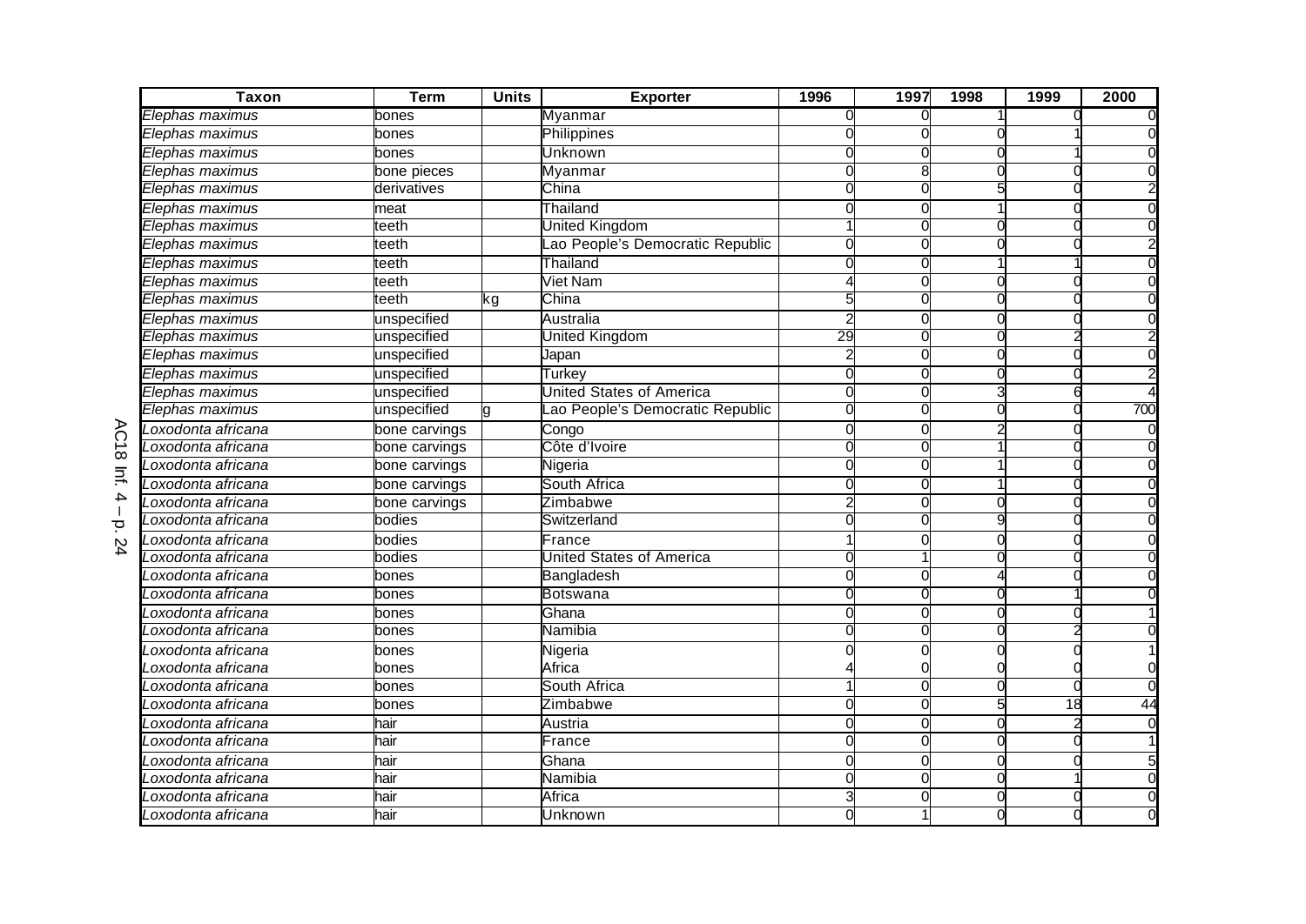| Taxon | Term | Units | Exporter | 1996 | 1997 | 1998 | 1999 | 2000 |
|---|---|---|---|---|---|---|---|---|
| *Elephas maximus* | bones | | Myanmar | 0 | 0 | 1 | 0 | 0 |
| *Elephas maximus* | bones | | Philippines | 0 | 0 | 0 | 1 | 0 |
| *Elephas maximus* | bones | | Unknown | 0 | 0 | 0 | 1 | 0 |
| *Elephas maximus* | bone pieces | | Myanmar | 0 | 8 | 0 | 0 | 0 |
| *Elephas maximus* | derivatives | | China | 0 | 0 | 5 | 0 | 2 |
| *Elephas maximus* | meat | | Thailand | 0 | 0 | 1 | 0 | 0 |
| *Elephas maximus* | teeth | | United Kingdom | 1 | 0 | 0 | 0 | 0 |
| *Elephas maximus* | teeth | | Lao People's Democratic Republic | 0 | 0 | 0 | 0 | 2 |
| *Elephas maximus* | teeth | | Thailand | 0 | 0 | 1 | 1 | 0 |
| *Elephas maximus* | teeth | | Viet Nam | 4 | 0 | 0 | 0 | 0 |
| *Elephas maximus* | teeth | kg | China | 5 | 0 | 0 | 0 | 0 |
| *Elephas maximus* | unspecified | | Australia | 2 | 0 | 0 | 0 | 0 |
| *Elephas maximus* | unspecified | | United Kingdom | 29 | 0 | 0 | 2 | 2 |
| *Elephas maximus* | unspecified | | Japan | 2 | 0 | 0 | 0 | 0 |
| *Elephas maximus* | unspecified | | Turkey | 0 | 0 | 0 | 0 | 2 |
| *Elephas maximus* | unspecified | | United States of America | 0 | 0 | 3 | 6 | 4 |
| *Elephas maximus* | unspecified | g | Lao People's Democratic Republic | 0 | 0 | 0 | 0 | 700 |
| *Loxodonta africana* | bone carvings | | Congo | 0 | 0 | 2 | 0 | 0 |
| *Loxodonta africana* | bone carvings | | Côte d'Ivoire | 0 | 0 | 1 | 0 | 0 |
| *Loxodonta africana* | bone carvings | | Nigeria | 0 | 0 | 1 | 0 | 0 |
| *Loxodonta africana* | bone carvings | | South Africa | 0 | 0 | 1 | 0 | 0 |
| *Loxodonta africana* | bone carvings | | Zimbabwe | 2 | 0 | 0 | 0 | 0 |
| *Loxodonta africana* | bodies | | Switzerland | 0 | 0 | 9 | 0 | 0 |
| *Loxodonta africana* | bodies | | France | 1 | 0 | 0 | 0 | 0 |
| *Loxodonta africana* | bodies | | United States of America | 0 | 1 | 0 | 0 | 0 |
| *Loxodonta africana* | bones | | Bangladesh | 0 | 0 | 4 | 0 | 0 |
| *Loxodonta africana* | bones | | Botswana | 0 | 0 | 0 | 1 | 0 |
| *Loxodonta africana* | bones | | Ghana | 0 | 0 | 0 | 0 | 1 |
| *Loxodonta africana* | bones | | Namibia | 0 | 0 | 0 | 2 | 0 |
| *Loxodonta africana* | bones | | Nigeria | 0 | 0 | 0 | 0 | 1 |
| *Loxodonta africana* | bones | | Africa | 4 | 0 | 0 | 0 | 0 |
| *Loxodonta africana* | bones | | South Africa | 1 | 0 | 0 | 0 | 0 |
| *Loxodonta africana* | bones | | Zimbabwe | 0 | 0 | 5 | 18 | 44 |
| *Loxodonta africana* | hair | | Austria | 0 | 0 | 0 | 2 | 0 |
| *Loxodonta africana* | hair | | France | 0 | 0 | 0 | 0 | 1 |
| *Loxodonta africana* | hair | | Ghana | 0 | 0 | 0 | 0 | 5 |
| *Loxodonta africana* | hair | | Namibia | 0 | 0 | 0 | 1 | 0 |
| *Loxodonta africana* | hair | | Africa | 3 | 0 | 0 | 0 | 0 |
| *Loxodonta africana* | hair | | Unknown | 0 | 1 | 0 | 0 | 0 |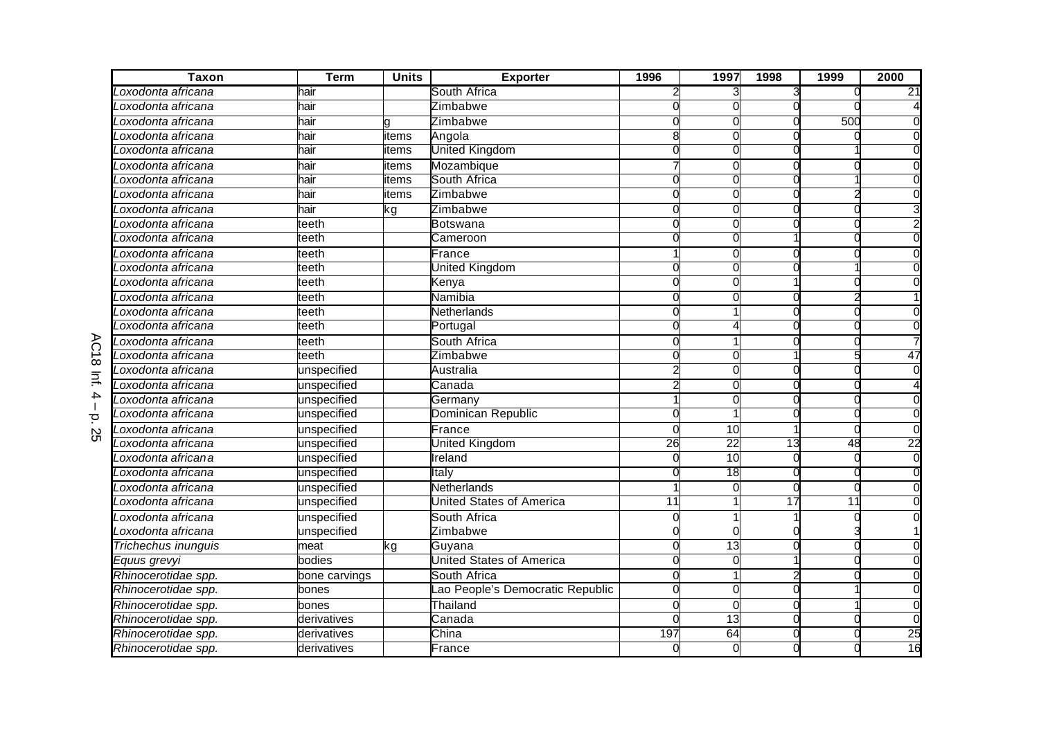| Taxon | Term | Units | Exporter | 1996 | 1997 | 1998 | 1999 | 2000 |
|---|---|---|---|---|---|---|---|---|
| *Loxodonta africana* | hair | | South Africa | 2 | 3 | 3 | 0 | 21 |
| *Loxodonta africana* | hair | | Zimbabwe | 0 | 0 | 0 | 0 | 4 |
| *Loxodonta africana* | hair | g | Zimbabwe | 0 | 0 | 0 | 500 | 0 |
| *Loxodonta africana* | hair | items | Angola | 8 | 0 | 0 | 0 | 0 |
| *Loxodonta africana* | hair | items | United Kingdom | 0 | 0 | 0 | 1 | 0 |
| *Loxodonta africana* | hair | items | Mozambique | 7 | 0 | 0 | 0 | 0 |
| *Loxodonta africana* | hair | items | South Africa | 0 | 0 | 0 | 1 | 0 |
| *Loxodonta africana* | hair | items | Zimbabwe | 0 | 0 | 0 | 2 | 0 |
| *Loxodonta africana* | hair | kg | Zimbabwe | 0 | 0 | 0 | 0 | 3 |
| *Loxodonta africana* | teeth | | Botswana | 0 | 0 | 0 | 0 | 2 |
| *Loxodonta africana* | teeth | | Cameroon | 0 | 0 | 1 | 0 | 0 |
| *Loxodonta africana* | teeth | | France | 1 | 0 | 0 | 0 | 0 |
| *Loxodonta africana* | teeth | | United Kingdom | 0 | 0 | 0 | 1 | 0 |
| *Loxodonta africana* | teeth | | Kenya | 0 | 0 | 1 | 0 | 0 |
| *Loxodonta africana* | teeth | | Namibia | 0 | 0 | 0 | 2 | 1 |
| *Loxodonta africana* | teeth | | Netherlands | 0 | 1 | 0 | 0 | 0 |
| *Loxodonta africana* | teeth | | Portugal | 0 | 4 | 0 | 0 | 0 |
| *Loxodonta africana* | teeth | | South Africa | 0 | 1 | 0 | 0 | 7 |
| *Loxodonta africana* | teeth | | Zimbabwe | 0 | 0 | 1 | 5 | 47 |
| *Loxodonta africana* | unspecified | | Australia | 2 | 0 | 0 | 0 | 0 |
| *Loxodonta africana* | unspecified | | Canada | 2 | 0 | 0 | 0 | 4 |
| *Loxodonta africana* | unspecified | | Germany | 1 | 0 | 0 | 0 | 0 |
| *Loxodonta africana* | unspecified | | Dominican Republic | 0 | 1 | 0 | 0 | 0 |
| *Loxodonta africana* | unspecified | | France | 0 | 10 | 1 | 0 | 0 |
| *Loxodonta africana* | unspecified | | United Kingdom | 26 | 22 | 13 | 48 | 22 |
| *Loxodonta africana* | unspecified | | Ireland | 0 | 10 | 0 | 0 | 0 |
| *Loxodonta africana* | unspecified | | Italy | 0 | 18 | 0 | 0 | 0 |
| *Loxodonta africana* | unspecified | | Netherlands | 1 | 0 | 0 | 0 | 0 |
| *Loxodonta africana* | unspecified | | United States of America | 11 | 1 | 17 | 11 | 0 |
| *Loxodonta africana* | unspecified | | South Africa | 0 | 1 | 1 | 0 | 0 |
| *Loxodonta africana* | unspecified | | Zimbabwe | 0 | 0 | 0 | 3 | 1 |
| *Trichechus inunguis* | meat | kg | Guyana | 0 | 13 | 0 | 0 | 0 |
| *Equus grevyi* | bodies | | United States of America | 0 | 0 | 1 | 0 | 0 |
| *Rhinocerotidae spp.* | bone carvings | | South Africa | 0 | 1 | 2 | 0 | 0 |
| *Rhinocerotidae spp.* | bones | | Lao People's Democratic Republic | 0 | 0 | 0 | 1 | 0 |
| *Rhinocerotidae spp.* | bones | | Thailand | 0 | 0 | 0 | 1 | 0 |
| *Rhinocerotidae spp.* | derivatives | | Canada | 0 | 13 | 0 | 0 | 0 |
| *Rhinocerotidae spp.* | derivatives | | China | 197 | 64 | 0 | 0 | 25 |
| *Rhinocerotidae spp.* | derivatives | | France | 0 | 0 | 0 | 0 | 16 |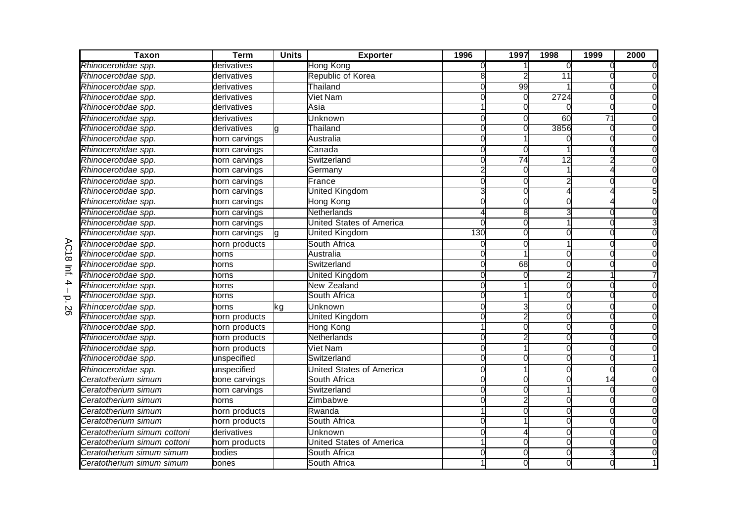| Taxon | Term | Units | Exporter | 1996 | 1997 | 1998 | 1999 | 2000 |
|---|---|---|---|---|---|---|---|---|
| *Rhinocerotidae spp.* | derivatives | | Hong Kong | 0 | 1 | 0 | 0 | 0 |
| *Rhinocerotidae spp.* | derivatives | | Republic of Korea | 8 | 2 | 11 | 0 | 0 |
| *Rhinocerotidae spp.* | derivatives | | Thailand | 0 | 99 | 1 | 0 | 0 |
| *Rhinocerotidae spp.* | derivatives | | Viet Nam | 0 | 0 | 2724 | 0 | 0 |
| *Rhinocerotidae spp.* | derivatives | | Asia | 1 | 0 | 0 | 0 | 0 |
| *Rhinocerotidae spp.* | derivatives | | Unknown | 0 | 0 | 60 | 71 | 0 |
| *Rhinocerotidae spp.* | derivatives | g | Thailand | 0 | 0 | 3856 | 0 | 0 |
| *Rhinocerotidae spp.* | horn carvings | | Australia | 0 | 1 | 0 | 0 | 0 |
| *Rhinocerotidae spp.* | horn carvings | | Canada | 0 | 0 | 1 | 0 | 0 |
| *Rhinocerotidae spp.* | horn carvings | | Switzerland | 0 | 74 | 12 | 2 | 0 |
| *Rhinocerotidae spp.* | horn carvings | | Germany | 2 | 0 | 1 | 4 | 0 |
| *Rhinocerotidae spp.* | horn carvings | | France | 0 | 0 | 2 | 0 | 0 |
| *Rhinocerotidae spp.* | horn carvings | | United Kingdom | 3 | 0 | 4 | 4 | 5 |
| *Rhinocerotidae spp.* | horn carvings | | Hong Kong | 0 | 0 | 0 | 4 | 0 |
| *Rhinocerotidae spp.* | horn carvings | | Netherlands | 4 | 8 | 3 | 0 | 0 |
| *Rhinocerotidae spp.* | horn carvings | | United States of America | 0 | 0 | 1 | 0 | 3 |
| *Rhinocerotidae spp.* | horn carvings | g | United Kingdom | 130 | 0 | 0 | 0 | 0 |
| *Rhinocerotidae spp.* | horn products | | South Africa | 0 | 0 | 1 | 0 | 0 |
| *Rhinocerotidae spp.* | horns | | Australia | 0 | 1 | 0 | 0 | 0 |
| *Rhinocerotidae spp.* | horns | | Switzerland | 0 | 68 | 0 | 0 | 0 |
| *Rhinocerotidae spp.* | horns | | United Kingdom | 0 | 0 | 2 | 1 | 7 |
| *Rhinocerotidae spp.* | horns | | New Zealand | 0 | 1 | 0 | 0 | 0 |
| *Rhinocerotidae spp.* | horns | | South Africa | 0 | 1 | 0 | 0 | 0 |
| *Rhinocerotidae spp.* | horns | kg | Unknown | 0 | 3 | 0 | 0 | 0 |
| *Rhinocerotidae spp.* | horn products | | United Kingdom | 0 | 2 | 0 | 0 | 0 |
| *Rhinocerotidae spp.* | horn products | | Hong Kong | 1 | 0 | 0 | 0 | 0 |
| *Rhinocerotidae spp.* | horn products | | Netherlands | 0 | 2 | 0 | 0 | 0 |
| *Rhinocerotidae spp.* | horn products | | Viet Nam | 0 | 1 | 0 | 0 | 0 |
| *Rhinocerotidae spp.* | unspecified | | Switzerland | 0 | 0 | 0 | 0 | 1 |
| *Rhinocerotidae spp.* | unspecified | | United States of America | 0 | 1 | 0 | 0 | 0 |
| *Ceratotherium simum* | bone carvings | | South Africa | 0 | 0 | 0 | 14 | 0 |
| *Ceratotherium simum* | horn carvings | | Switzerland | 0 | 0 | 1 | 0 | 0 |
| *Ceratotherium simum* | horns | | Zimbabwe | 0 | 2 | 0 | 0 | 0 |
| *Ceratotherium simum* | horn products | | Rwanda | 1 | 0 | 0 | 0 | 0 |
| *Ceratotherium simum* | horn products | | South Africa | 0 | 1 | 0 | 0 | 0 |
| *Ceratotherium simum cottoni* | derivatives | | Unknown | 0 | 4 | 0 | 0 | 0 |
| *Ceratotherium simum cottoni* | horn products | | United States of America | 1 | 0 | 0 | 0 | 0 |
| *Ceratotherium simum simum* | bodies | | South Africa | 0 | 0 | 0 | 3 | 0 |
| *Ceratotherium simum simum* | bones | | South Africa | 1 | 0 | 0 | 0 | 1 |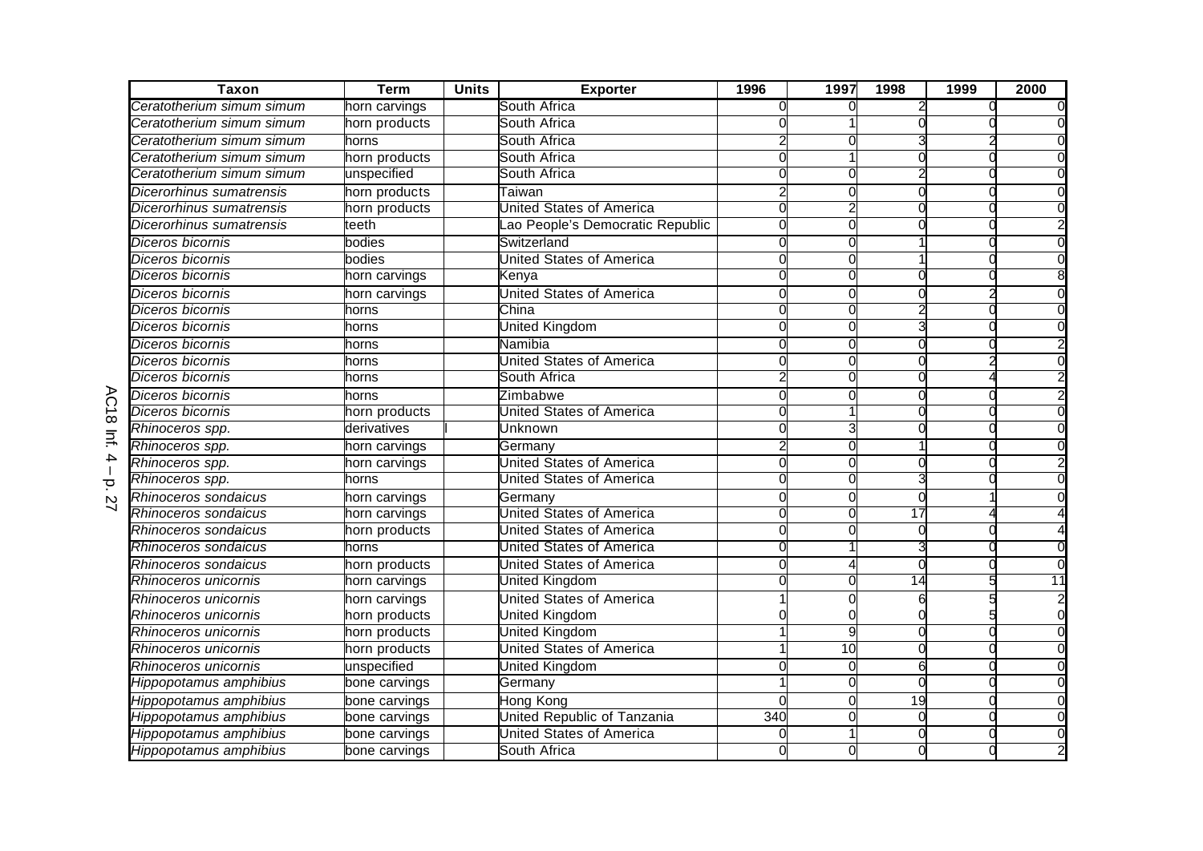| Taxon | Term | Units | Exporter | 1996 | 1997 | 1998 | 1999 | 2000 |
|---|---|---|---|---|---|---|---|---|
| *Ceratotherium simum simum* | horn carvings | | South Africa | 0 | 0 | 2 | 0 | 0 |
| *Ceratotherium simum simum* | horn products | | South Africa | 0 | 1 | 0 | 0 | 0 |
| *Ceratotherium simum simum* | horns | | South Africa | 2 | 0 | 3 | 2 | 0 |
| *Ceratotherium simum simum* | horn products | | South Africa | 0 | 1 | 0 | 0 | 0 |
| *Ceratotherium simum simum* | unspecified | | South Africa | 0 | 0 | 2 | 0 | 0 |
| *Dicerorhinus sumatrensis* | horn products | | Taiwan | 2 | 0 | 0 | 0 | 0 |
| *Dicerorhinus sumatrensis* | horn products | | United States of America | 0 | 2 | 0 | 0 | 0 |
| *Dicerorhinus sumatrensis* | teeth | | Lao People's Democratic Republic | 0 | 0 | 0 | 0 | 2 |
| *Diceros bicornis* | bodies | | Switzerland | 0 | 0 | 1 | 0 | 0 |
| *Diceros bicornis* | bodies | | United States of America | 0 | 0 | 1 | 0 | 0 |
| *Diceros bicornis* | horn carvings | | Kenya | 0 | 0 | 0 | 0 | 8 |
| *Diceros bicornis* | horn carvings | | United States of America | 0 | 0 | 0 | 2 | 0 |
| *Diceros bicornis* | horns | | China | 0 | 0 | 2 | 0 | 0 |
| *Diceros bicornis* | horns | | United Kingdom | 0 | 0 | 3 | 0 | 0 |
| *Diceros bicornis* | horns | | Namibia | 0 | 0 | 0 | 0 | 2 |
| *Diceros bicornis* | horns | | United States of America | 0 | 0 | 0 | 2 | 0 |
| *Diceros bicornis* | horns | | South Africa | 2 | 0 | 0 | 4 | 2 |
| *Diceros bicornis* | horns | | Zimbabwe | 0 | 0 | 0 | 0 | 2 |
| *Diceros bicornis* | horn products | | United States of America | 0 | 1 | 0 | 0 | 0 |
| *Rhinoceros spp.* | derivatives | l | Unknown | 0 | 3 | 0 | 0 | 0 |
| *Rhinoceros spp.* | horn carvings | | Germany | 2 | 0 | 1 | 0 | 0 |
| *Rhinoceros spp.* | horn carvings | | United States of America | 0 | 0 | 0 | 0 | 2 |
| *Rhinoceros spp.* | horns | | United States of America | 0 | 0 | 3 | 0 | 0 |
| *Rhinoceros sondaicus* | horn carvings | | Germany | 0 | 0 | 0 | 1 | 0 |
| *Rhinoceros sondaicus* | horn carvings | | United States of America | 0 | 0 | 17 | 4 | 4 |
| *Rhinoceros sondaicus* | horn products | | United States of America | 0 | 0 | 0 | 0 | 4 |
| *Rhinoceros sondaicus* | horns | | United States of America | 0 | 1 | 3 | 0 | 0 |
| *Rhinoceros sondaicus* | horn products | | United States of America | 0 | 4 | 0 | 0 | 0 |
| *Rhinoceros unicornis* | horn carvings | | United Kingdom | 0 | 0 | 14 | 5 | 11 |
| *Rhinoceros unicornis* | horn carvings | | United States of America | 1 | 0 | 6 | 5 | 2 |
| *Rhinoceros unicornis* | horn products | | United Kingdom | 0 | 0 | 0 | 5 | 0 |
| *Rhinoceros unicornis* | horn products | | United Kingdom | 1 | 9 | 0 | 0 | 0 |
| *Rhinoceros unicornis* | horn products | | United States of America | 1 | 10 | 0 | 0 | 0 |
| *Rhinoceros unicornis* | unspecified | | United Kingdom | 0 | 0 | 6 | 0 | 0 |
| *Hippopotamus amphibius* | bone carvings | | Germany | 1 | 0 | 0 | 0 | 0 |
| *Hippopotamus amphibius* | bone carvings | | Hong Kong | 0 | 0 | 19 | 0 | 0 |
| *Hippopotamus amphibius* | bone carvings | | United Republic of Tanzania | 340 | 0 | 0 | 0 | 0 |
| *Hippopotamus amphibius* | bone carvings | | United States of America | 0 | 1 | 0 | 0 | 0 |
| *Hippopotamus amphibius* | bone carvings | | South Africa | 0 | 0 | 0 | 0 | 2 |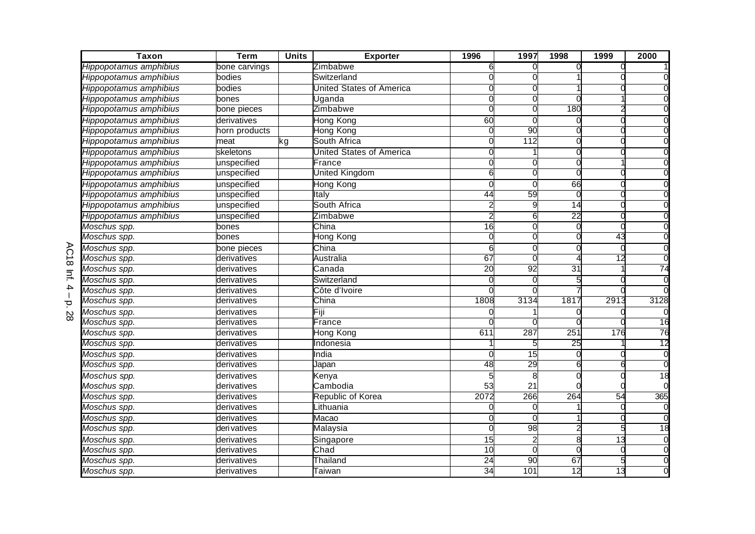| Taxon | Term | Units | Exporter | 1996 | 1997 | 1998 | 1999 | 2000 |
|---|---|---|---|---|---|---|---|---|
| *Hippopotamus amphibius* | bone carvings | | Zimbabwe | 6 | 0 | 0 | 0 | 1 |
| *Hippopotamus amphibius* | bodies | | Switzerland | 0 | 0 | 1 | 0 | 0 |
| *Hippopotamus amphibius* | bodies | | United States of America | 0 | 0 | 1 | 0 | 0 |
| *Hippopotamus amphibius* | bones | | Uganda | 0 | 0 | 0 | 1 | 0 |
| *Hippopotamus amphibius* | bone pieces | | Zimbabwe | 0 | 0 | 180 | 2 | 0 |
| *Hippopotamus amphibius* | derivatives | | Hong Kong | 60 | 0 | 0 | 0 | 0 |
| *Hippopotamus amphibius* | horn products | | Hong Kong | 0 | 90 | 0 | 0 | 0 |
| *Hippopotamus amphibius* | meat | kg | South Africa | 0 | 112 | 0 | 0 | 0 |
| *Hippopotamus amphibius* | skeletons | | United States of America | 0 | 1 | 0 | 0 | 0 |
| *Hippopotamus amphibius* | unspecified | | France | 0 | 0 | 0 | 1 | 0 |
| *Hippopotamus amphibius* | unspecified | | United Kingdom | 6 | 0 | 0 | 0 | 0 |
| *Hippopotamus amphibius* | unspecified | | Hong Kong | 0 | 0 | 66 | 0 | 0 |
| *Hippopotamus amphibius* | unspecified | | Italy | 44 | 59 | 0 | 0 | 0 |
| *Hippopotamus amphibius* | unspecified | | South Africa | 2 | 9 | 14 | 0 | 0 |
| *Hippopotamus amphibius* | unspecified | | Zimbabwe | 2 | 6 | 22 | 0 | 0 |
| *Moschus spp.* | bones | | China | 16 | 0 | 0 | 0 | 0 |
| *Moschus spp.* | bones | | Hong Kong | 0 | 0 | 0 | 43 | 0 |
| *Moschus spp.* | bone pieces | | China | 6 | 0 | 0 | 0 | 0 |
| *Moschus spp.* | derivatives | | Australia | 67 | 0 | 4 | 12 | 0 |
| *Moschus spp.* | derivatives | | Canada | 20 | 92 | 31 | 1 | 74 |
| *Moschus spp.* | derivatives | | Switzerland | 0 | 0 | 5 | 0 | 0 |
| *Moschus spp.* | derivatives | | Côte d'Ivoire | 0 | 0 | 7 | 0 | 0 |
| *Moschus spp.* | derivatives | | China | 1808 | 3134 | 1817 | 2913 | 3128 |
| *Moschus spp.* | derivatives | | Fiji | 0 | 1 | 0 | 0 | 0 |
| *Moschus spp.* | derivatives | | France | 0 | 0 | 0 | 0 | 16 |
| *Moschus spp.* | derivatives | | Hong Kong | 611 | 287 | 251 | 176 | 76 |
| *Moschus spp.* | derivatives | | Indonesia | 1 | 5 | 25 | 1 | 12 |
| *Moschus spp.* | derivatives | | India | 0 | 15 | 0 | 0 | 0 |
| *Moschus spp.* | derivatives | | Japan | 48 | 29 | 6 | 6 | 0 |
| *Moschus spp.* | derivatives | | Kenya | 5 | 8 | 0 | 0 | 18 |
| *Moschus spp.* | derivatives | | Cambodia | 53 | 21 | 0 | 0 | 0 |
| *Moschus spp.* | derivatives | | Republic of Korea | 2072 | 266 | 264 | 54 | 365 |
| *Moschus spp.* | derivatives | | Lithuania | 0 | 0 | 1 | 0 | 0 |
| *Moschus spp.* | derivatives | | Macao | 0 | 0 | 1 | 0 | 0 |
| *Moschus spp.* | derivatives | | Malaysia | 0 | 98 | 2 | 5 | 18 |
| *Moschus spp.* | derivatives | | Singapore | 15 | 2 | 8 | 13 | 0 |
| *Moschus spp.* | derivatives | | Chad | 10 | 0 | 0 | 0 | 0 |
| *Moschus spp.* | derivatives | | Thailand | 24 | 90 | 67 | 5 | 0 |
| *Moschus spp.* | derivatives | | Taiwan | 34 | 101 | 12 | 13 | 0 |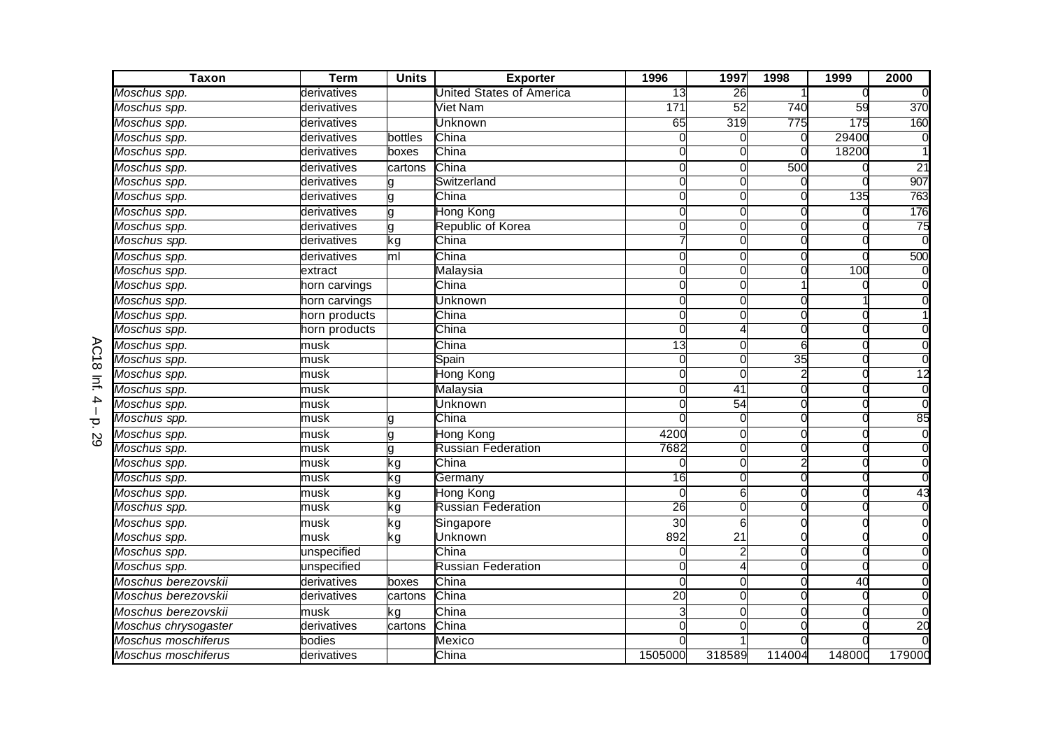| Taxon | Term | Units | Exporter | 1996 | 1997 | 1998 | 1999 | 2000 |
|---|---|---|---|---|---|---|---|---|
| *Moschus spp.* | derivatives | | United States of America | 13 | 26 | 1 | 0 | 0 |
| *Moschus spp.* | derivatives | | Viet Nam | 171 | 52 | 740 | 59 | 370 |
| *Moschus spp.* | derivatives | | Unknown | 65 | 319 | 775 | 175 | 160 |
| *Moschus spp.* | derivatives | bottles | China | 0 | 0 | 0 | 29400 | 0 |
| *Moschus spp.* | derivatives | boxes | China | 0 | 0 | 0 | 18200 | 1 |
| *Moschus spp.* | derivatives | cartons | China | 0 | 0 | 500 | 0 | 21 |
| *Moschus spp.* | derivatives | g | Switzerland | 0 | 0 | 0 | 0 | 907 |
| *Moschus spp.* | derivatives | g | China | 0 | 0 | 0 | 135 | 763 |
| *Moschus spp.* | derivatives | g | Hong Kong | 0 | 0 | 0 | 0 | 176 |
| *Moschus spp.* | derivatives | g | Republic of Korea | 0 | 0 | 0 | 0 | 75 |
| *Moschus spp.* | derivatives | kg | China | 7 | 0 | 0 | 0 | 0 |
| *Moschus spp.* | derivatives | ml | China | 0 | 0 | 0 | 0 | 500 |
| *Moschus spp.* | extract | | Malaysia | 0 | 0 | 0 | 100 | 0 |
| *Moschus spp.* | horn carvings | | China | 0 | 0 | 1 | 0 | 0 |
| *Moschus spp.* | horn carvings | | Unknown | 0 | 0 | 0 | 1 | 0 |
| *Moschus spp.* | horn products | | China | 0 | 0 | 0 | 0 | 1 |
| *Moschus spp.* | horn products | | China | 0 | 4 | 0 | 0 | 0 |
| *Moschus spp.* | musk | | China | 13 | 0 | 6 | 0 | 0 |
| *Moschus spp.* | musk | | Spain | 0 | 0 | 35 | 0 | 0 |
| *Moschus spp.* | musk | | Hong Kong | 0 | 0 | 2 | 0 | 12 |
| *Moschus spp.* | musk | | Malaysia | 0 | 41 | 0 | 0 | 0 |
| *Moschus spp.* | musk | | Unknown | 0 | 54 | 0 | 0 | 0 |
| *Moschus spp.* | musk | g | China | 0 | 0 | 0 | 0 | 85 |
| *Moschus spp.* | musk | g | Hong Kong | 4200 | 0 | 0 | 0 | 0 |
| *Moschus spp.* | musk | g | Russian Federation | 7682 | 0 | 0 | 0 | 0 |
| *Moschus spp.* | musk | kg | China | 0 | 0 | 2 | 0 | 0 |
| *Moschus spp.* | musk | kg | Germany | 16 | 0 | 0 | 0 | 0 |
| *Moschus spp.* | musk | kg | Hong Kong | 0 | 6 | 0 | 0 | 43 |
| *Moschus spp.* | musk | kg | Russian Federation | 26 | 0 | 0 | 0 | 0 |
| *Moschus spp.* | musk | kg | Singapore | 30 | 6 | 0 | 0 | 0 |
| *Moschus spp.* | musk | kg | Unknown | 892 | 21 | 0 | 0 | 0 |
| *Moschus spp.* | unspecified | | China | 0 | 2 | 0 | 0 | 0 |
| *Moschus spp.* | unspecified | | Russian Federation | 0 | 4 | 0 | 0 | 0 |
| *Moschus berezovskii* | derivatives | boxes | China | 0 | 0 | 0 | 40 | 0 |
| *Moschus berezovskii* | derivatives | cartons | China | 20 | 0 | 0 | 0 | 0 |
| *Moschus berezovskii* | musk | kg | China | 3 | 0 | 0 | 0 | 0 |
| *Moschus chrysogaster* | derivatives | cartons | China | 0 | 0 | 0 | 0 | 20 |
| *Moschus moschiferus* | bodies | | Mexico | 0 | 1 | 0 | 0 | 0 |
| *Moschus moschiferus* | derivatives | | China | 1505000 | 318589 | 114004 | 148000 | 179000 |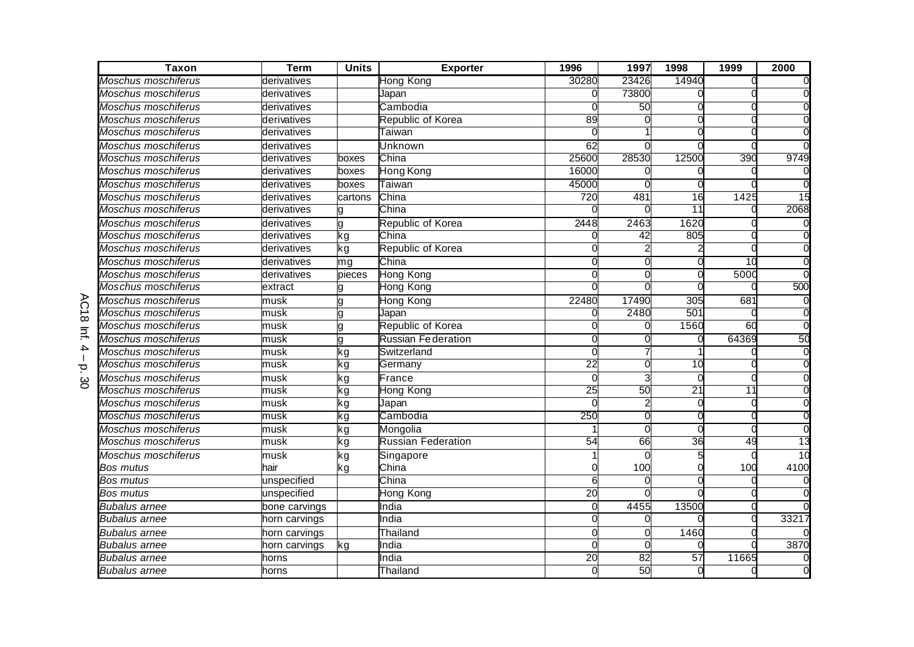| Taxon | Term | Units | Exporter | 1996 | 1997 | 1998 | 1999 | 2000 |
|---|---|---|---|---|---|---|---|---|
| *Moschus moschiferus* | derivatives | | Hong Kong | 30280 | 23426 | 14940 | 0 | 0 |
| *Moschus moschiferus* | derivatives | | Japan | 0 | 73800 | 0 | 0 | 0 |
| *Moschus moschiferus* | derivatives | | Cambodia | 0 | 50 | 0 | 0 | 0 |
| *Moschus moschiferus* | derivatives | | Republic of Korea | 89 | 0 | 0 | 0 | 0 |
| *Moschus moschiferus* | derivatives | | Taiwan | 0 | 1 | 0 | 0 | 0 |
| *Moschus moschiferus* | derivatives | | Unknown | 62 | 0 | 0 | 0 | 0 |
| *Moschus moschiferus* | derivatives | boxes | China | 25600 | 28530 | 12500 | 390 | 9749 |
| *Moschus moschiferus* | derivatives | boxes | Hong Kong | 16000 | 0 | 0 | 0 | 0 |
| *Moschus moschiferus* | derivatives | boxes | Taiwan | 45000 | 0 | 0 | 0 | 0 |
| *Moschus moschiferus* | derivatives | cartons | China | 720 | 481 | 16 | 1425 | 15 |
| *Moschus moschiferus* | derivatives | g | China | 0 | 0 | 11 | 0 | 2068 |
| *Moschus moschiferus* | derivatives | g | Republic of Korea | 2448 | 2463 | 1620 | 0 | 0 |
| *Moschus moschiferus* | derivatives | kg | China | 0 | 42 | 805 | 0 | 0 |
| *Moschus moschiferus* | derivatives | kg | Republic of Korea | 0 | 2 | 2 | 0 | 0 |
| *Moschus moschiferus* | derivatives | mg | China | 0 | 0 | 0 | 10 | 0 |
| *Moschus moschiferus* | derivatives | pieces | Hong Kong | 0 | 0 | 0 | 5000 | 0 |
| *Moschus moschiferus* | extract | g | Hong Kong | 0 | 0 | 0 | 0 | 500 |
| *Moschus moschiferus* | musk | g | Hong Kong | 22480 | 17490 | 305 | 681 | 0 |
| *Moschus moschiferus* | musk | g | Japan | 0 | 2480 | 501 | 0 | 0 |
| *Moschus moschiferus* | musk | g | Republic of Korea | 0 | 0 | 1560 | 60 | 0 |
| *Moschus moschiferus* | musk | g | Russian Federation | 0 | 0 | 0 | 64369 | 50 |
| *Moschus moschiferus* | musk | kg | Switzerland | 0 | 7 | 1 | 0 | 0 |
| *Moschus moschiferus* | musk | kg | Germany | 22 | 0 | 10 | 0 | 0 |
| *Moschus moschiferus* | musk | kg | France | 0 | 3 | 0 | 0 | 0 |
| *Moschus moschiferus* | musk | kg | Hong Kong | 25 | 50 | 21 | 11 | 0 |
| *Moschus moschiferus* | musk | kg | Japan | 0 | 2 | 0 | 0 | 0 |
| *Moschus moschiferus* | musk | kg | Cambodia | 250 | 0 | 0 | 0 | 0 |
| *Moschus moschiferus* | musk | kg | Mongolia | 1 | 0 | 0 | 0 | 0 |
| *Moschus moschiferus* | musk | kg | Russian Federation | 54 | 66 | 36 | 49 | 13 |
| *Moschus moschiferus* | musk | kg | Singapore | 1 | 0 | 5 | 0 | 10 |
| *Bos mutus* | hair | kg | China | 0 | 100 | 0 | 100 | 4100 |
| *Bos mutus* | unspecified | | China | 6 | 0 | 0 | 0 | 0 |
| *Bos mutus* | unspecified | | Hong Kong | 20 | 0 | 0 | 0 | 0 |
| *Bubalus arnee* | bone carvings | | India | 0 | 4455 | 13500 | 0 | 0 |
| *Bubalus arnee* | horn carvings | | India | 0 | 0 | 0 | 0 | 33217 |
| *Bubalus arnee* | horn carvings | | Thailand | 0 | 0 | 1460 | 0 | 0 |
| *Bubalus arnee* | horn carvings | kg | India | 0 | 0 | 0 | 0 | 3870 |
| *Bubalus arnee* | horns | | India | 20 | 82 | 57 | 11665 | 0 |
| *Bubalus arnee* | horns | | Thailand | 0 | 50 | 0 | 0 | 0 |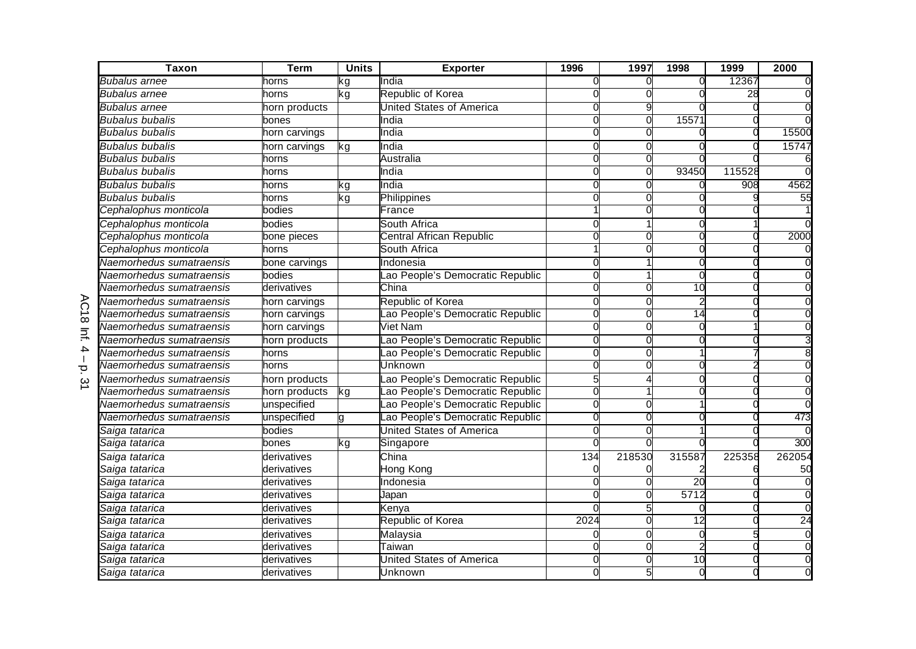| Taxon | Term | Units | Exporter | 1996 | 1997 | 1998 | 1999 | 2000 |
|---|---|---|---|---|---|---|---|---|
| *Bubalus arnee* | horns | kg | India | 0 | 0 | 0 | 12367 | 0 |
| *Bubalus arnee* | horns | kg | Republic of Korea | 0 | 0 | 0 | 28 | 0 |
| *Bubalus arnee* | horn products | | United States of America | 0 | 9 | 0 | 0 | 0 |
| *Bubalus bubalis* | bones | | India | 0 | 0 | 15571 | 0 | 0 |
| *Bubalus bubalis* | horn carvings | | India | 0 | 0 | 0 | 0 | 15500 |
| *Bubalus bubalis* | horn carvings | kg | India | 0 | 0 | 0 | 0 | 15747 |
| *Bubalus bubalis* | horns | | Australia | 0 | 0 | 0 | 0 | 6 |
| *Bubalus bubalis* | horns | | India | 0 | 0 | 93450 | 115528 | 0 |
| *Bubalus bubalis* | horns | kg | India | 0 | 0 | 0 | 908 | 4562 |
| *Bubalus bubalis* | horns | kg | Philippines | 0 | 0 | 0 | 9 | 55 |
| *Cephalophus monticola* | bodies | | France | 1 | 0 | 0 | 0 | 1 |
| *Cephalophus monticola* | bodies | | South Africa | 0 | 1 | 0 | 1 | 0 |
| *Cephalophus monticola* | bone pieces | | Central African Republic | 0 | 0 | 0 | 0 | 2000 |
| *Cephalophus monticola* | horns | | South Africa | 1 | 0 | 0 | 0 | 0 |
| *Naemorhedus sumatraensis* | bone carvings | | Indonesia | 0 | 1 | 0 | 0 | 0 |
| *Naemorhedus sumatraensis* | bodies | | Lao People's Democratic Republic | 0 | 1 | 0 | 0 | 0 |
| *Naemorhedus sumatraensis* | derivatives | | China | 0 | 0 | 10 | 0 | 0 |
| *Naemorhedus sumatraensis* | horn carvings | | Republic of Korea | 0 | 0 | 2 | 0 | 0 |
| *Naemorhedus sumatraensis* | horn carvings | | Lao People's Democratic Republic | 0 | 0 | 14 | 0 | 0 |
| *Naemorhedus sumatraensis* | horn carvings | | Viet Nam | 0 | 0 | 0 | 1 | 0 |
| *Naemorhedus sumatraensis* | horn products | | Lao People's Democratic Republic | 0 | 0 | 0 | 0 | 3 |
| *Naemorhedus sumatraensis* | horns | | Lao People's Democratic Republic | 0 | 0 | 1 | 7 | 8 |
| *Naemorhedus sumatraensis* | horns | | Unknown | 0 | 0 | 0 | 2 | 0 |
| *Naemorhedus sumatraensis* | horn products | | Lao People's Democratic Republic | 5 | 4 | 0 | 0 | 0 |
| *Naemorhedus sumatraensis* | horn products | kg | Lao People's Democratic Republic | 0 | 1 | 0 | 0 | 0 |
| *Naemorhedus sumatraensis* | unspecified | | Lao People's Democratic Republic | 0 | 0 | 1 | 0 | 0 |
| *Naemorhedus sumatraensis* | unspecified | g | Lao People's Democratic Republic | 0 | 0 | 0 | 0 | 473 |
| *Saiga tatarica* | bodies | | United States of America | 0 | 0 | 1 | 0 | 0 |
| *Saiga tatarica* | bones | kg | Singapore | 0 | 0 | 0 | 0 | 300 |
| *Saiga tatarica* | derivatives | | China | 134 | 218530 | 315587 | 225358 | 262054 |
| *Saiga tatarica* | derivatives | | Hong Kong | 0 | 0 | 2 | 6 | 50 |
| *Saiga tatarica* | derivatives | | Indonesia | 0 | 0 | 20 | 0 | 0 |
| *Saiga tatarica* | derivatives | | Japan | 0 | 0 | 5712 | 0 | 0 |
| *Saiga tatarica* | derivatives | | Kenya | 0 | 5 | 0 | 0 | 0 |
| *Saiga tatarica* | derivatives | | Republic of Korea | 2024 | 0 | 12 | 0 | 24 |
| *Saiga tatarica* | derivatives | | Malaysia | 0 | 0 | 0 | 5 | 0 |
| *Saiga tatarica* | derivatives | | Taiwan | 0 | 0 | 2 | 0 | 0 |
| *Saiga tatarica* | derivatives | | United States of America | 0 | 0 | 10 | 0 | 0 |
| *Saiga tatarica* | derivatives | | Unknown | 0 | 5 | 0 | 0 | 0 |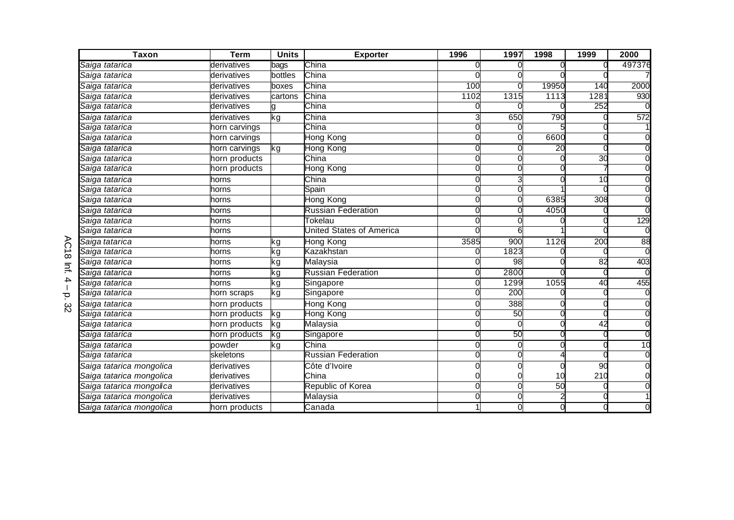| Taxon | Term | Units | Exporter | 1996 | 1997 | 1998 | 1999 | 2000 |
|---|---|---|---|---|---|---|---|---|
| *Saiga tatarica* | derivatives | bags | China | 0 | 0 | 0 | 0 | 497376 |
| *Saiga tatarica* | derivatives | bottles | China | 0 | 0 | 0 | 0 | 7 |
| *Saiga tatarica* | derivatives | boxes | China | 100 | 0 | 19950 | 140 | 2000 |
| *Saiga tatarica* | derivatives | cartons | China | 1102 | 1315 | 1113 | 1281 | 930 |
| *Saiga tatarica* | derivatives | g | China | 0 | 0 | 0 | 252 | 0 |
| *Saiga tatarica* | derivatives | kg | China | 3 | 650 | 790 | 0 | 572 |
| *Saiga tatarica* | horn carvings | | China | 0 | 0 | 5 | 0 | 1 |
| *Saiga tatarica* | horn carvings | | Hong Kong | 0 | 0 | 6600 | 0 | 0 |
| *Saiga tatarica* | horn carvings | kg | Hong Kong | 0 | 0 | 20 | 0 | 0 |
| *Saiga tatarica* | horn products | | China | 0 | 0 | 0 | 30 | 0 |
| *Saiga tatarica* | horn products | | Hong Kong | 0 | 0 | 0 | 7 | 0 |
| *Saiga tatarica* | horns | | China | 0 | 3 | 0 | 10 | 0 |
| *Saiga tatarica* | horns | | Spain | 0 | 0 | 1 | 0 | 0 |
| *Saiga tatarica* | horns | | Hong Kong | 0 | 0 | 6385 | 308 | 0 |
| *Saiga tatarica* | horns | | Russian Federation | 0 | 0 | 4050 | 0 | 0 |
| *Saiga tatarica* | horns | | Tokelau | 0 | 0 | 0 | 0 | 129 |
| *Saiga tatarica* | horns | | United States of America | 0 | 6 | 1 | 0 | 0 |
| *Saiga tatarica* | horns | kg | Hong Kong | 3585 | 900 | 1126 | 200 | 88 |
| *Saiga tatarica* | horns | kg | Kazakhstan | 0 | 1823 | 0 | 0 | 0 |
| *Saiga tatarica* | horns | kg | Malaysia | 0 | 98 | 0 | 82 | 403 |
| *Saiga tatarica* | horns | kg | Russian Federation | 0 | 2800 | 0 | 0 | 0 |
| *Saiga tatarica* | horns | kg | Singapore | 0 | 1299 | 1055 | 40 | 455 |
| *Saiga tatarica* | horn scraps | kg | Singapore | 0 | 200 | 0 | 0 | 0 |
| *Saiga tatarica* | horn products | | Hong Kong | 0 | 388 | 0 | 0 | 0 |
| *Saiga tatarica* | horn products | kg | Hong Kong | 0 | 50 | 0 | 0 | 0 |
| *Saiga tatarica* | horn products | kg | Malaysia | 0 | 0 | 0 | 42 | 0 |
| *Saiga tatarica* | horn products | kg | Singapore | 0 | 50 | 0 | 0 | 0 |
| *Saiga tatarica* | powder | kg | China | 0 | 0 | 0 | 0 | 10 |
| *Saiga tatarica* | skeletons | | Russian Federation | 0 | 0 | 4 | 0 | 0 |
| *Saiga tatarica mongolica* | derivatives | | Côte d'Ivoire | 0 | 0 | 0 | 90 | 0 |
| *Saiga tatarica mongolica* | derivatives | | China | 0 | 0 | 10 | 210 | 0 |
| *Saiga tatarica mongolica* | derivatives | | Republic of Korea | 0 | 0 | 50 | 0 | 0 |
| *Saiga tatarica mongolica* | derivatives | | Malaysia | 0 | 0 | 2 | 0 | 1 |
| *Saiga tatarica mongolica* | horn products | | Canada | 1 | 0 | 0 | 0 | 0 |